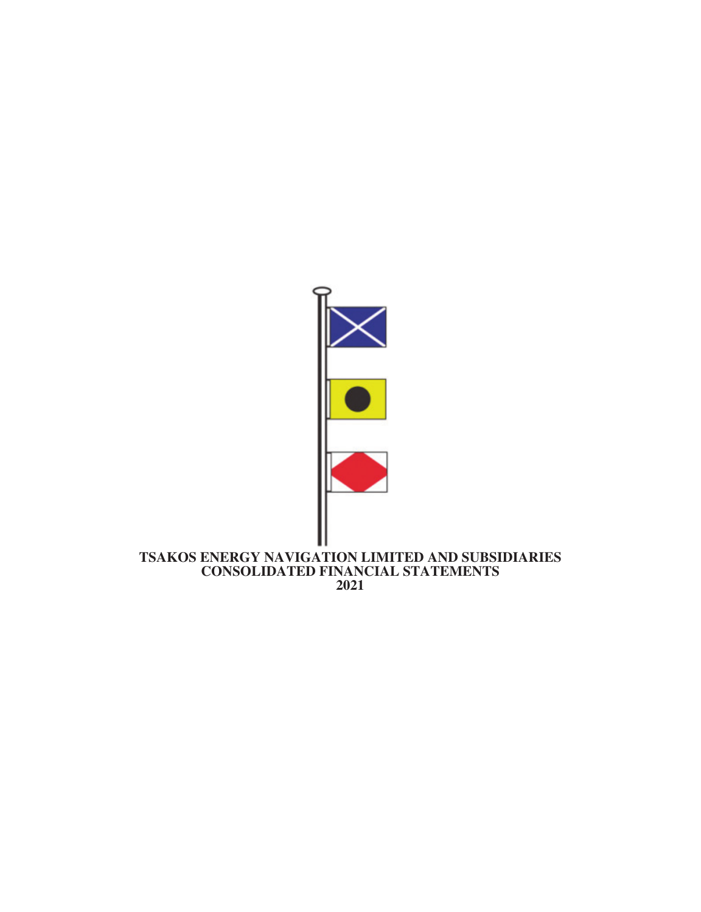# TSAKOS ENERGY NAVIGATION LIMITED AND SUBSIDIARIES
## CONSOLIDATED FINANCIAL STATEMENTS
## 2021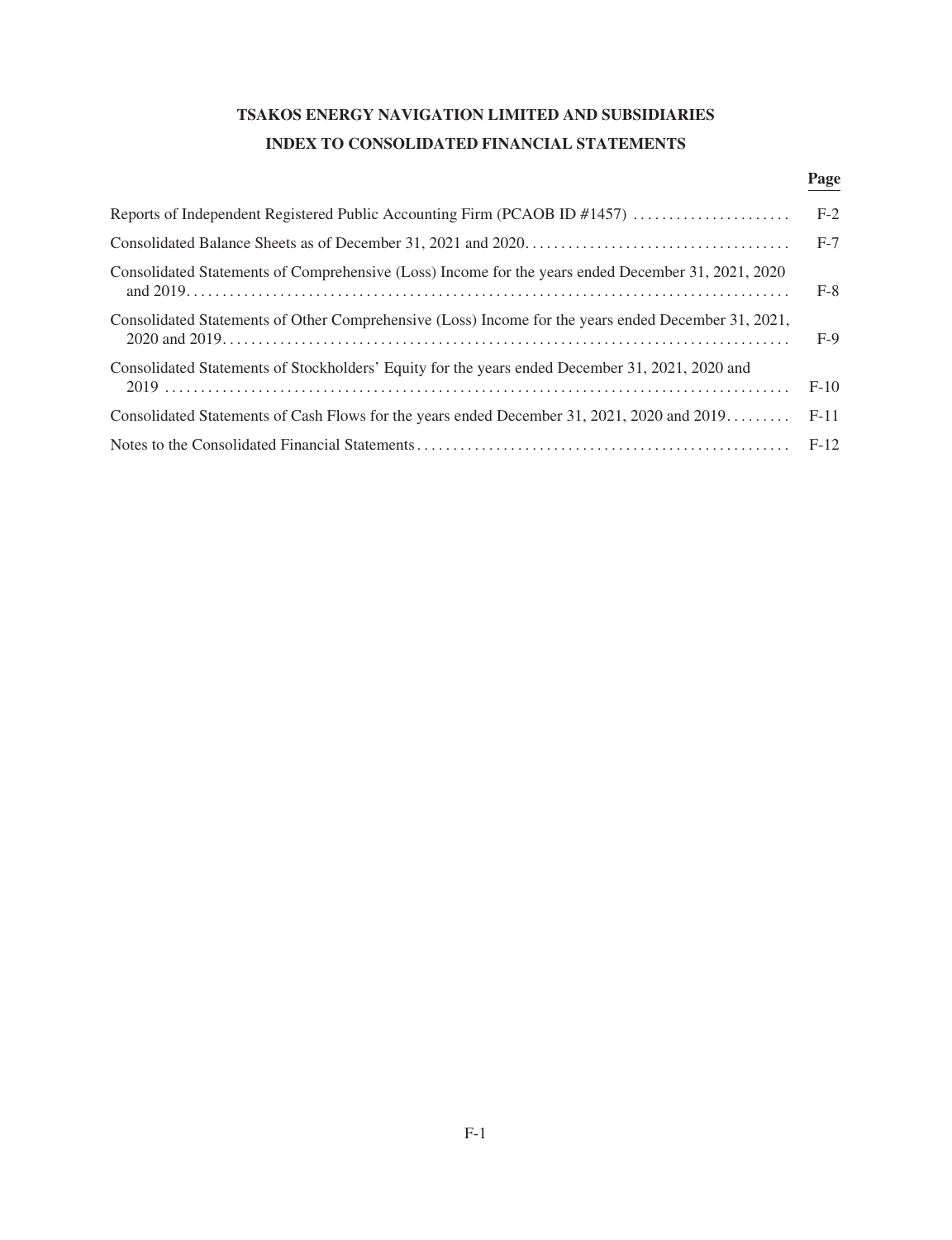# TSAKOS ENERGY NAVIGATION LIMITED AND SUBSIDIARIES

## INDEX TO CONSOLIDATED FINANCIAL STATEMENTS

| | Page |
|---|---|
| Reports of Independent Registered Public Accounting Firm (PCAOB ID #1457) | F-2 |
| Consolidated Balance Sheets as of December 31, 2021 and 2020 | F-7 |
| Consolidated Statements of Comprehensive (Loss) Income for the years ended December 31, 2021, 2020 and 2019 | F-8 |
| Consolidated Statements of Other Comprehensive (Loss) Income for the years ended December 31, 2021, 2020 and 2019 | F-9 |
| Consolidated Statements of Stockholders' Equity for the years ended December 31, 2021, 2020 and 2019 | F-10 |
| Consolidated Statements of Cash Flows for the years ended December 31, 2021, 2020 and 2019 | F-11 |
| Notes to the Consolidated Financial Statements | F-12 |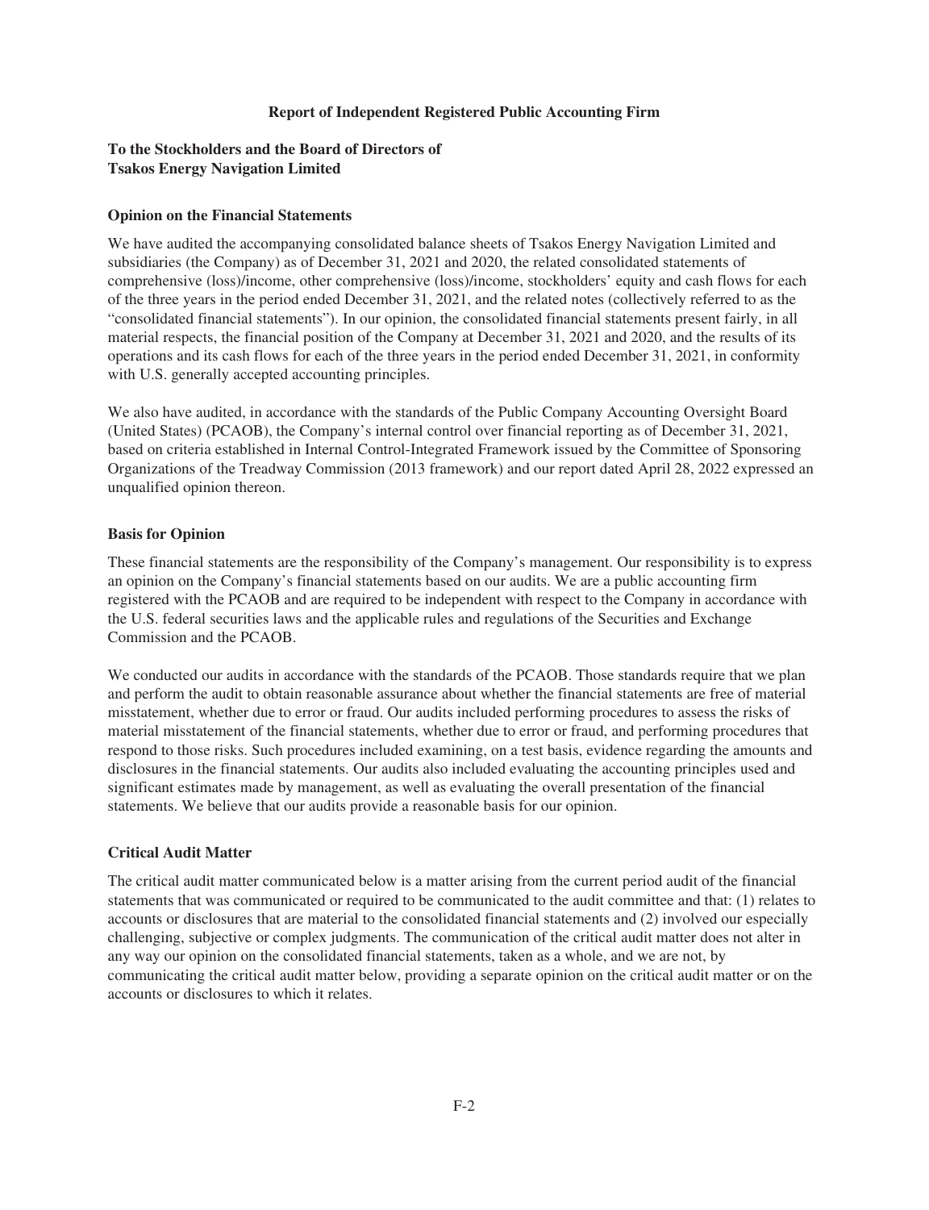# Report of Independent Registered Public Accounting Firm

**To the Stockholders and the Board of Directors of**
**Tsakos Energy Navigation Limited**

## Opinion on the Financial Statements

We have audited the accompanying consolidated balance sheets of Tsakos Energy Navigation Limited and subsidiaries (the Company) as of December 31, 2021 and 2020, the related consolidated statements of comprehensive (loss)/income, other comprehensive (loss)/income, stockholders' equity and cash flows for each of the three years in the period ended December 31, 2021, and the related notes (collectively referred to as the "consolidated financial statements"). In our opinion, the consolidated financial statements present fairly, in all material respects, the financial position of the Company at December 31, 2021 and 2020, and the results of its operations and its cash flows for each of the three years in the period ended December 31, 2021, in conformity with U.S. generally accepted accounting principles.

We also have audited, in accordance with the standards of the Public Company Accounting Oversight Board (United States) (PCAOB), the Company's internal control over financial reporting as of December 31, 2021, based on criteria established in Internal Control-Integrated Framework issued by the Committee of Sponsoring Organizations of the Treadway Commission (2013 framework) and our report dated April 28, 2022 expressed an unqualified opinion thereon.

## Basis for Opinion

These financial statements are the responsibility of the Company's management. Our responsibility is to express an opinion on the Company's financial statements based on our audits. We are a public accounting firm registered with the PCAOB and are required to be independent with respect to the Company in accordance with the U.S. federal securities laws and the applicable rules and regulations of the Securities and Exchange Commission and the PCAOB.

We conducted our audits in accordance with the standards of the PCAOB. Those standards require that we plan and perform the audit to obtain reasonable assurance about whether the financial statements are free of material misstatement, whether due to error or fraud. Our audits included performing procedures to assess the risks of material misstatement of the financial statements, whether due to error or fraud, and performing procedures that respond to those risks. Such procedures included examining, on a test basis, evidence regarding the amounts and disclosures in the financial statements. Our audits also included evaluating the accounting principles used and significant estimates made by management, as well as evaluating the overall presentation of the financial statements. We believe that our audits provide a reasonable basis for our opinion.

## Critical Audit Matter

The critical audit matter communicated below is a matter arising from the current period audit of the financial statements that was communicated or required to be communicated to the audit committee and that: (1) relates to accounts or disclosures that are material to the consolidated financial statements and (2) involved our especially challenging, subjective or complex judgments. The communication of the critical audit matter does not alter in any way our opinion on the consolidated financial statements, taken as a whole, and we are not, by communicating the critical audit matter below, providing a separate opinion on the critical audit matter or on the accounts or disclosures to which it relates.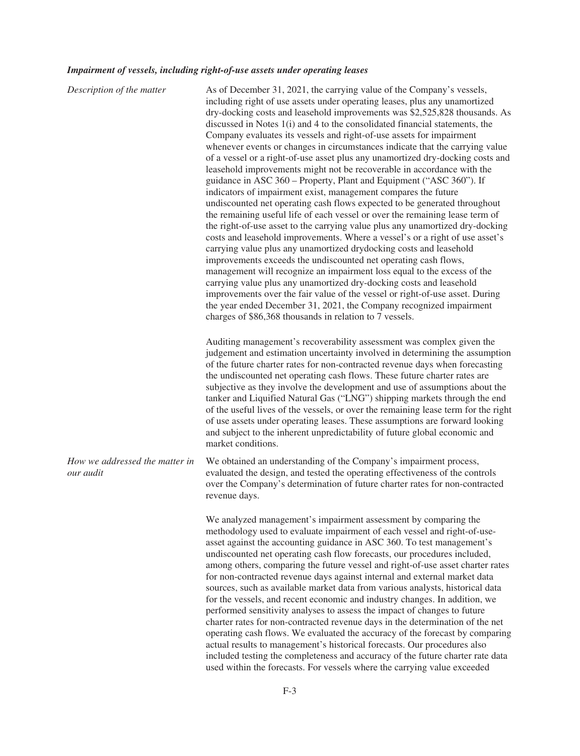***Impairment of vessels, including right-of-use assets under operating leases***

| | |
|---|---|
| *Description of the matter* | As of December 31, 2021, the carrying value of the Company's vessels, including right of use assets under operating leases, plus any unamortized dry-docking costs and leasehold improvements was $2,525,828 thousands. As discussed in Notes 1(i) and 4 to the consolidated financial statements, the Company evaluates its vessels and right-of-use assets for impairment whenever events or changes in circumstances indicate that the carrying value of a vessel or a right-of-use asset plus any unamortized dry-docking costs and leasehold improvements might not be recoverable in accordance with the guidance in ASC 360 – Property, Plant and Equipment ("ASC 360"). If indicators of impairment exist, management compares the future undiscounted net operating cash flows expected to be generated throughout the remaining useful life of each vessel or over the remaining lease term of the right-of-use asset to the carrying value plus any unamortized dry-docking costs and leasehold improvements. Where a vessel's or a right of use asset's carrying value plus any unamortized drydocking costs and leasehold improvements exceeds the undiscounted net operating cash flows, management will recognize an impairment loss equal to the excess of the carrying value plus any unamortized dry-docking costs and leasehold improvements over the fair value of the vessel or right-of-use asset. During the year ended December 31, 2021, the Company recognized impairment charges of $86,368 thousands in relation to 7 vessels.<br><br>Auditing management's recoverability assessment was complex given the judgement and estimation uncertainty involved in determining the assumption of the future charter rates for non-contracted revenue days when forecasting the undiscounted net operating cash flows. These future charter rates are subjective as they involve the development and use of assumptions about the tanker and Liquified Natural Gas ("LNG") shipping markets through the end of the useful lives of the vessels, or over the remaining lease term for the right of use assets under operating leases. These assumptions are forward looking and subject to the inherent unpredictability of future global economic and market conditions. |
| *How we addressed the matter in our audit* | We obtained an understanding of the Company's impairment process, evaluated the design, and tested the operating effectiveness of the controls over the Company's determination of future charter rates for non-contracted revenue days.<br><br>We analyzed management's impairment assessment by comparing the methodology used to evaluate impairment of each vessel and right-of-use-asset against the accounting guidance in ASC 360. To test management's undiscounted net operating cash flow forecasts, our procedures included, among others, comparing the future vessel and right-of-use asset charter rates for non-contracted revenue days against internal and external market data sources, such as available market data from various analysts, historical data for the vessels, and recent economic and industry changes. In addition, we performed sensitivity analyses to assess the impact of changes to future charter rates for non-contracted revenue days in the determination of the net operating cash flows. We evaluated the accuracy of the forecast by comparing actual results to management's historical forecasts. Our procedures also included testing the completeness and accuracy of the future charter rate data used within the forecasts. For vessels where the carrying value exceeded |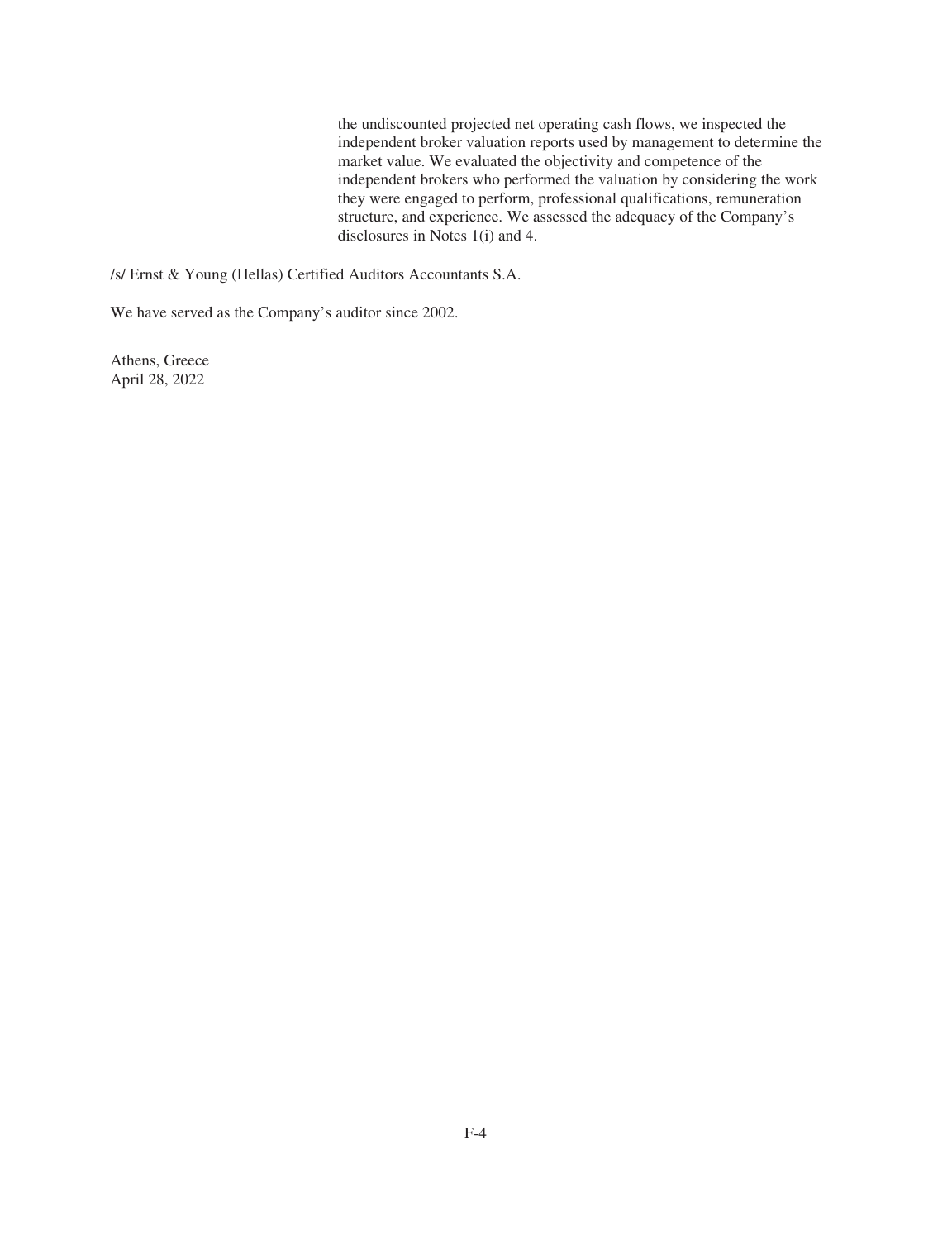the undiscounted projected net operating cash flows, we inspected the independent broker valuation reports used by management to determine the market value. We evaluated the objectivity and competence of the independent brokers who performed the valuation by considering the work they were engaged to perform, professional qualifications, remuneration structure, and experience. We assessed the adequacy of the Company's disclosures in Notes 1(i) and 4.

/s/ Ernst & Young (Hellas) Certified Auditors Accountants S.A.

We have served as the Company's auditor since 2002.

Athens, Greece
April 28, 2022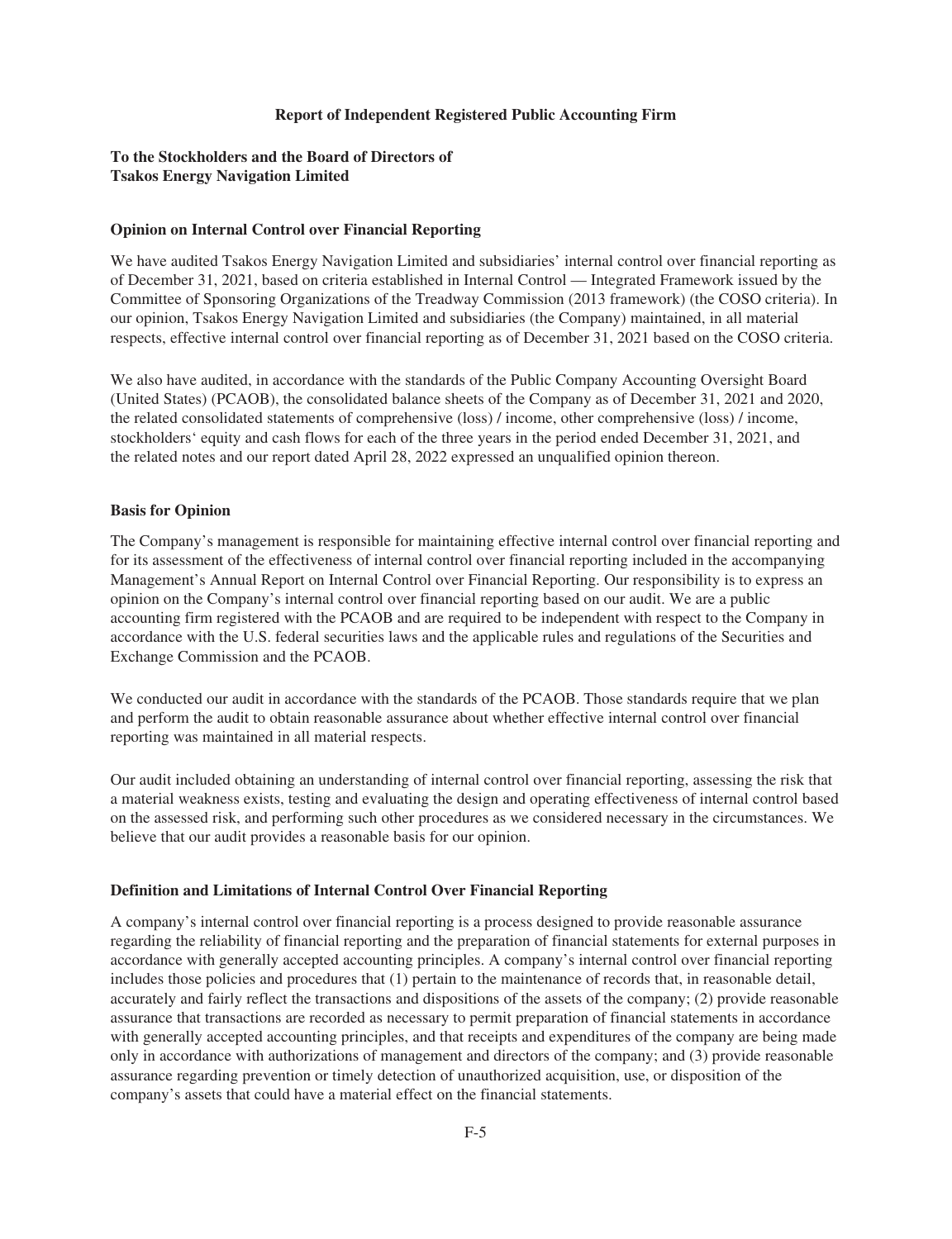## Report of Independent Registered Public Accounting Firm

**To the Stockholders and the Board of Directors of**
**Tsakos Energy Navigation Limited**

### Opinion on Internal Control over Financial Reporting

We have audited Tsakos Energy Navigation Limited and subsidiaries' internal control over financial reporting as of December 31, 2021, based on criteria established in Internal Control — Integrated Framework issued by the Committee of Sponsoring Organizations of the Treadway Commission (2013 framework) (the COSO criteria). In our opinion, Tsakos Energy Navigation Limited and subsidiaries (the Company) maintained, in all material respects, effective internal control over financial reporting as of December 31, 2021 based on the COSO criteria.

We also have audited, in accordance with the standards of the Public Company Accounting Oversight Board (United States) (PCAOB), the consolidated balance sheets of the Company as of December 31, 2021 and 2020, the related consolidated statements of comprehensive (loss) / income, other comprehensive (loss) / income, stockholders' equity and cash flows for each of the three years in the period ended December 31, 2021, and the related notes and our report dated April 28, 2022 expressed an unqualified opinion thereon.

### Basis for Opinion

The Company's management is responsible for maintaining effective internal control over financial reporting and for its assessment of the effectiveness of internal control over financial reporting included in the accompanying Management's Annual Report on Internal Control over Financial Reporting. Our responsibility is to express an opinion on the Company's internal control over financial reporting based on our audit. We are a public accounting firm registered with the PCAOB and are required to be independent with respect to the Company in accordance with the U.S. federal securities laws and the applicable rules and regulations of the Securities and Exchange Commission and the PCAOB.

We conducted our audit in accordance with the standards of the PCAOB. Those standards require that we plan and perform the audit to obtain reasonable assurance about whether effective internal control over financial reporting was maintained in all material respects.

Our audit included obtaining an understanding of internal control over financial reporting, assessing the risk that a material weakness exists, testing and evaluating the design and operating effectiveness of internal control based on the assessed risk, and performing such other procedures as we considered necessary in the circumstances. We believe that our audit provides a reasonable basis for our opinion.

### Definition and Limitations of Internal Control Over Financial Reporting

A company's internal control over financial reporting is a process designed to provide reasonable assurance regarding the reliability of financial reporting and the preparation of financial statements for external purposes in accordance with generally accepted accounting principles. A company's internal control over financial reporting includes those policies and procedures that (1) pertain to the maintenance of records that, in reasonable detail, accurately and fairly reflect the transactions and dispositions of the assets of the company; (2) provide reasonable assurance that transactions are recorded as necessary to permit preparation of financial statements in accordance with generally accepted accounting principles, and that receipts and expenditures of the company are being made only in accordance with authorizations of management and directors of the company; and (3) provide reasonable assurance regarding prevention or timely detection of unauthorized acquisition, use, or disposition of the company's assets that could have a material effect on the financial statements.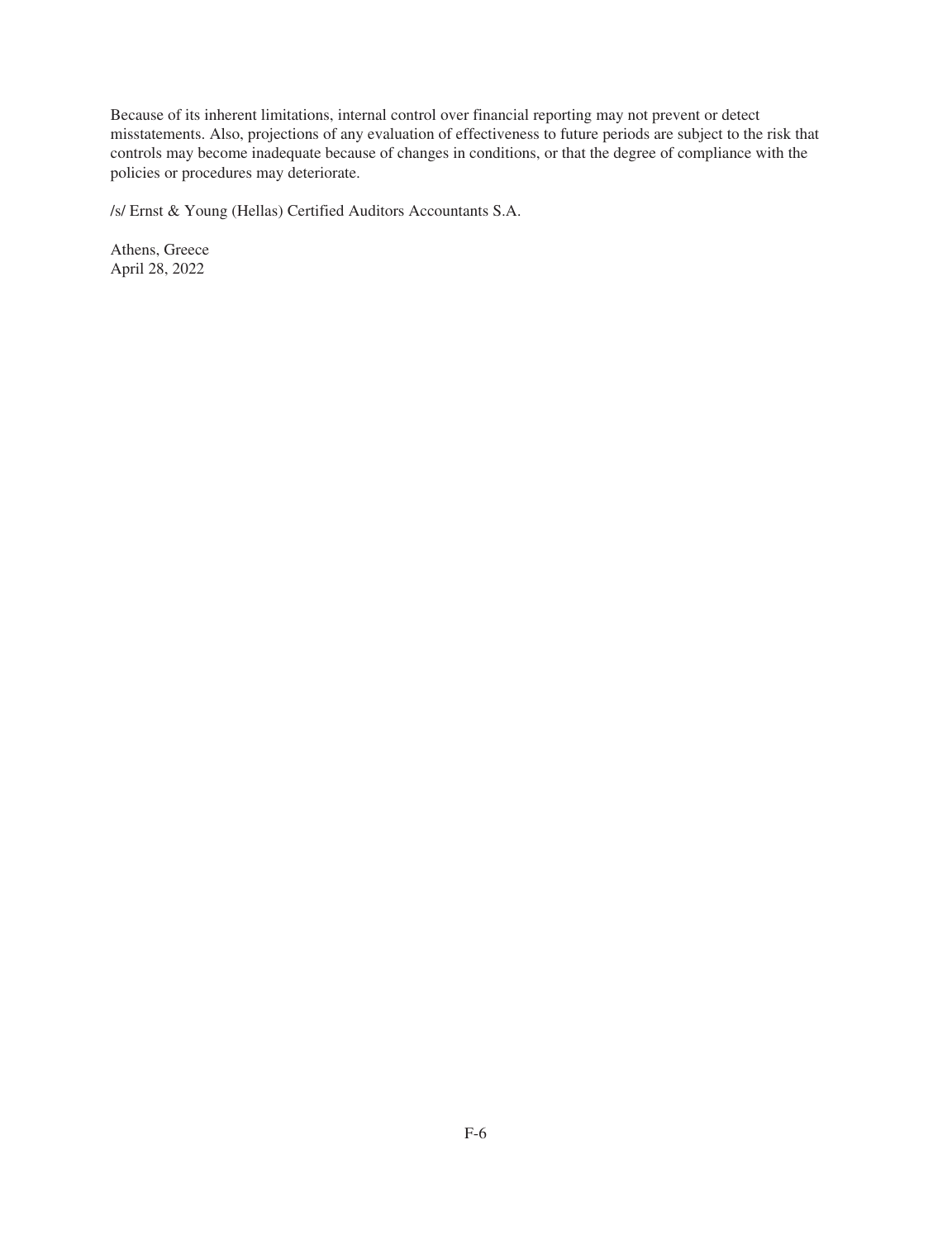Because of its inherent limitations, internal control over financial reporting may not prevent or detect misstatements. Also, projections of any evaluation of effectiveness to future periods are subject to the risk that controls may become inadequate because of changes in conditions, or that the degree of compliance with the policies or procedures may deteriorate.

/s/ Ernst & Young (Hellas) Certified Auditors Accountants S.A.

Athens, Greece
April 28, 2022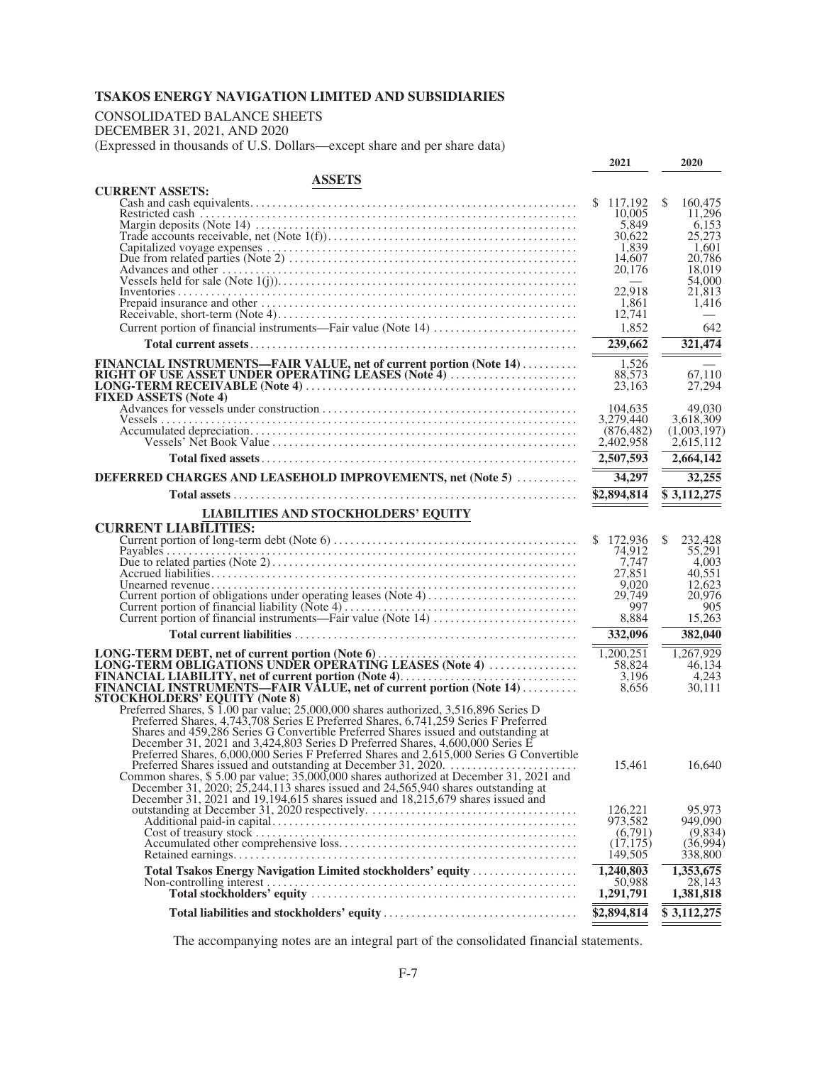# TSAKOS ENERGY NAVIGATION LIMITED AND SUBSIDIARIES

CONSOLIDATED BALANCE SHEETS

DECEMBER 31, 2021, AND 2020

(Expressed in thousands of U.S. Dollars—except share and per share data)

| | 2021 | 2020 |
|---|---|---|
| **ASSETS** | | |
| **CURRENT ASSETS:** | | |
| Cash and cash equivalents | $ 117,192 | $ 160,475 |
| Restricted cash | 10,005 | 11,296 |
| Margin deposits (Note 14) | 5,849 | 6,153 |
| Trade accounts receivable, net (Note 1(f)) | 30,622 | 25,273 |
| Capitalized voyage expenses | 1,839 | 1,601 |
| Due from related parties (Note 2) | 14,607 | 20,786 |
| Advances and other | 20,176 | 18,019 |
| Vessels held for sale (Note 1(j)) | — | 54,000 |
| Inventories | 22,918 | 21,813 |
| Prepaid insurance and other | 1,861 | 1,416 |
| Receivable, short-term (Note 4) | 12,741 | — |
| Current portion of financial instruments—Fair value (Note 14) | 1,852 | 642 |
| **Total current assets** | **239,662** | **321,474** |
| **FINANCIAL INSTRUMENTS—FAIR VALUE, net of current portion (Note 14)** | 1,526 | — |
| **RIGHT OF USE ASSET UNDER OPERATING LEASES (Note 4)** | 88,573 | 67,110 |
| **LONG-TERM RECEIVABLE (Note 4)** | 23,163 | 27,294 |
| **FIXED ASSETS (Note 4)** | | |
| Advances for vessels under construction | 104,635 | 49,030 |
| Vessels | 3,279,440 | 3,618,309 |
| Accumulated depreciation | (876,482) | (1,003,197) |
| Vessels' Net Book Value | 2,402,958 | 2,615,112 |
| **Total fixed assets** | **2,507,593** | **2,664,142** |
| **DEFERRED CHARGES AND LEASEHOLD IMPROVEMENTS, net (Note 5)** | **34,297** | **32,255** |
| **Total assets** | **$2,894,814** | **$ 3,112,275** |
| **LIABILITIES AND STOCKHOLDERS' EQUITY** | | |
| **CURRENT LIABILITIES:** | | |
| Current portion of long-term debt (Note 6) | $ 172,936 | $ 232,428 |
| Payables | 74,912 | 55,291 |
| Due to related parties (Note 2) | 7,747 | 4,003 |
| Accrued liabilities | 27,851 | 40,551 |
| Unearned revenue | 9,020 | 12,623 |
| Current portion of obligations under operating leases (Note 4) | 29,749 | 20,976 |
| Current portion of financial liability (Note 4) | 997 | 905 |
| Current portion of financial instruments—Fair value (Note 14) | 8,884 | 15,263 |
| **Total current liabilities** | **332,096** | **382,040** |
| **LONG-TERM DEBT, net of current portion (Note 6)** | 1,200,251 | 1,267,929 |
| **LONG-TERM OBLIGATIONS UNDER OPERATING LEASES (Note 4)** | 58,824 | 46,134 |
| **FINANCIAL LIABILITY, net of current portion (Note 4)** | 3,196 | 4,243 |
| **FINANCIAL INSTRUMENTS—FAIR VALUE, net of current portion (Note 14)** | 8,656 | 30,111 |
| **STOCKHOLDERS' EQUITY (Note 8)** | | |
| Preferred Shares, $ 1.00 par value; 25,000,000 shares authorized, 3,516,896 Series D Preferred Shares, 4,743,708 Series E Preferred Shares, 6,741,259 Series F Preferred Shares and 459,286 Series G Convertible Preferred Shares issued and outstanding at December 31, 2021 and 3,424,803 Series D Preferred Shares, 4,600,000 Series E Preferred Shares, 6,000,000 Series F Preferred Shares and 2,615,000 Series G Convertible Preferred Shares issued and outstanding at December 31, 2020. | 15,461 | 16,640 |
| Common shares, $ 5.00 par value; 35,000,000 shares authorized at December 31, 2021 and December 31, 2020; 25,244,113 shares issued and 24,565,940 shares outstanding at December 31, 2021 and 19,194,615 shares issued and 18,215,679 shares issued and outstanding at December 31, 2020 respectively. | 126,221 | 95,973 |
| Additional paid-in capital | 973,582 | 949,090 |
| Cost of treasury stock | (6,791) | (9,834) |
| Accumulated other comprehensive loss | (17,175) | (36,994) |
| Retained earnings | 149,505 | 338,800 |
| **Total Tsakos Energy Navigation Limited stockholders' equity** | **1,240,803** | **1,353,675** |
| Non-controlling interest | 50,988 | 28,143 |
| **Total stockholders' equity** | **1,291,791** | **1,381,818** |
| **Total liabilities and stockholders' equity** | **$2,894,814** | **$ 3,112,275** |

The accompanying notes are an integral part of the consolidated financial statements.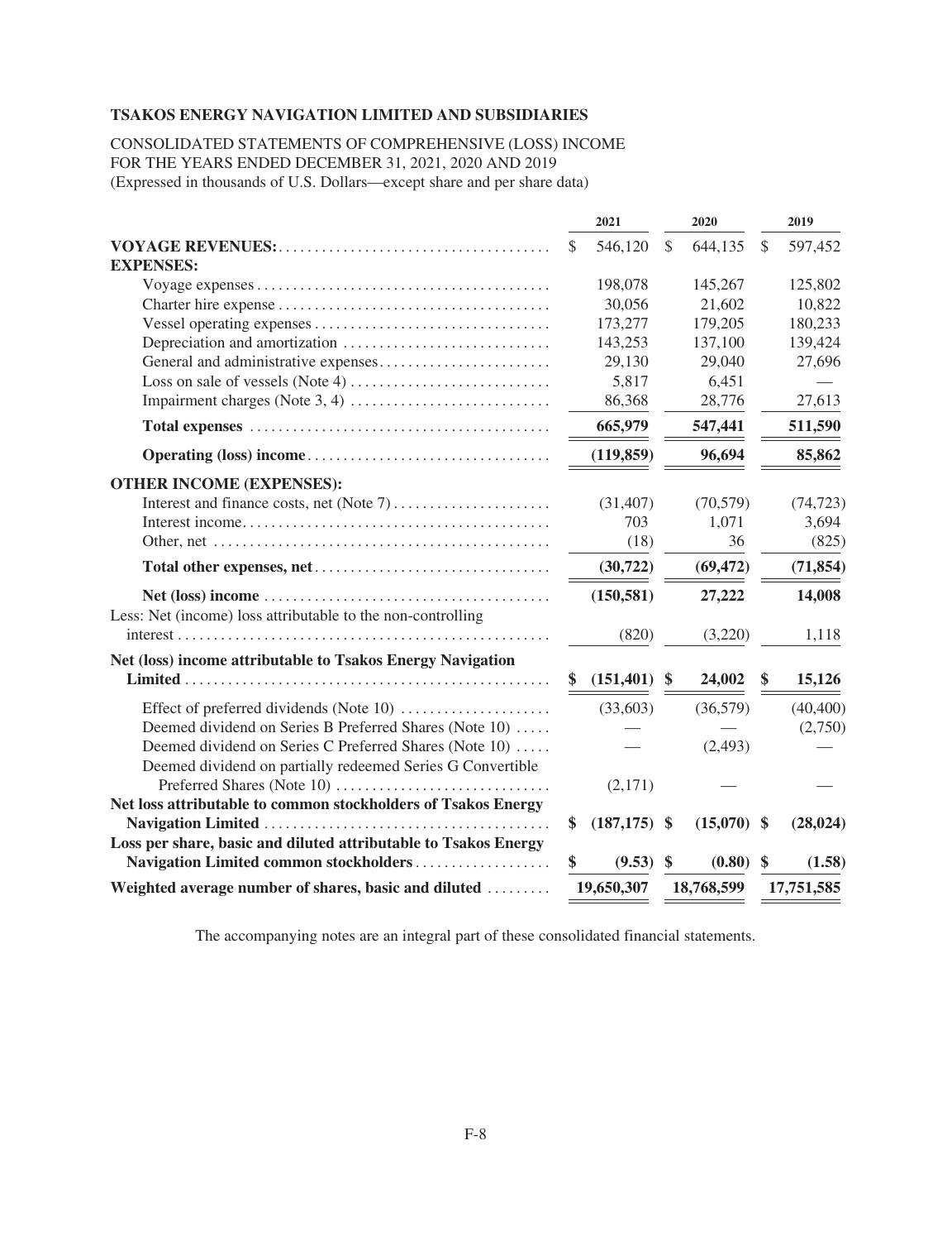**TSAKOS ENERGY NAVIGATION LIMITED AND SUBSIDIARIES**

CONSOLIDATED STATEMENTS OF COMPREHENSIVE (LOSS) INCOME
FOR THE YEARS ENDED DECEMBER 31, 2021, 2020 AND 2019
(Expressed in thousands of U.S. Dollars—except share and per share data)

| | 2021 | 2020 | 2019 |
|---|---|---|---|
| **VOYAGE REVENUES:** | $ 546,120 | $ 644,135 | $ 597,452 |
| **EXPENSES:** | | | |
| Voyage expenses | 198,078 | 145,267 | 125,802 |
| Charter hire expense | 30,056 | 21,602 | 10,822 |
| Vessel operating expenses | 173,277 | 179,205 | 180,233 |
| Depreciation and amortization | 143,253 | 137,100 | 139,424 |
| General and administrative expenses | 29,130 | 29,040 | 27,696 |
| Loss on sale of vessels (Note 4) | 5,817 | 6,451 | — |
| Impairment charges (Note 3, 4) | 86,368 | 28,776 | 27,613 |
| **Total expenses** | **665,979** | **547,441** | **511,590** |
| **Operating (loss) income** | **(119,859)** | **96,694** | **85,862** |
| **OTHER INCOME (EXPENSES):** | | | |
| Interest and finance costs, net (Note 7) | (31,407) | (70,579) | (74,723) |
| Interest income | 703 | 1,071 | 3,694 |
| Other, net | (18) | 36 | (825) |
| **Total other expenses, net** | **(30,722)** | **(69,472)** | **(71,854)** |
| **Net (loss) income** | **(150,581)** | **27,222** | **14,008** |
| Less: Net (income) loss attributable to the non-controlling interest | (820) | (3,220) | 1,118 |
| **Net (loss) income attributable to Tsakos Energy Navigation Limited** | **$ (151,401)** | **$ 24,002** | **$ 15,126** |
| Effect of preferred dividends (Note 10) | (33,603) | (36,579) | (40,400) |
| Deemed dividend on Series B Preferred Shares (Note 10) | — | — | (2,750) |
| Deemed dividend on Series C Preferred Shares (Note 10) | — | (2,493) | — |
| Deemed dividend on partially redeemed Series G Convertible Preferred Shares (Note 10) | (2,171) | — | — |
| **Net loss attributable to common stockholders of Tsakos Energy Navigation Limited** | **$ (187,175)** | **$ (15,070)** | **$ (28,024)** |
| **Loss per share, basic and diluted attributable to Tsakos Energy Navigation Limited common stockholders** | **$ (9.53)** | **$ (0.80)** | **$ (1.58)** |
| **Weighted average number of shares, basic and diluted** | **19,650,307** | **18,768,599** | **17,751,585** |

The accompanying notes are an integral part of these consolidated financial statements.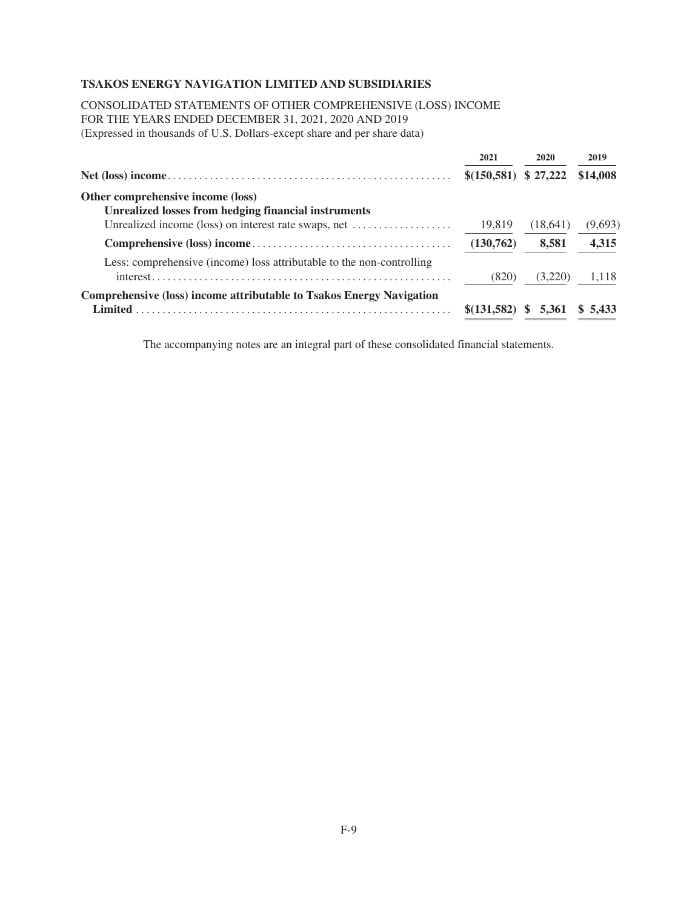**TSAKOS ENERGY NAVIGATION LIMITED AND SUBSIDIARIES**

CONSOLIDATED STATEMENTS OF OTHER COMPREHENSIVE (LOSS) INCOME
FOR THE YEARS ENDED DECEMBER 31, 2021, 2020 AND 2019
(Expressed in thousands of U.S. Dollars-except share and per share data)

| | 2021 | 2020 | 2019 |
|---|---|---|---|
| **Net (loss) income** | **$(150,581)** | **$ 27,222** | **$14,008** |
| **Other comprehensive income (loss)** | | | |
| **Unrealized losses from hedging financial instruments** | | | |
| Unrealized income (loss) on interest rate swaps, net | 19,819 | (18,641) | (9,693) |
| **Comprehensive (loss) income** | **(130,762)** | **8,581** | **4,315** |
| Less: comprehensive (income) loss attributable to the non-controlling interest | (820) | (3,220) | 1,118 |
| **Comprehensive (loss) income attributable to Tsakos Energy Navigation Limited** | **$(131,582)** | **$ 5,361** | **$ 5,433** |

The accompanying notes are an integral part of these consolidated financial statements.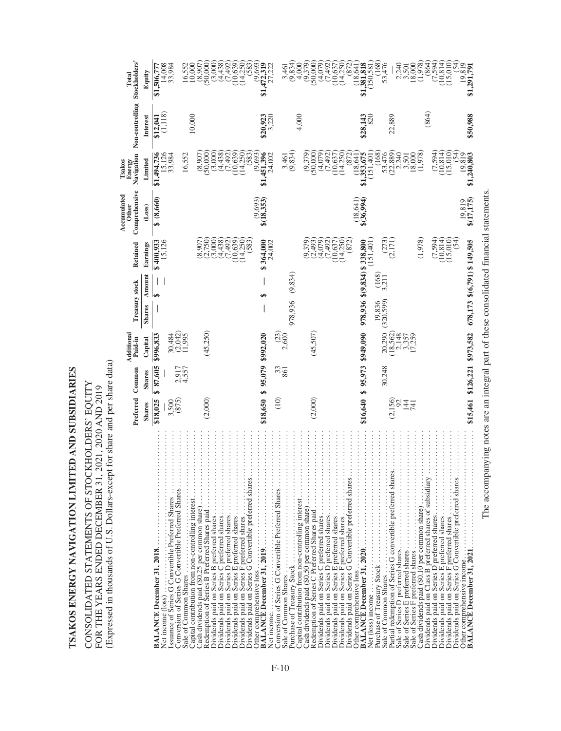# TSAKOS ENERGY NAVIGATION LIMITED AND SUBSIDIARIES

CONSOLIDATED STATEMENTS OF STOCKHOLDERS' EQUITY
FOR THE YEARS ENDED DECEMBER 31, 2021, 2020 AND 2019
(Expressed in thousands of U.S. Dollars-except for share and per share data)

| | Preferred Shares | Common Shares | Additional Paid-in Capital | Treasury stock Shares | Treasury stock Amount | Retained Earnings | Accumulated Other Comprehensive (Loss) | Tsakos Energy Navigation Limited | Non-controlling Interest | Total Stockholders' Equity |
|---|---|---|---|---|---|---|---|---|---|---|
| **BALANCE December 31, 2018** | $18,025 | $ 87,605 | $996,833 | — | $ — | $ 400,933 | $ (8,660) | $1,494,736 | $12,041 | $1,506,777 |
| Net income (loss) | | | | | | 15,126 | | 15,126 | (1,118) | 14,008 |
| Issuance of Series G Convertible Preferred Shares | 3,500 | | 30,484 | | | | | 33,984 | | 33,984 |
| Conversion of Series G Convertible Preferred Shares | (875) | 2,917 | (2,042) | | | | | | | |
| Sale of Common Shares | | 4,557 | 11,995 | | | | | 16,552 | | 16,552 |
| Capital contribution from non-controlling interest | | | | | | | | | 10,000 | 10,000 |
| Cash dividends paid ($0.25 per common share) | | | | | | (8,907) | | (8,907) | | (8,907) |
| Redemption of Series B Preferred Shares paid | (2,000) | | (45,250) | | | (2,750) | | (50,000) | | (50,000) |
| Dividends paid on Series B preferred shares | | | | | | (3,000) | | (3,000) | | (3,000) |
| Dividends paid on Series C preferred shares | | | | | | (4,438) | | (4,438) | | (4,438) |
| Dividends paid on Series D preferred shares | | | | | | (7,492) | | (7,492) | | (7,492) |
| Dividends paid on Series E preferred shares | | | | | | (10,639) | | (10,639) | | (10,639) |
| Dividends paid on Series F preferred shares | | | | | | (14,250) | | (14,250) | | (14,250) |
| Dividends paid on Series G Convertible preferred shares | | | | | | (583) | | (583) | | (583) |
| Other comprehensive loss | | | | | | | (9,693) | (9,693) | | (9,693) |
| **BALANCE December 31, 2019** | $18,650 | $ 95,079 | $992,020 | — | $ — | $ 364,000 | $(18,353) | $1,451,396 | $20,923 | $1,472,319 |
| Net income | | | | | | 24,002 | | 24,002 | 3,220 | 27,222 |
| Conversion of Series G Convertible Preferred Shares | (10) | 33 | (23) | | | | | | | |
| Sale of Common Shares | | 861 | 2,600 | | | | | 3,461 | | 3,461 |
| Purchase of Treasury Stock | | | | 978,936 | (9,834) | | | (9,834) | | (9,834) |
| Capital contribution from non-controlling interest | | | | | | | | | 4,000 | 4,000 |
| Cash dividends paid ($0.50 per common share) | | | | | | (9,379) | | (9,379) | | (9,379) |
| Redemption of Series C Preferred Shares paid | (2,000) | | (45,507) | | | (2,493) | | (50,000) | | (50,000) |
| Dividends paid on Series C preferred shares | | | | | | (4,079) | | (4,079) | | (4,079) |
| Dividends paid on Series D preferred shares | | | | | | (7,492) | | (7,492) | | (7,492) |
| Dividends paid on Series E preferred shares | | | | | | (10,637) | | (10,637) | | (10,637) |
| Dividends paid on Series F preferred shares | | | | | | (14,250) | | (14,250) | | (14,250) |
| Dividends paid on Series G Convertible preferred shares | | | | | | (872) | | (872) | | (872) |
| Other comprehensive loss | | | | | | | (18,641) | (18,641) | | (18,641) |
| **BALANCE December 31, 2020** | $16,640 | $ 95,973 | $949,090 | 978,936 | $(9,834) | $ 338,800 | $(36,994) | $1,353,675 | $28,143 | $1,381,818 |
| Net (loss) income | | | | | | (151,401) | | (151,401) | 820 | (150,581) |
| Purchase of Treasury Stock | | | | 19,836 | (168) | | | (168) | | (168) |
| Sale of Common Shares | | 30,248 | 20,290 | (320,599) | 3,211 | (273) | | 53,476 | | 53,476 |
| Partial redemption of Series G convertible preferred shares | (2,156) | | (18,562) | | | (2,171) | | (22,889) | 22,889 | — |
| Sale of Series D preferred shares | 92 | | 2,148 | | | | | 2,240 | | 2,240 |
| Sale of Series E preferred shares | 144 | | 3,357 | | | | | 3,501 | | 3,501 |
| Sale of Series F preferred shares | 741 | | 17,259 | | | | | 18,000 | | 18,000 |
| Cash dividends paid ($0.10 per common share) | | | | | | (1,978) | | (1,978) | | (1,978) |
| Dividends paid on Class B preferred shares of subsidiary | | | | | | | | | (864) | (864) |
| Dividends paid on Series D preferred shares | | | | | | (7,594) | | (7,594) | | (7,594) |
| Dividends paid on Series E preferred shares | | | | | | (10,814) | | (10,814) | | (10,814) |
| Dividends paid on Series F preferred shares | | | | | | (15,010) | | (15,010) | | (15,010) |
| Dividends paid on Series G Convertible preferred shares | | | | | | (54) | | (54) | | (54) |
| Other comprehensive income | | | | | | | 19,819 | 19,819 | | 19,819 |
| **BALANCE December 31, 2021** | $15,461 | $126,221 | $973,582 | 678,173 | $(6,791) | $ 149,505 | $(17,175) | $1,240,803 | $50,988 | $1,291,791 |

The accompanying notes are an integral part of these consolidated financial statements.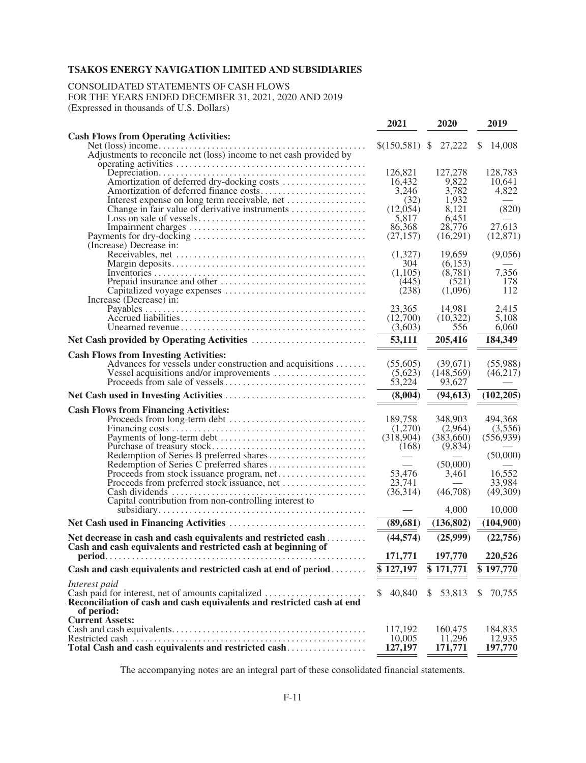**TSAKOS ENERGY NAVIGATION LIMITED AND SUBSIDIARIES**

CONSOLIDATED STATEMENTS OF CASH FLOWS
FOR THE YEARS ENDED DECEMBER 31, 2021, 2020 AND 2019
(Expressed in thousands of U.S. Dollars)

| | 2021 | 2020 | 2019 |
|---|---|---|---|
| **Cash Flows from Operating Activities:** | | | |
| Net (loss) income | $(150,581) | $ 27,222 | $ 14,008 |
| Adjustments to reconcile net (loss) income to net cash provided by operating activities | | | |
| Depreciation | 126,821 | 127,278 | 128,783 |
| Amortization of deferred dry-docking costs | 16,432 | 9,822 | 10,641 |
| Amortization of deferred finance costs | 3,246 | 3,782 | 4,822 |
| Interest expense on long term receivable, net | (32) | 1,932 | — |
| Change in fair value of derivative instruments | (12,054) | 8,121 | (820) |
| Loss on sale of vessels | 5,817 | 6,451 | — |
| Impairment charges | 86,368 | 28,776 | 27,613 |
| Payments for dry-docking | (27,157) | (16,291) | (12,871) |
| (Increase) Decrease in: | | | |
| Receivables, net | (1,327) | 19,659 | (9,056) |
| Margin deposits | 304 | (6,153) | — |
| Inventories | (1,105) | (8,781) | 7,356 |
| Prepaid insurance and other | (445) | (521) | 178 |
| Capitalized voyage expenses | (238) | (1,096) | 112 |
| Increase (Decrease) in: | | | |
| Payables | 23,365 | 14,981 | 2,415 |
| Accrued liabilities | (12,700) | (10,322) | 5,108 |
| Unearned revenue | (3,603) | 556 | 6,060 |
| **Net Cash provided by Operating Activities** | **53,111** | **205,416** | **184,349** |
| **Cash Flows from Investing Activities:** | | | |
| Advances for vessels under construction and acquisitions | (55,605) | (39,671) | (55,988) |
| Vessel acquisitions and/or improvements | (5,623) | (148,569) | (46,217) |
| Proceeds from sale of vessels | 53,224 | 93,627 | — |
| **Net Cash used in Investing Activities** | **(8,004)** | **(94,613)** | **(102,205)** |
| **Cash Flows from Financing Activities:** | | | |
| Proceeds from long-term debt | 189,758 | 348,903 | 494,368 |
| Financing costs | (1,270) | (2,964) | (3,556) |
| Payments of long-term debt | (318,904) | (383,660) | (556,939) |
| Purchase of treasury stock | (168) | (9,834) | — |
| Redemption of Series B preferred shares | — | — | (50,000) |
| Redemption of Series C preferred shares | — | (50,000) | — |
| Proceeds from stock issuance program, net | 53,476 | 3,461 | 16,552 |
| Proceeds from preferred stock issuance, net | 23,741 | — | 33,984 |
| Cash dividends | (36,314) | (46,708) | (49,309) |
| Capital contribution from non-controlling interest to subsidiary | — | 4,000 | 10,000 |
| **Net Cash used in Financing Activities** | **(89,681)** | **(136,802)** | **(104,900)** |
| **Net decrease in cash and cash equivalents and restricted cash** | **(44,574)** | **(25,999)** | **(22,756)** |
| **Cash and cash equivalents and restricted cash at beginning of period** | **171,771** | **197,770** | **220,526** |
| **Cash and cash equivalents and restricted cash at end of period** | **$ 127,197** | **$ 171,771** | **$ 197,770** |
| *Interest paid* | | | |
| Cash paid for interest, net of amounts capitalized | $ 40,840 | $ 53,813 | $ 70,755 |
| **Reconciliation of cash and cash equivalents and restricted cash at end of period:** | | | |
| **Current Assets:** | | | |
| Cash and cash equivalents | 117,192 | 160,475 | 184,835 |
| Restricted cash | 10,005 | 11,296 | 12,935 |
| **Total Cash and cash equivalents and restricted cash** | **127,197** | **171,771** | **197,770** |

The accompanying notes are an integral part of these consolidated financial statements.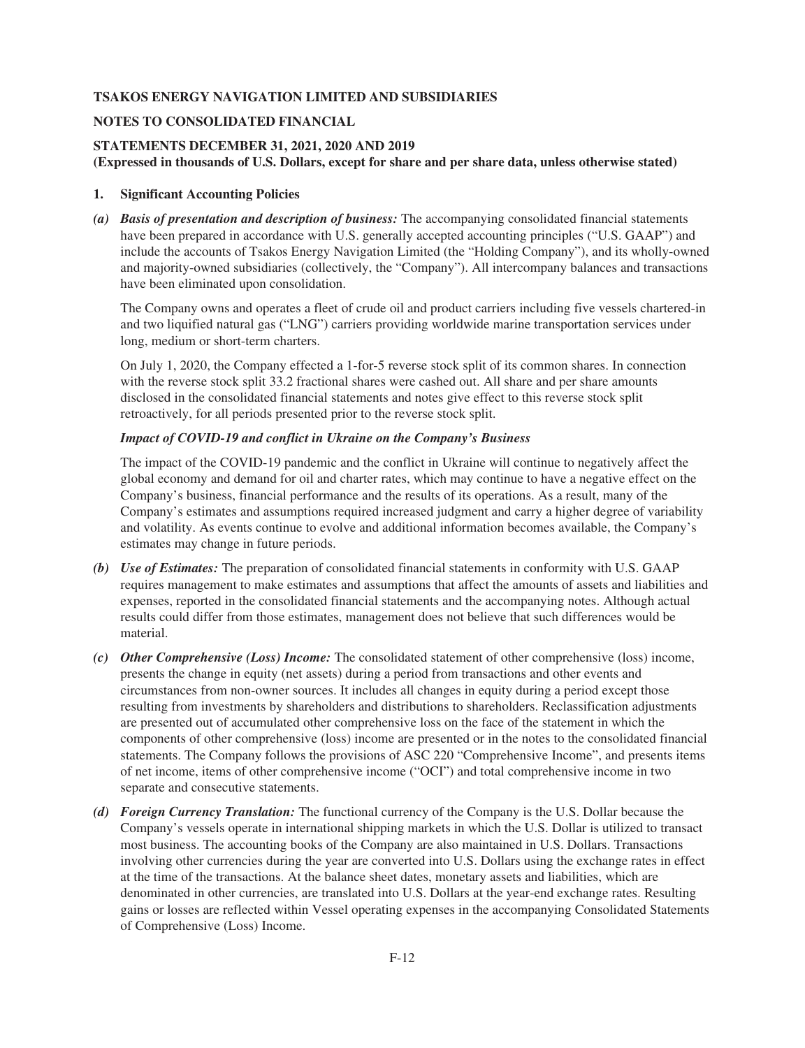**TSAKOS ENERGY NAVIGATION LIMITED AND SUBSIDIARIES**

**NOTES TO CONSOLIDATED FINANCIAL**

**STATEMENTS DECEMBER 31, 2021, 2020 AND 2019**
**(Expressed in thousands of U.S. Dollars, except for share and per share data, unless otherwise stated)**

## 1. Significant Accounting Policies

***(a) Basis of presentation and description of business:*** The accompanying consolidated financial statements have been prepared in accordance with U.S. generally accepted accounting principles ("U.S. GAAP") and include the accounts of Tsakos Energy Navigation Limited (the "Holding Company"), and its wholly-owned and majority-owned subsidiaries (collectively, the "Company"). All intercompany balances and transactions have been eliminated upon consolidation.

The Company owns and operates a fleet of crude oil and product carriers including five vessels chartered-in and two liquified natural gas ("LNG") carriers providing worldwide marine transportation services under long, medium or short-term charters.

On July 1, 2020, the Company effected a 1-for-5 reverse stock split of its common shares. In connection with the reverse stock split 33.2 fractional shares were cashed out. All share and per share amounts disclosed in the consolidated financial statements and notes give effect to this reverse stock split retroactively, for all periods presented prior to the reverse stock split.

***Impact of COVID-19 and conflict in Ukraine on the Company's Business***

The impact of the COVID-19 pandemic and the conflict in Ukraine will continue to negatively affect the global economy and demand for oil and charter rates, which may continue to have a negative effect on the Company's business, financial performance and the results of its operations. As a result, many of the Company's estimates and assumptions required increased judgment and carry a higher degree of variability and volatility. As events continue to evolve and additional information becomes available, the Company's estimates may change in future periods.

***(b) Use of Estimates:*** The preparation of consolidated financial statements in conformity with U.S. GAAP requires management to make estimates and assumptions that affect the amounts of assets and liabilities and expenses, reported in the consolidated financial statements and the accompanying notes. Although actual results could differ from those estimates, management does not believe that such differences would be material.

***(c) Other Comprehensive (Loss) Income:*** The consolidated statement of other comprehensive (loss) income, presents the change in equity (net assets) during a period from transactions and other events and circumstances from non-owner sources. It includes all changes in equity during a period except those resulting from investments by shareholders and distributions to shareholders. Reclassification adjustments are presented out of accumulated other comprehensive loss on the face of the statement in which the components of other comprehensive (loss) income are presented or in the notes to the consolidated financial statements. The Company follows the provisions of ASC 220 "Comprehensive Income", and presents items of net income, items of other comprehensive income ("OCI") and total comprehensive income in two separate and consecutive statements.

***(d) Foreign Currency Translation:*** The functional currency of the Company is the U.S. Dollar because the Company's vessels operate in international shipping markets in which the U.S. Dollar is utilized to transact most business. The accounting books of the Company are also maintained in U.S. Dollars. Transactions involving other currencies during the year are converted into U.S. Dollars using the exchange rates in effect at the time of the transactions. At the balance sheet dates, monetary assets and liabilities, which are denominated in other currencies, are translated into U.S. Dollars at the year-end exchange rates. Resulting gains or losses are reflected within Vessel operating expenses in the accompanying Consolidated Statements of Comprehensive (Loss) Income.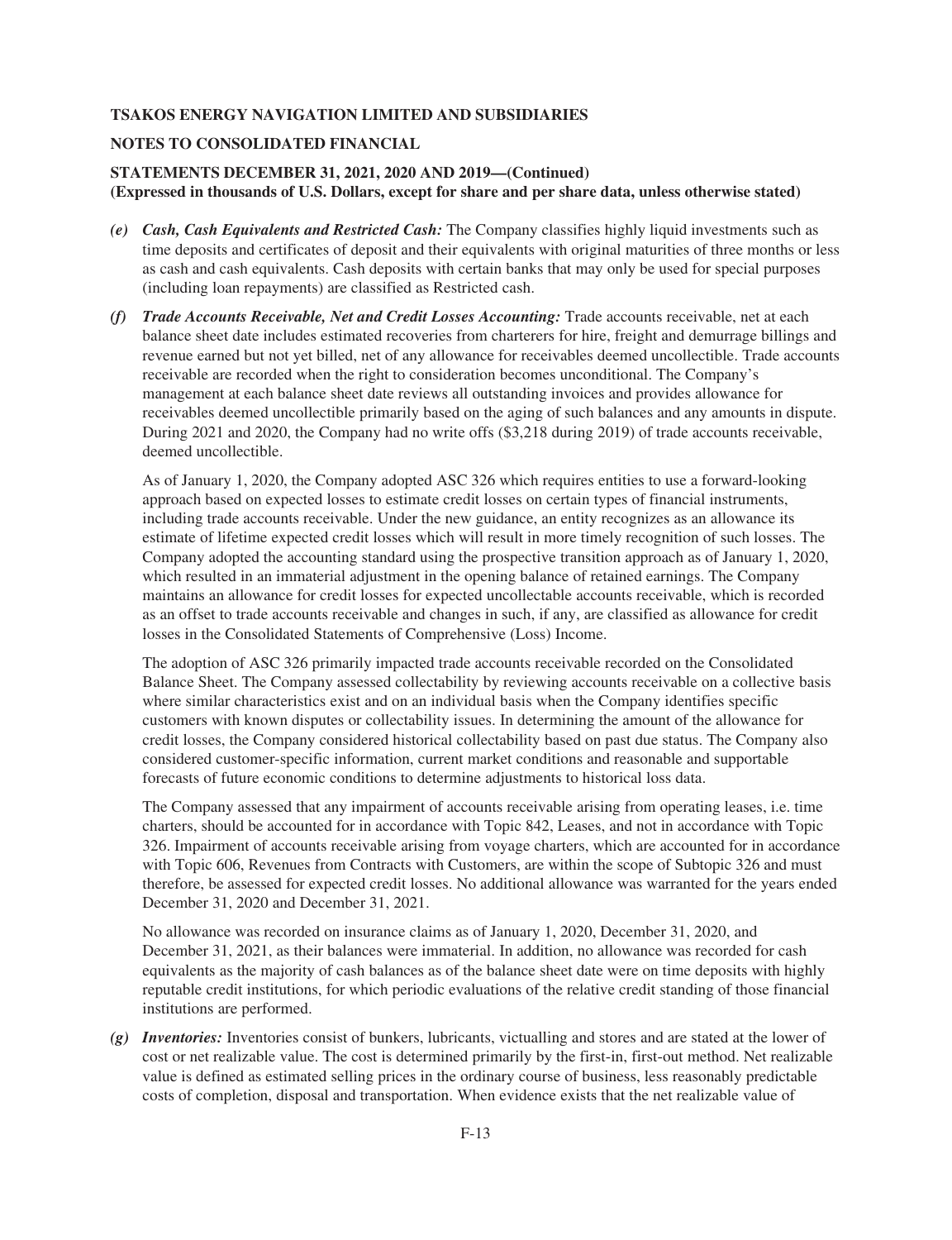- *(e)* ***Cash, Cash Equivalents and Restricted Cash:*** The Company classifies highly liquid investments such as time deposits and certificates of deposit and their equivalents with original maturities of three months or less as cash and cash equivalents. Cash deposits with certain banks that may only be used for special purposes (including loan repayments) are classified as Restricted cash.

- *(f)* ***Trade Accounts Receivable, Net and Credit Losses Accounting:*** Trade accounts receivable, net at each balance sheet date includes estimated recoveries from charterers for hire, freight and demurrage billings and revenue earned but not yet billed, net of any allowance for receivables deemed uncollectible. Trade accounts receivable are recorded when the right to consideration becomes unconditional. The Company's management at each balance sheet date reviews all outstanding invoices and provides allowance for receivables deemed uncollectible primarily based on the aging of such balances and any amounts in dispute. During 2021 and 2020, the Company had no write offs ($3,218 during 2019) of trade accounts receivable, deemed uncollectible.

  As of January 1, 2020, the Company adopted ASC 326 which requires entities to use a forward-looking approach based on expected losses to estimate credit losses on certain types of financial instruments, including trade accounts receivable. Under the new guidance, an entity recognizes as an allowance its estimate of lifetime expected credit losses which will result in more timely recognition of such losses. The Company adopted the accounting standard using the prospective transition approach as of January 1, 2020, which resulted in an immaterial adjustment in the opening balance of retained earnings. The Company maintains an allowance for credit losses for expected uncollectable accounts receivable, which is recorded as an offset to trade accounts receivable and changes in such, if any, are classified as allowance for credit losses in the Consolidated Statements of Comprehensive (Loss) Income.

  The adoption of ASC 326 primarily impacted trade accounts receivable recorded on the Consolidated Balance Sheet. The Company assessed collectability by reviewing accounts receivable on a collective basis where similar characteristics exist and on an individual basis when the Company identifies specific customers with known disputes or collectability issues. In determining the amount of the allowance for credit losses, the Company considered historical collectability based on past due status. The Company also considered customer-specific information, current market conditions and reasonable and supportable forecasts of future economic conditions to determine adjustments to historical loss data.

  The Company assessed that any impairment of accounts receivable arising from operating leases, i.e. time charters, should be accounted for in accordance with Topic 842, Leases, and not in accordance with Topic 326. Impairment of accounts receivable arising from voyage charters, which are accounted for in accordance with Topic 606, Revenues from Contracts with Customers, are within the scope of Subtopic 326 and must therefore, be assessed for expected credit losses. No additional allowance was warranted for the years ended December 31, 2020 and December 31, 2021.

  No allowance was recorded on insurance claims as of January 1, 2020, December 31, 2020, and December 31, 2021, as their balances were immaterial. In addition, no allowance was recorded for cash equivalents as the majority of cash balances as of the balance sheet date were on time deposits with highly reputable credit institutions, for which periodic evaluations of the relative credit standing of those financial institutions are performed.

- *(g)* ***Inventories:*** Inventories consist of bunkers, lubricants, victualling and stores and are stated at the lower of cost or net realizable value. The cost is determined primarily by the first-in, first-out method. Net realizable value is defined as estimated selling prices in the ordinary course of business, less reasonably predictable costs of completion, disposal and transportation. When evidence exists that the net realizable value of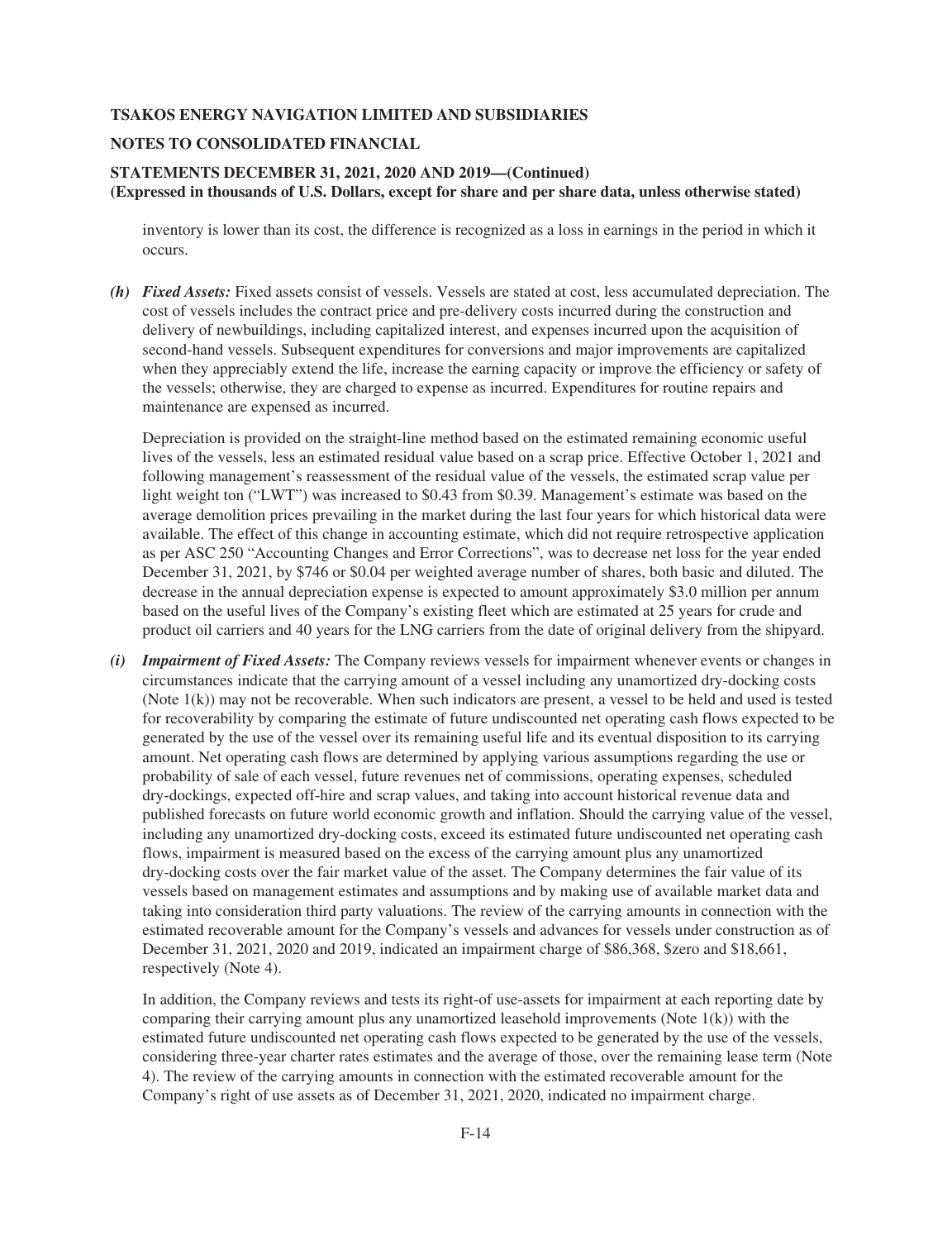inventory is lower than its cost, the difference is recognized as a loss in earnings in the period in which it occurs.

***(h) Fixed Assets:*** Fixed assets consist of vessels. Vessels are stated at cost, less accumulated depreciation. The cost of vessels includes the contract price and pre-delivery costs incurred during the construction and delivery of newbuildings, including capitalized interest, and expenses incurred upon the acquisition of second-hand vessels. Subsequent expenditures for conversions and major improvements are capitalized when they appreciably extend the life, increase the earning capacity or improve the efficiency or safety of the vessels; otherwise, they are charged to expense as incurred. Expenditures for routine repairs and maintenance are expensed as incurred.

Depreciation is provided on the straight-line method based on the estimated remaining economic useful lives of the vessels, less an estimated residual value based on a scrap price. Effective October 1, 2021 and following management's reassessment of the residual value of the vessels, the estimated scrap value per light weight ton ("LWT") was increased to $0.43 from $0.39. Management's estimate was based on the average demolition prices prevailing in the market during the last four years for which historical data were available. The effect of this change in accounting estimate, which did not require retrospective application as per ASC 250 "Accounting Changes and Error Corrections", was to decrease net loss for the year ended December 31, 2021, by $746 or $0.04 per weighted average number of shares, both basic and diluted. The decrease in the annual depreciation expense is expected to amount approximately $3.0 million per annum based on the useful lives of the Company's existing fleet which are estimated at 25 years for crude and product oil carriers and 40 years for the LNG carriers from the date of original delivery from the shipyard.

***(i) Impairment of Fixed Assets:*** The Company reviews vessels for impairment whenever events or changes in circumstances indicate that the carrying amount of a vessel including any unamortized dry-docking costs (Note 1(k)) may not be recoverable. When such indicators are present, a vessel to be held and used is tested for recoverability by comparing the estimate of future undiscounted net operating cash flows expected to be generated by the use of the vessel over its remaining useful life and its eventual disposition to its carrying amount. Net operating cash flows are determined by applying various assumptions regarding the use or probability of sale of each vessel, future revenues net of commissions, operating expenses, scheduled dry-dockings, expected off-hire and scrap values, and taking into account historical revenue data and published forecasts on future world economic growth and inflation. Should the carrying value of the vessel, including any unamortized dry-docking costs, exceed its estimated future undiscounted net operating cash flows, impairment is measured based on the excess of the carrying amount plus any unamortized dry-docking costs over the fair market value of the asset. The Company determines the fair value of its vessels based on management estimates and assumptions and by making use of available market data and taking into consideration third party valuations. The review of the carrying amounts in connection with the estimated recoverable amount for the Company's vessels and advances for vessels under construction as of December 31, 2021, 2020 and 2019, indicated an impairment charge of $86,368, $zero and $18,661, respectively (Note 4).

In addition, the Company reviews and tests its right-of use-assets for impairment at each reporting date by comparing their carrying amount plus any unamortized leasehold improvements (Note 1(k)) with the estimated future undiscounted net operating cash flows expected to be generated by the use of the vessels, considering three-year charter rates estimates and the average of those, over the remaining lease term (Note 4). The review of the carrying amounts in connection with the estimated recoverable amount for the Company's right of use assets as of December 31, 2021, 2020, indicated no impairment charge.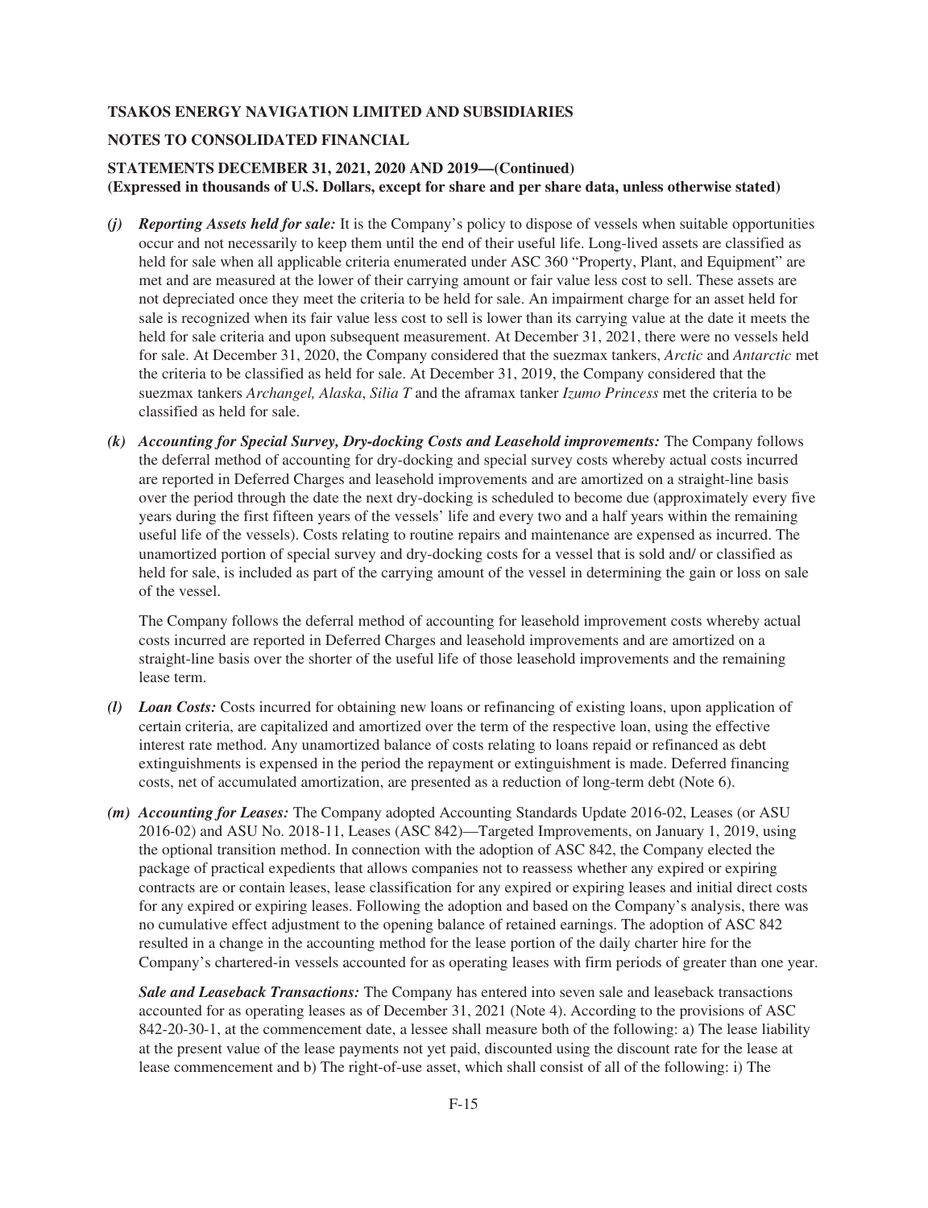*(j)* ***Reporting Assets held for sale:*** It is the Company's policy to dispose of vessels when suitable opportunities occur and not necessarily to keep them until the end of their useful life. Long-lived assets are classified as held for sale when all applicable criteria enumerated under ASC 360 "Property, Plant, and Equipment" are met and are measured at the lower of their carrying amount or fair value less cost to sell. These assets are not depreciated once they meet the criteria to be held for sale. An impairment charge for an asset held for sale is recognized when its fair value less cost to sell is lower than its carrying value at the date it meets the held for sale criteria and upon subsequent measurement. At December 31, 2021, there were no vessels held for sale. At December 31, 2020, the Company considered that the suezmax tankers, *Arctic* and *Antarctic* met the criteria to be classified as held for sale. At December 31, 2019, the Company considered that the suezmax tankers *Archangel, Alaska*, *Silia T* and the aframax tanker *Izumo Princess* met the criteria to be classified as held for sale.

*(k)* ***Accounting for Special Survey, Dry-docking Costs and Leasehold improvements:*** The Company follows the deferral method of accounting for dry-docking and special survey costs whereby actual costs incurred are reported in Deferred Charges and leasehold improvements and are amortized on a straight-line basis over the period through the date the next dry-docking is scheduled to become due (approximately every five years during the first fifteen years of the vessels' life and every two and a half years within the remaining useful life of the vessels). Costs relating to routine repairs and maintenance are expensed as incurred. The unamortized portion of special survey and dry-docking costs for a vessel that is sold and/ or classified as held for sale, is included as part of the carrying amount of the vessel in determining the gain or loss on sale of the vessel.

The Company follows the deferral method of accounting for leasehold improvement costs whereby actual costs incurred are reported in Deferred Charges and leasehold improvements and are amortized on a straight-line basis over the shorter of the useful life of those leasehold improvements and the remaining lease term.

*(l)* ***Loan Costs:*** Costs incurred for obtaining new loans or refinancing of existing loans, upon application of certain criteria, are capitalized and amortized over the term of the respective loan, using the effective interest rate method. Any unamortized balance of costs relating to loans repaid or refinanced as debt extinguishments is expensed in the period the repayment or extinguishment is made. Deferred financing costs, net of accumulated amortization, are presented as a reduction of long-term debt (Note 6).

*(m)* ***Accounting for Leases:*** The Company adopted Accounting Standards Update 2016-02, Leases (or ASU 2016-02) and ASU No. 2018-11, Leases (ASC 842)—Targeted Improvements, on January 1, 2019, using the optional transition method. In connection with the adoption of ASC 842, the Company elected the package of practical expedients that allows companies not to reassess whether any expired or expiring contracts are or contain leases, lease classification for any expired or expiring leases and initial direct costs for any expired or expiring leases. Following the adoption and based on the Company's analysis, there was no cumulative effect adjustment to the opening balance of retained earnings. The adoption of ASC 842 resulted in a change in the accounting method for the lease portion of the daily charter hire for the Company's chartered-in vessels accounted for as operating leases with firm periods of greater than one year.

***Sale and Leaseback Transactions:*** The Company has entered into seven sale and leaseback transactions accounted for as operating leases as of December 31, 2021 (Note 4). According to the provisions of ASC 842-20-30-1, at the commencement date, a lessee shall measure both of the following: a) The lease liability at the present value of the lease payments not yet paid, discounted using the discount rate for the lease at lease commencement and b) The right-of-use asset, which shall consist of all of the following: i) The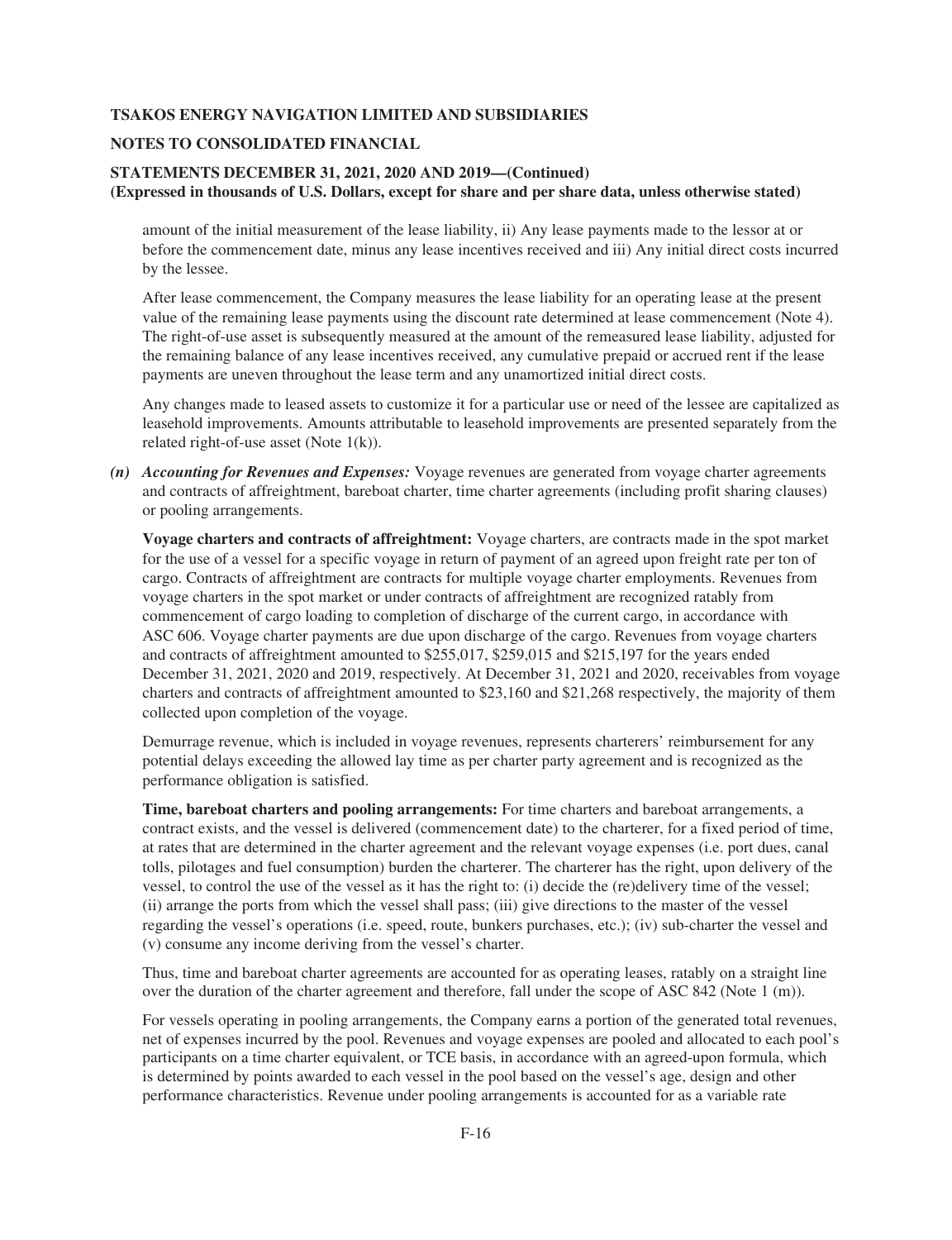amount of the initial measurement of the lease liability, ii) Any lease payments made to the lessor at or before the commencement date, minus any lease incentives received and iii) Any initial direct costs incurred by the lessee.

After lease commencement, the Company measures the lease liability for an operating lease at the present value of the remaining lease payments using the discount rate determined at lease commencement (Note 4). The right-of-use asset is subsequently measured at the amount of the remeasured lease liability, adjusted for the remaining balance of any lease incentives received, any cumulative prepaid or accrued rent if the lease payments are uneven throughout the lease term and any unamortized initial direct costs.

Any changes made to leased assets to customize it for a particular use or need of the lessee are capitalized as leasehold improvements. Amounts attributable to leasehold improvements are presented separately from the related right-of-use asset (Note 1(k)).

***(n) Accounting for Revenues and Expenses:*** Voyage revenues are generated from voyage charter agreements and contracts of affreightment, bareboat charter, time charter agreements (including profit sharing clauses) or pooling arrangements.

**Voyage charters and contracts of affreightment:** Voyage charters, are contracts made in the spot market for the use of a vessel for a specific voyage in return of payment of an agreed upon freight rate per ton of cargo. Contracts of affreightment are contracts for multiple voyage charter employments. Revenues from voyage charters in the spot market or under contracts of affreightment are recognized ratably from commencement of cargo loading to completion of discharge of the current cargo, in accordance with ASC 606. Voyage charter payments are due upon discharge of the cargo. Revenues from voyage charters and contracts of affreightment amounted to $255,017, $259,015 and $215,197 for the years ended December 31, 2021, 2020 and 2019, respectively. At December 31, 2021 and 2020, receivables from voyage charters and contracts of affreightment amounted to $23,160 and $21,268 respectively, the majority of them collected upon completion of the voyage.

Demurrage revenue, which is included in voyage revenues, represents charterers' reimbursement for any potential delays exceeding the allowed lay time as per charter party agreement and is recognized as the performance obligation is satisfied.

**Time, bareboat charters and pooling arrangements:** For time charters and bareboat arrangements, a contract exists, and the vessel is delivered (commencement date) to the charterer, for a fixed period of time, at rates that are determined in the charter agreement and the relevant voyage expenses (i.e. port dues, canal tolls, pilotages and fuel consumption) burden the charterer. The charterer has the right, upon delivery of the vessel, to control the use of the vessel as it has the right to: (i) decide the (re)delivery time of the vessel; (ii) arrange the ports from which the vessel shall pass; (iii) give directions to the master of the vessel regarding the vessel's operations (i.e. speed, route, bunkers purchases, etc.); (iv) sub-charter the vessel and (v) consume any income deriving from the vessel's charter.

Thus, time and bareboat charter agreements are accounted for as operating leases, ratably on a straight line over the duration of the charter agreement and therefore, fall under the scope of ASC 842 (Note 1 (m)).

For vessels operating in pooling arrangements, the Company earns a portion of the generated total revenues, net of expenses incurred by the pool. Revenues and voyage expenses are pooled and allocated to each pool's participants on a time charter equivalent, or TCE basis, in accordance with an agreed-upon formula, which is determined by points awarded to each vessel in the pool based on the vessel's age, design and other performance characteristics. Revenue under pooling arrangements is accounted for as a variable rate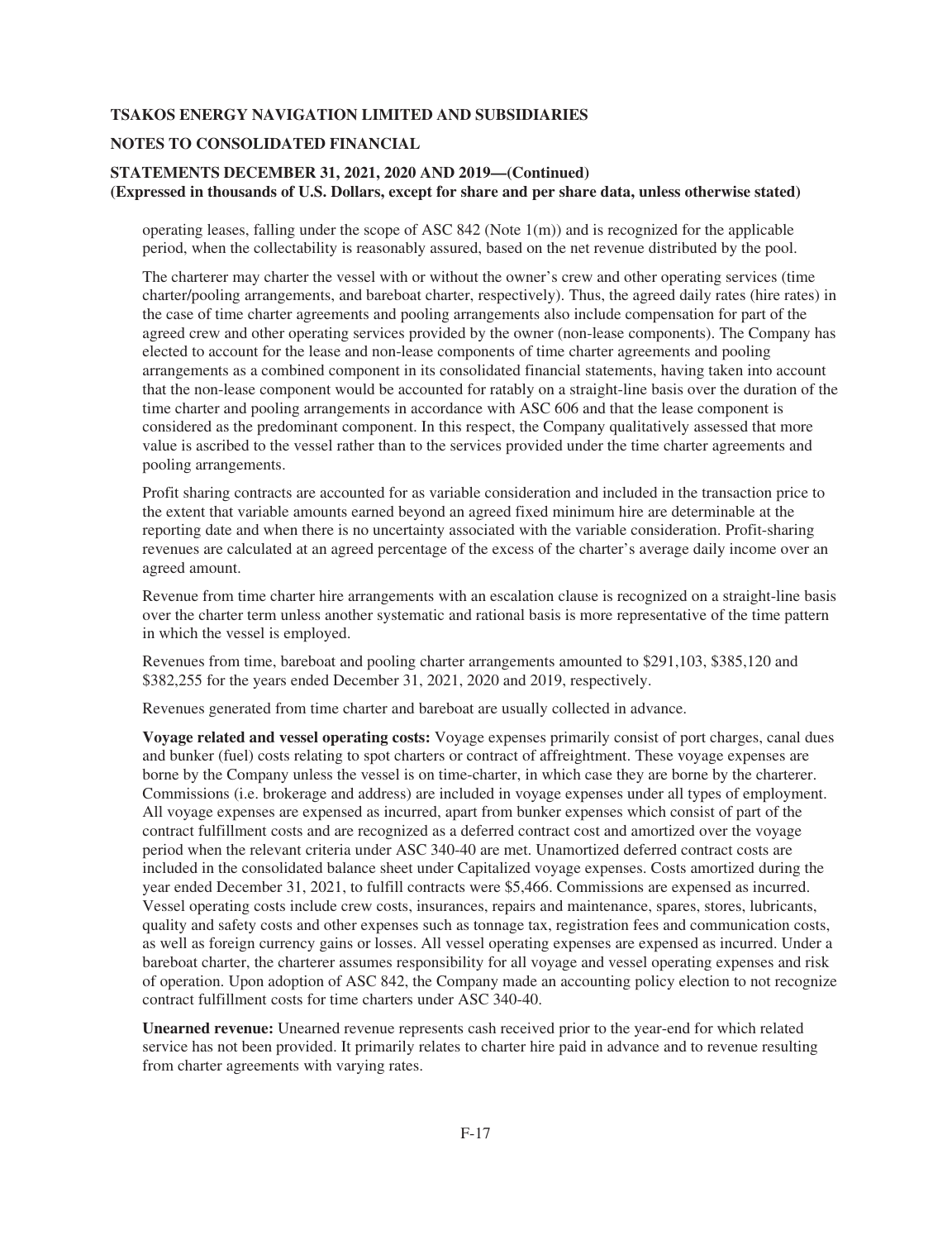operating leases, falling under the scope of ASC 842 (Note 1(m)) and is recognized for the applicable period, when the collectability is reasonably assured, based on the net revenue distributed by the pool.

The charterer may charter the vessel with or without the owner's crew and other operating services (time charter/pooling arrangements, and bareboat charter, respectively). Thus, the agreed daily rates (hire rates) in the case of time charter agreements and pooling arrangements also include compensation for part of the agreed crew and other operating services provided by the owner (non-lease components). The Company has elected to account for the lease and non-lease components of time charter agreements and pooling arrangements as a combined component in its consolidated financial statements, having taken into account that the non-lease component would be accounted for ratably on a straight-line basis over the duration of the time charter and pooling arrangements in accordance with ASC 606 and that the lease component is considered as the predominant component. In this respect, the Company qualitatively assessed that more value is ascribed to the vessel rather than to the services provided under the time charter agreements and pooling arrangements.

Profit sharing contracts are accounted for as variable consideration and included in the transaction price to the extent that variable amounts earned beyond an agreed fixed minimum hire are determinable at the reporting date and when there is no uncertainty associated with the variable consideration. Profit-sharing revenues are calculated at an agreed percentage of the excess of the charter's average daily income over an agreed amount.

Revenue from time charter hire arrangements with an escalation clause is recognized on a straight-line basis over the charter term unless another systematic and rational basis is more representative of the time pattern in which the vessel is employed.

Revenues from time, bareboat and pooling charter arrangements amounted to $291,103, $385,120 and $382,255 for the years ended December 31, 2021, 2020 and 2019, respectively.

Revenues generated from time charter and bareboat are usually collected in advance.

**Voyage related and vessel operating costs:** Voyage expenses primarily consist of port charges, canal dues and bunker (fuel) costs relating to spot charters or contract of affreightment. These voyage expenses are borne by the Company unless the vessel is on time-charter, in which case they are borne by the charterer. Commissions (i.e. brokerage and address) are included in voyage expenses under all types of employment. All voyage expenses are expensed as incurred, apart from bunker expenses which consist of part of the contract fulfillment costs and are recognized as a deferred contract cost and amortized over the voyage period when the relevant criteria under ASC 340-40 are met. Unamortized deferred contract costs are included in the consolidated balance sheet under Capitalized voyage expenses. Costs amortized during the year ended December 31, 2021, to fulfill contracts were $5,466. Commissions are expensed as incurred. Vessel operating costs include crew costs, insurances, repairs and maintenance, spares, stores, lubricants, quality and safety costs and other expenses such as tonnage tax, registration fees and communication costs, as well as foreign currency gains or losses. All vessel operating expenses are expensed as incurred. Under a bareboat charter, the charterer assumes responsibility for all voyage and vessel operating expenses and risk of operation. Upon adoption of ASC 842, the Company made an accounting policy election to not recognize contract fulfillment costs for time charters under ASC 340-40.

**Unearned revenue:** Unearned revenue represents cash received prior to the year-end for which related service has not been provided. It primarily relates to charter hire paid in advance and to revenue resulting from charter agreements with varying rates.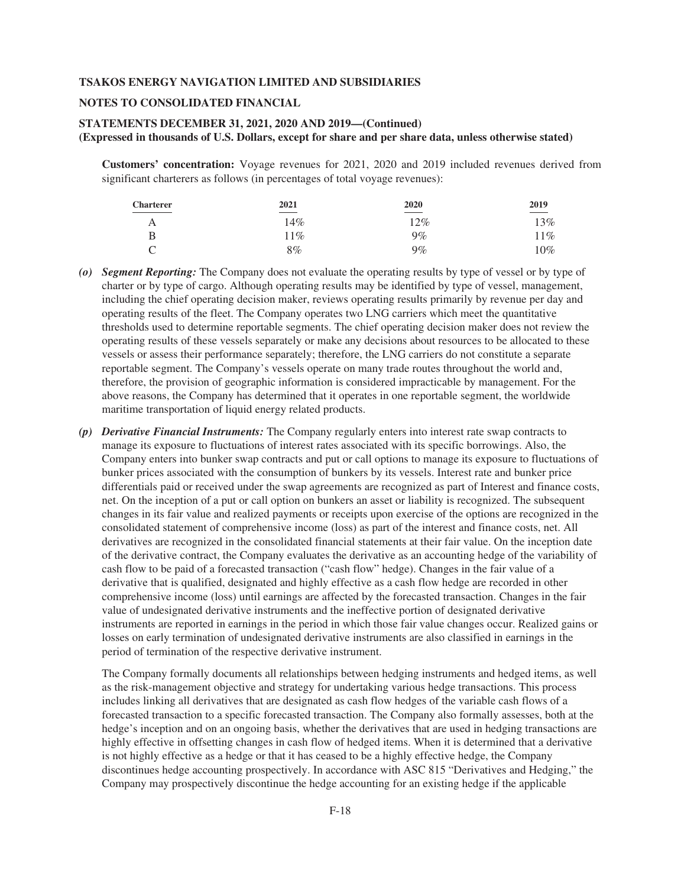**Customers' concentration:** Voyage revenues for 2021, 2020 and 2019 included revenues derived from significant charterers as follows (in percentages of total voyage revenues):

| Charterer | 2021 | 2020 | 2019 |
|---|---|---|---|
| A | 14% | 12% | 13% |
| B | 11% | 9% | 11% |
| C | 8% | 9% | 10% |

*(o)* ***Segment Reporting:*** The Company does not evaluate the operating results by type of vessel or by type of charter or by type of cargo. Although operating results may be identified by type of vessel, management, including the chief operating decision maker, reviews operating results primarily by revenue per day and operating results of the fleet. The Company operates two LNG carriers which meet the quantitative thresholds used to determine reportable segments. The chief operating decision maker does not review the operating results of these vessels separately or make any decisions about resources to be allocated to these vessels or assess their performance separately; therefore, the LNG carriers do not constitute a separate reportable segment. The Company's vessels operate on many trade routes throughout the world and, therefore, the provision of geographic information is considered impracticable by management. For the above reasons, the Company has determined that it operates in one reportable segment, the worldwide maritime transportation of liquid energy related products.

*(p)* ***Derivative Financial Instruments:*** The Company regularly enters into interest rate swap contracts to manage its exposure to fluctuations of interest rates associated with its specific borrowings. Also, the Company enters into bunker swap contracts and put or call options to manage its exposure to fluctuations of bunker prices associated with the consumption of bunkers by its vessels. Interest rate and bunker price differentials paid or received under the swap agreements are recognized as part of Interest and finance costs, net. On the inception of a put or call option on bunkers an asset or liability is recognized. The subsequent changes in its fair value and realized payments or receipts upon exercise of the options are recognized in the consolidated statement of comprehensive income (loss) as part of the interest and finance costs, net. All derivatives are recognized in the consolidated financial statements at their fair value. On the inception date of the derivative contract, the Company evaluates the derivative as an accounting hedge of the variability of cash flow to be paid of a forecasted transaction ("cash flow" hedge). Changes in the fair value of a derivative that is qualified, designated and highly effective as a cash flow hedge are recorded in other comprehensive income (loss) until earnings are affected by the forecasted transaction. Changes in the fair value of undesignated derivative instruments and the ineffective portion of designated derivative instruments are reported in earnings in the period in which those fair value changes occur. Realized gains or losses on early termination of undesignated derivative instruments are also classified in earnings in the period of termination of the respective derivative instrument.

The Company formally documents all relationships between hedging instruments and hedged items, as well as the risk-management objective and strategy for undertaking various hedge transactions. This process includes linking all derivatives that are designated as cash flow hedges of the variable cash flows of a forecasted transaction to a specific forecasted transaction. The Company also formally assesses, both at the hedge's inception and on an ongoing basis, whether the derivatives that are used in hedging transactions are highly effective in offsetting changes in cash flow of hedged items. When it is determined that a derivative is not highly effective as a hedge or that it has ceased to be a highly effective hedge, the Company discontinues hedge accounting prospectively. In accordance with ASC 815 "Derivatives and Hedging," the Company may prospectively discontinue the hedge accounting for an existing hedge if the applicable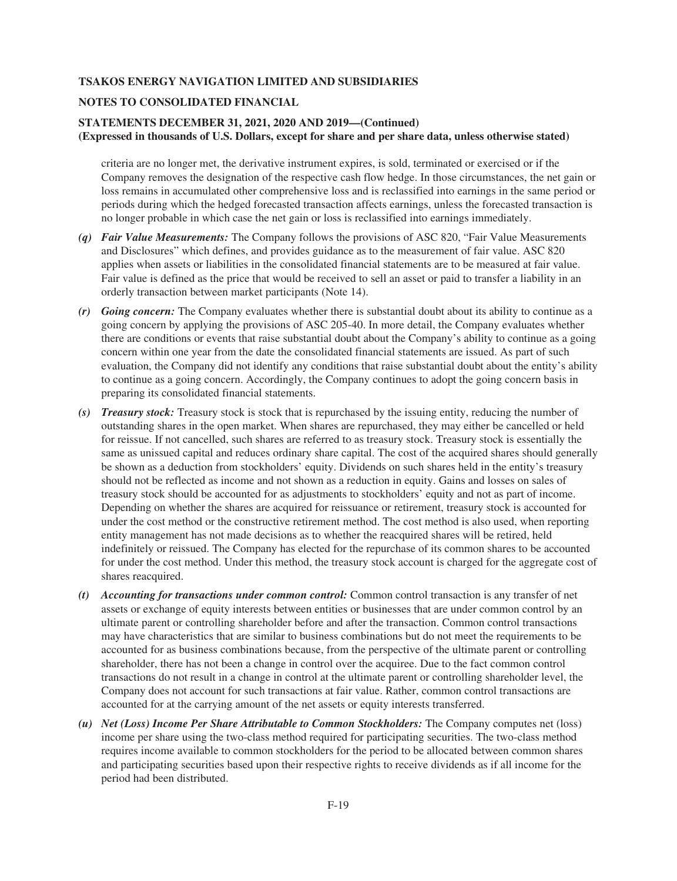criteria are no longer met, the derivative instrument expires, is sold, terminated or exercised or if the Company removes the designation of the respective cash flow hedge. In those circumstances, the net gain or loss remains in accumulated other comprehensive loss and is reclassified into earnings in the same period or periods during which the hedged forecasted transaction affects earnings, unless the forecasted transaction is no longer probable in which case the net gain or loss is reclassified into earnings immediately.

***(q) Fair Value Measurements:*** The Company follows the provisions of ASC 820, "Fair Value Measurements and Disclosures" which defines, and provides guidance as to the measurement of fair value. ASC 820 applies when assets or liabilities in the consolidated financial statements are to be measured at fair value. Fair value is defined as the price that would be received to sell an asset or paid to transfer a liability in an orderly transaction between market participants (Note 14).

***(r) Going concern:*** The Company evaluates whether there is substantial doubt about its ability to continue as a going concern by applying the provisions of ASC 205-40. In more detail, the Company evaluates whether there are conditions or events that raise substantial doubt about the Company's ability to continue as a going concern within one year from the date the consolidated financial statements are issued. As part of such evaluation, the Company did not identify any conditions that raise substantial doubt about the entity's ability to continue as a going concern. Accordingly, the Company continues to adopt the going concern basis in preparing its consolidated financial statements.

***(s) Treasury stock:*** Treasury stock is stock that is repurchased by the issuing entity, reducing the number of outstanding shares in the open market. When shares are repurchased, they may either be cancelled or held for reissue. If not cancelled, such shares are referred to as treasury stock. Treasury stock is essentially the same as unissued capital and reduces ordinary share capital. The cost of the acquired shares should generally be shown as a deduction from stockholders' equity. Dividends on such shares held in the entity's treasury should not be reflected as income and not shown as a reduction in equity. Gains and losses on sales of treasury stock should be accounted for as adjustments to stockholders' equity and not as part of income. Depending on whether the shares are acquired for reissuance or retirement, treasury stock is accounted for under the cost method or the constructive retirement method. The cost method is also used, when reporting entity management has not made decisions as to whether the reacquired shares will be retired, held indefinitely or reissued. The Company has elected for the repurchase of its common shares to be accounted for under the cost method. Under this method, the treasury stock account is charged for the aggregate cost of shares reacquired.

***(t) Accounting for transactions under common control:*** Common control transaction is any transfer of net assets or exchange of equity interests between entities or businesses that are under common control by an ultimate parent or controlling shareholder before and after the transaction. Common control transactions may have characteristics that are similar to business combinations but do not meet the requirements to be accounted for as business combinations because, from the perspective of the ultimate parent or controlling shareholder, there has not been a change in control over the acquiree. Due to the fact common control transactions do not result in a change in control at the ultimate parent or controlling shareholder level, the Company does not account for such transactions at fair value. Rather, common control transactions are accounted for at the carrying amount of the net assets or equity interests transferred.

***(u) Net (Loss) Income Per Share Attributable to Common Stockholders:*** The Company computes net (loss) income per share using the two-class method required for participating securities. The two-class method requires income available to common stockholders for the period to be allocated between common shares and participating securities based upon their respective rights to receive dividends as if all income for the period had been distributed.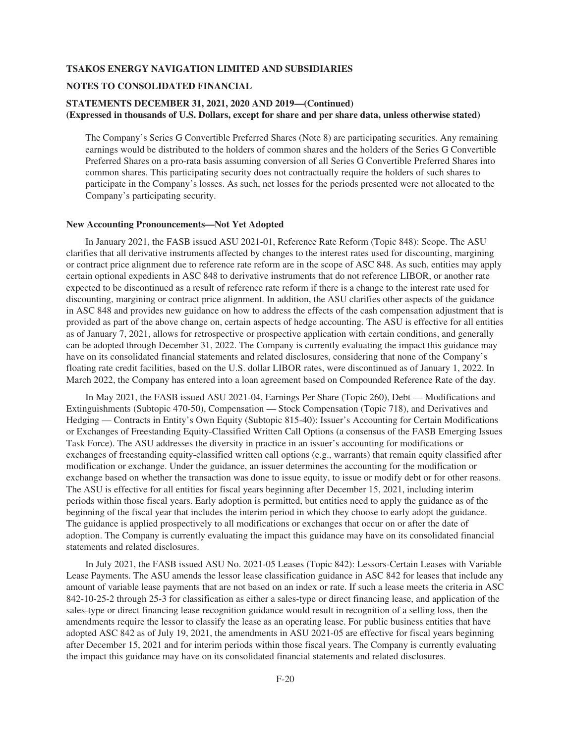The Company's Series G Convertible Preferred Shares (Note 8) are participating securities. Any remaining earnings would be distributed to the holders of common shares and the holders of the Series G Convertible Preferred Shares on a pro-rata basis assuming conversion of all Series G Convertible Preferred Shares into common shares. This participating security does not contractually require the holders of such shares to participate in the Company's losses. As such, net losses for the periods presented were not allocated to the Company's participating security.

**New Accounting Pronouncements—Not Yet Adopted**

In January 2021, the FASB issued ASU 2021-01, Reference Rate Reform (Topic 848): Scope. The ASU clarifies that all derivative instruments affected by changes to the interest rates used for discounting, margining or contract price alignment due to reference rate reform are in the scope of ASC 848. As such, entities may apply certain optional expedients in ASC 848 to derivative instruments that do not reference LIBOR, or another rate expected to be discontinued as a result of reference rate reform if there is a change to the interest rate used for discounting, margining or contract price alignment. In addition, the ASU clarifies other aspects of the guidance in ASC 848 and provides new guidance on how to address the effects of the cash compensation adjustment that is provided as part of the above change on, certain aspects of hedge accounting. The ASU is effective for all entities as of January 7, 2021, allows for retrospective or prospective application with certain conditions, and generally can be adopted through December 31, 2022. The Company is currently evaluating the impact this guidance may have on its consolidated financial statements and related disclosures, considering that none of the Company's floating rate credit facilities, based on the U.S. dollar LIBOR rates, were discontinued as of January 1, 2022. In March 2022, the Company has entered into a loan agreement based on Compounded Reference Rate of the day.

In May 2021, the FASB issued ASU 2021-04, Earnings Per Share (Topic 260), Debt — Modifications and Extinguishments (Subtopic 470-50), Compensation — Stock Compensation (Topic 718), and Derivatives and Hedging — Contracts in Entity's Own Equity (Subtopic 815-40): Issuer's Accounting for Certain Modifications or Exchanges of Freestanding Equity-Classified Written Call Options (a consensus of the FASB Emerging Issues Task Force). The ASU addresses the diversity in practice in an issuer's accounting for modifications or exchanges of freestanding equity-classified written call options (e.g., warrants) that remain equity classified after modification or exchange. Under the guidance, an issuer determines the accounting for the modification or exchange based on whether the transaction was done to issue equity, to issue or modify debt or for other reasons. The ASU is effective for all entities for fiscal years beginning after December 15, 2021, including interim periods within those fiscal years. Early adoption is permitted, but entities need to apply the guidance as of the beginning of the fiscal year that includes the interim period in which they choose to early adopt the guidance. The guidance is applied prospectively to all modifications or exchanges that occur on or after the date of adoption. The Company is currently evaluating the impact this guidance may have on its consolidated financial statements and related disclosures.

In July 2021, the FASB issued ASU No. 2021-05 Leases (Topic 842): Lessors-Certain Leases with Variable Lease Payments. The ASU amends the lessor lease classification guidance in ASC 842 for leases that include any amount of variable lease payments that are not based on an index or rate. If such a lease meets the criteria in ASC 842-10-25-2 through 25-3 for classification as either a sales-type or direct financing lease, and application of the sales-type or direct financing lease recognition guidance would result in recognition of a selling loss, then the amendments require the lessor to classify the lease as an operating lease. For public business entities that have adopted ASC 842 as of July 19, 2021, the amendments in ASU 2021-05 are effective for fiscal years beginning after December 15, 2021 and for interim periods within those fiscal years. The Company is currently evaluating the impact this guidance may have on its consolidated financial statements and related disclosures.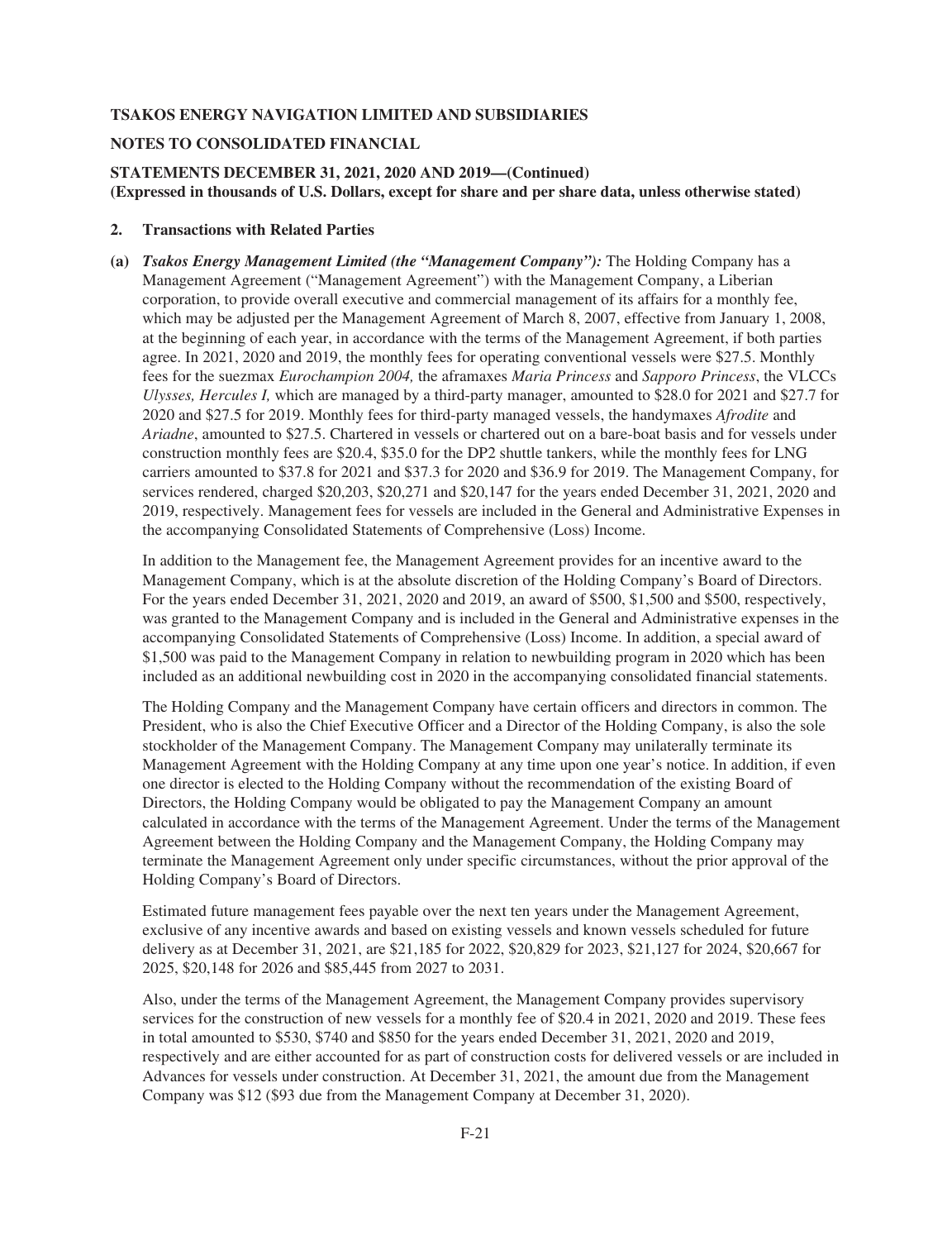**TSAKOS ENERGY NAVIGATION LIMITED AND SUBSIDIARIES**

**NOTES TO CONSOLIDATED FINANCIAL**

**STATEMENTS DECEMBER 31, 2021, 2020 AND 2019—(Continued)**
**(Expressed in thousands of U.S. Dollars, except for share and per share data, unless otherwise stated)**

**2. Transactions with Related Parties**

**(a)** ***Tsakos Energy Management Limited (the "Management Company"):*** The Holding Company has a Management Agreement ("Management Agreement") with the Management Company, a Liberian corporation, to provide overall executive and commercial management of its affairs for a monthly fee, which may be adjusted per the Management Agreement of March 8, 2007, effective from January 1, 2008, at the beginning of each year, in accordance with the terms of the Management Agreement, if both parties agree. In 2021, 2020 and 2019, the monthly fees for operating conventional vessels were $27.5. Monthly fees for the suezmax *Eurochampion 2004,* the aframaxes *Maria Princess* and *Sapporo Princess*, the VLCCs *Ulysses, Hercules I,* which are managed by a third-party manager, amounted to $28.0 for 2021 and $27.7 for 2020 and $27.5 for 2019. Monthly fees for third-party managed vessels, the handymaxes *Afrodite* and *Ariadne*, amounted to $27.5. Chartered in vessels or chartered out on a bare-boat basis and for vessels under construction monthly fees are $20.4, $35.0 for the DP2 shuttle tankers, while the monthly fees for LNG carriers amounted to $37.8 for 2021 and $37.3 for 2020 and $36.9 for 2019. The Management Company, for services rendered, charged $20,203, $20,271 and $20,147 for the years ended December 31, 2021, 2020 and 2019, respectively. Management fees for vessels are included in the General and Administrative Expenses in the accompanying Consolidated Statements of Comprehensive (Loss) Income.

In addition to the Management fee, the Management Agreement provides for an incentive award to the Management Company, which is at the absolute discretion of the Holding Company's Board of Directors. For the years ended December 31, 2021, 2020 and 2019, an award of $500, $1,500 and $500, respectively, was granted to the Management Company and is included in the General and Administrative expenses in the accompanying Consolidated Statements of Comprehensive (Loss) Income. In addition, a special award of $1,500 was paid to the Management Company in relation to newbuilding program in 2020 which has been included as an additional newbuilding cost in 2020 in the accompanying consolidated financial statements.

The Holding Company and the Management Company have certain officers and directors in common. The President, who is also the Chief Executive Officer and a Director of the Holding Company, is also the sole stockholder of the Management Company. The Management Company may unilaterally terminate its Management Agreement with the Holding Company at any time upon one year's notice. In addition, if even one director is elected to the Holding Company without the recommendation of the existing Board of Directors, the Holding Company would be obligated to pay the Management Company an amount calculated in accordance with the terms of the Management Agreement. Under the terms of the Management Agreement between the Holding Company and the Management Company, the Holding Company may terminate the Management Agreement only under specific circumstances, without the prior approval of the Holding Company's Board of Directors.

Estimated future management fees payable over the next ten years under the Management Agreement, exclusive of any incentive awards and based on existing vessels and known vessels scheduled for future delivery as at December 31, 2021, are $21,185 for 2022, $20,829 for 2023, $21,127 for 2024, $20,667 for 2025, $20,148 for 2026 and $85,445 from 2027 to 2031.

Also, under the terms of the Management Agreement, the Management Company provides supervisory services for the construction of new vessels for a monthly fee of $20.4 in 2021, 2020 and 2019. These fees in total amounted to $530, $740 and $850 for the years ended December 31, 2021, 2020 and 2019, respectively and are either accounted for as part of construction costs for delivered vessels or are included in Advances for vessels under construction. At December 31, 2021, the amount due from the Management Company was $12 ($93 due from the Management Company at December 31, 2020).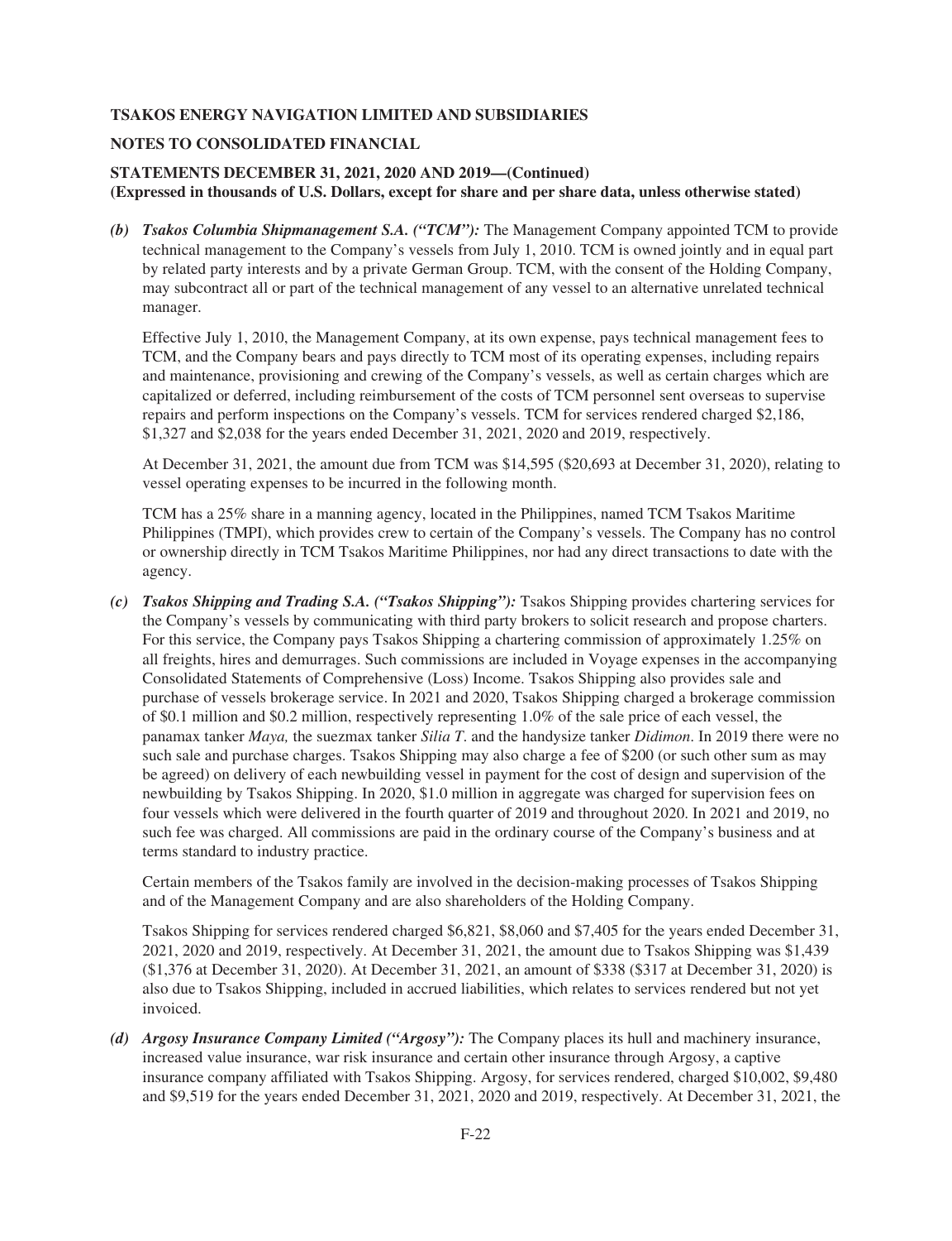**(b) *Tsakos Columbia Shipmanagement S.A. ("TCM"):*** The Management Company appointed TCM to provide technical management to the Company's vessels from July 1, 2010. TCM is owned jointly and in equal part by related party interests and by a private German Group. TCM, with the consent of the Holding Company, may subcontract all or part of the technical management of any vessel to an alternative unrelated technical manager.

Effective July 1, 2010, the Management Company, at its own expense, pays technical management fees to TCM, and the Company bears and pays directly to TCM most of its operating expenses, including repairs and maintenance, provisioning and crewing of the Company's vessels, as well as certain charges which are capitalized or deferred, including reimbursement of the costs of TCM personnel sent overseas to supervise repairs and perform inspections on the Company's vessels. TCM for services rendered charged $2,186, $1,327 and $2,038 for the years ended December 31, 2021, 2020 and 2019, respectively.

At December 31, 2021, the amount due from TCM was $14,595 ($20,693 at December 31, 2020), relating to vessel operating expenses to be incurred in the following month.

TCM has a 25% share in a manning agency, located in the Philippines, named TCM Tsakos Maritime Philippines (TMPI), which provides crew to certain of the Company's vessels. The Company has no control or ownership directly in TCM Tsakos Maritime Philippines, nor had any direct transactions to date with the agency.

**(c) *Tsakos Shipping and Trading S.A. ("Tsakos Shipping"):*** Tsakos Shipping provides chartering services for the Company's vessels by communicating with third party brokers to solicit research and propose charters. For this service, the Company pays Tsakos Shipping a chartering commission of approximately 1.25% on all freights, hires and demurrages. Such commissions are included in Voyage expenses in the accompanying Consolidated Statements of Comprehensive (Loss) Income. Tsakos Shipping also provides sale and purchase of vessels brokerage service. In 2021 and 2020, Tsakos Shipping charged a brokerage commission of $0.1 million and $0.2 million, respectively representing 1.0% of the sale price of each vessel, the panamax tanker *Maya,* the suezmax tanker *Silia T*. and the handysize tanker *Didimon*. In 2019 there were no such sale and purchase charges. Tsakos Shipping may also charge a fee of $200 (or such other sum as may be agreed) on delivery of each newbuilding vessel in payment for the cost of design and supervision of the newbuilding by Tsakos Shipping. In 2020, $1.0 million in aggregate was charged for supervision fees on four vessels which were delivered in the fourth quarter of 2019 and throughout 2020. In 2021 and 2019, no such fee was charged. All commissions are paid in the ordinary course of the Company's business and at terms standard to industry practice.

Certain members of the Tsakos family are involved in the decision-making processes of Tsakos Shipping and of the Management Company and are also shareholders of the Holding Company.

Tsakos Shipping for services rendered charged $6,821, $8,060 and $7,405 for the years ended December 31, 2021, 2020 and 2019, respectively. At December 31, 2021, the amount due to Tsakos Shipping was $1,439 ($1,376 at December 31, 2020). At December 31, 2021, an amount of $338 ($317 at December 31, 2020) is also due to Tsakos Shipping, included in accrued liabilities, which relates to services rendered but not yet invoiced.

**(d) *Argosy Insurance Company Limited ("Argosy"):*** The Company places its hull and machinery insurance, increased value insurance, war risk insurance and certain other insurance through Argosy, a captive insurance company affiliated with Tsakos Shipping. Argosy, for services rendered, charged $10,002, $9,480 and $9,519 for the years ended December 31, 2021, 2020 and 2019, respectively. At December 31, 2021, the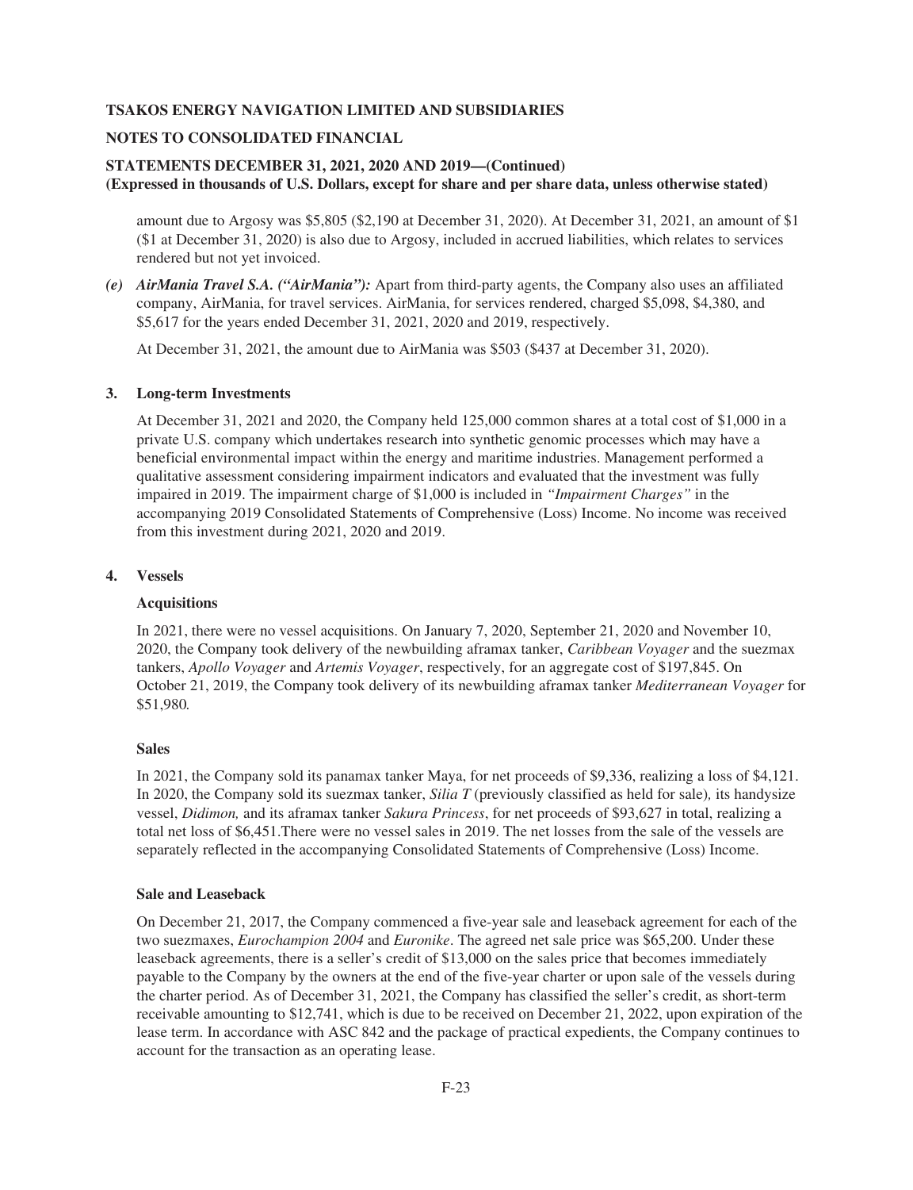amount due to Argosy was $5,805 ($2,190 at December 31, 2020). At December 31, 2021, an amount of $1 ($1 at December 31, 2020) is also due to Argosy, included in accrued liabilities, which relates to services rendered but not yet invoiced.

*(e)* ***AirMania Travel S.A. ("AirMania"):*** Apart from third-party agents, the Company also uses an affiliated company, AirMania, for travel services. AirMania, for services rendered, charged $5,098, $4,380, and $5,617 for the years ended December 31, 2021, 2020 and 2019, respectively.

At December 31, 2021, the amount due to AirMania was $503 ($437 at December 31, 2020).

## 3. Long-term Investments

At December 31, 2021 and 2020, the Company held 125,000 common shares at a total cost of $1,000 in a private U.S. company which undertakes research into synthetic genomic processes which may have a beneficial environmental impact within the energy and maritime industries. Management performed a qualitative assessment considering impairment indicators and evaluated that the investment was fully impaired in 2019. The impairment charge of $1,000 is included in *"Impairment Charges"* in the accompanying 2019 Consolidated Statements of Comprehensive (Loss) Income. No income was received from this investment during 2021, 2020 and 2019.

## 4. Vessels

### Acquisitions

In 2021, there were no vessel acquisitions. On January 7, 2020, September 21, 2020 and November 10, 2020, the Company took delivery of the newbuilding aframax tanker, *Caribbean Voyager* and the suezmax tankers, *Apollo Voyager* and *Artemis Voyager*, respectively, for an aggregate cost of $197,845. On October 21, 2019, the Company took delivery of its newbuilding aframax tanker *Mediterranean Voyager* for $51,980*.*

### Sales

In 2021, the Company sold its panamax tanker Maya, for net proceeds of $9,336, realizing a loss of $4,121. In 2020, the Company sold its suezmax tanker, *Silia T* (previously classified as held for sale)*,* its handysize vessel, *Didimon,* and its aframax tanker *Sakura Princess*, for net proceeds of $93,627 in total, realizing a total net loss of $6,451.There were no vessel sales in 2019. The net losses from the sale of the vessels are separately reflected in the accompanying Consolidated Statements of Comprehensive (Loss) Income.

### Sale and Leaseback

On December 21, 2017, the Company commenced a five-year sale and leaseback agreement for each of the two suezmaxes, *Eurochampion 2004* and *Euronike*. The agreed net sale price was $65,200. Under these leaseback agreements, there is a seller's credit of $13,000 on the sales price that becomes immediately payable to the Company by the owners at the end of the five-year charter or upon sale of the vessels during the charter period. As of December 31, 2021, the Company has classified the seller's credit, as short-term receivable amounting to $12,741, which is due to be received on December 21, 2022, upon expiration of the lease term. In accordance with ASC 842 and the package of practical expedients, the Company continues to account for the transaction as an operating lease.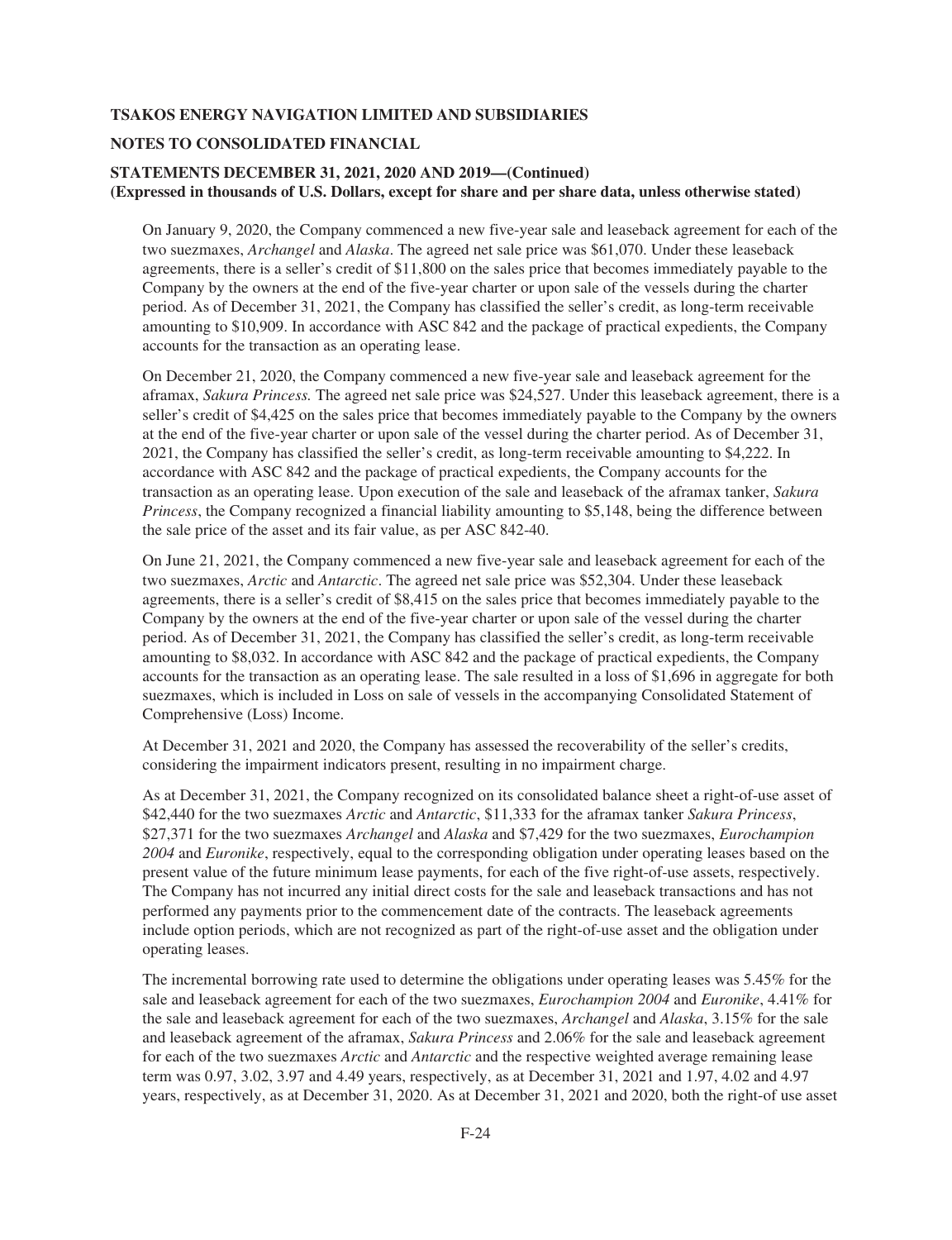On January 9, 2020, the Company commenced a new five-year sale and leaseback agreement for each of the two suezmaxes, *Archangel* and *Alaska*. The agreed net sale price was $61,070. Under these leaseback agreements, there is a seller's credit of $11,800 on the sales price that becomes immediately payable to the Company by the owners at the end of the five-year charter or upon sale of the vessels during the charter period. As of December 31, 2021, the Company has classified the seller's credit, as long-term receivable amounting to $10,909. In accordance with ASC 842 and the package of practical expedients, the Company accounts for the transaction as an operating lease.

On December 21, 2020, the Company commenced a new five-year sale and leaseback agreement for the aframax, *Sakura Princess.* The agreed net sale price was $24,527. Under this leaseback agreement, there is a seller's credit of $4,425 on the sales price that becomes immediately payable to the Company by the owners at the end of the five-year charter or upon sale of the vessel during the charter period. As of December 31, 2021, the Company has classified the seller's credit, as long-term receivable amounting to $4,222. In accordance with ASC 842 and the package of practical expedients, the Company accounts for the transaction as an operating lease. Upon execution of the sale and leaseback of the aframax tanker, *Sakura Princess*, the Company recognized a financial liability amounting to $5,148, being the difference between the sale price of the asset and its fair value, as per ASC 842-40.

On June 21, 2021, the Company commenced a new five-year sale and leaseback agreement for each of the two suezmaxes, *Arctic* and *Antarctic*. The agreed net sale price was $52,304. Under these leaseback agreements, there is a seller's credit of $8,415 on the sales price that becomes immediately payable to the Company by the owners at the end of the five-year charter or upon sale of the vessel during the charter period. As of December 31, 2021, the Company has classified the seller's credit, as long-term receivable amounting to $8,032. In accordance with ASC 842 and the package of practical expedients, the Company accounts for the transaction as an operating lease. The sale resulted in a loss of $1,696 in aggregate for both suezmaxes, which is included in Loss on sale of vessels in the accompanying Consolidated Statement of Comprehensive (Loss) Income.

At December 31, 2021 and 2020, the Company has assessed the recoverability of the seller's credits, considering the impairment indicators present, resulting in no impairment charge.

As at December 31, 2021, the Company recognized on its consolidated balance sheet a right-of-use asset of $42,440 for the two suezmaxes *Arctic* and *Antarctic*, $11,333 for the aframax tanker *Sakura Princess*, $27,371 for the two suezmaxes *Archangel* and *Alaska* and $7,429 for the two suezmaxes, *Eurochampion 2004* and *Euronike*, respectively, equal to the corresponding obligation under operating leases based on the present value of the future minimum lease payments, for each of the five right-of-use assets, respectively. The Company has not incurred any initial direct costs for the sale and leaseback transactions and has not performed any payments prior to the commencement date of the contracts. The leaseback agreements include option periods, which are not recognized as part of the right-of-use asset and the obligation under operating leases.

The incremental borrowing rate used to determine the obligations under operating leases was 5.45% for the sale and leaseback agreement for each of the two suezmaxes, *Eurochampion 2004* and *Euronike*, 4.41% for the sale and leaseback agreement for each of the two suezmaxes, *Archangel* and *Alaska*, 3.15% for the sale and leaseback agreement of the aframax, *Sakura Princess* and 2.06% for the sale and leaseback agreement for each of the two suezmaxes *Arctic* and *Antarctic* and the respective weighted average remaining lease term was 0.97, 3.02, 3.97 and 4.49 years, respectively, as at December 31, 2021 and 1.97, 4.02 and 4.97 years, respectively, as at December 31, 2020. As at December 31, 2021 and 2020, both the right-of use asset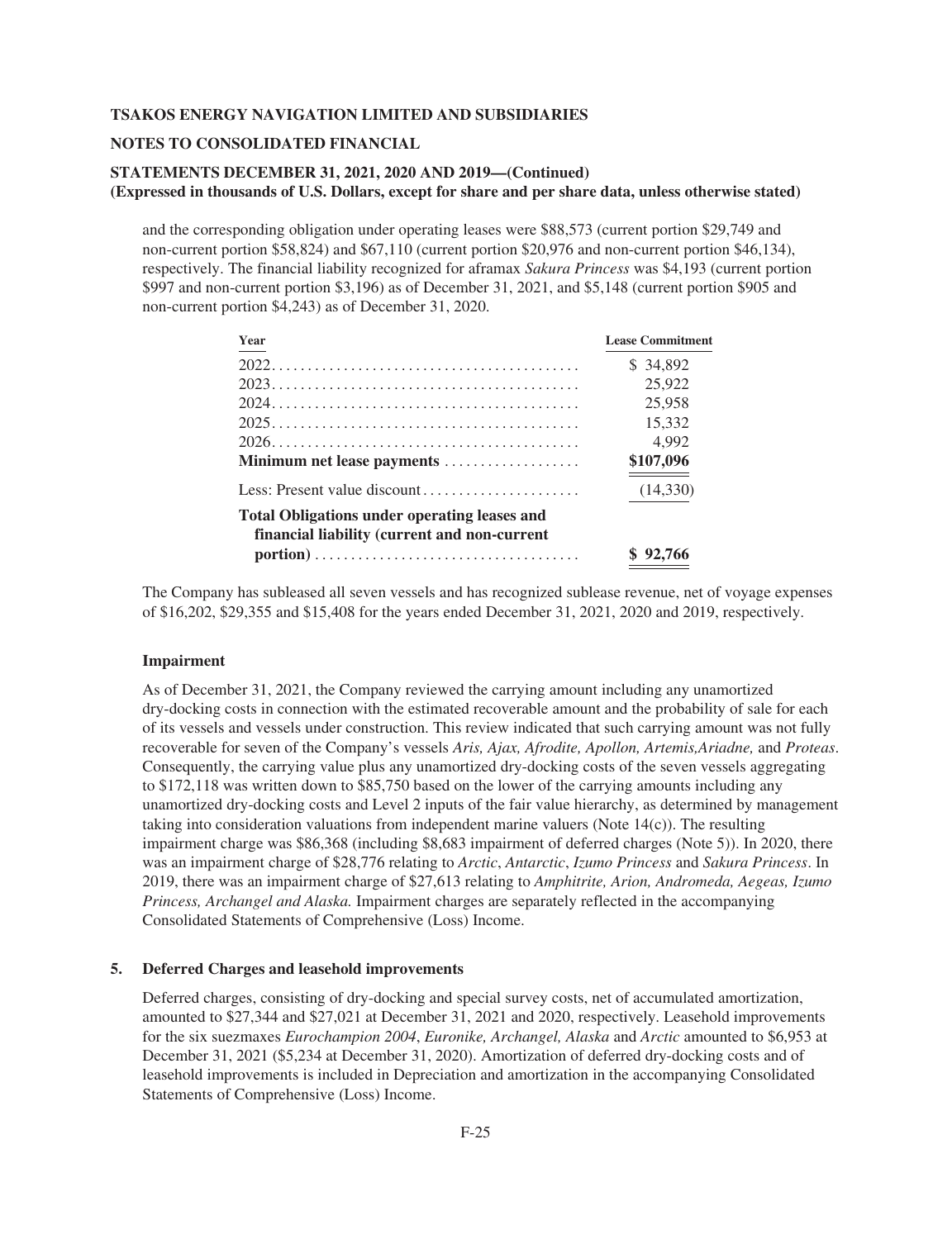and the corresponding obligation under operating leases were $88,573 (current portion $29,749 and non-current portion $58,824) and $67,110 (current portion $20,976 and non-current portion $46,134), respectively. The financial liability recognized for aframax *Sakura Princess* was $4,193 (current portion $997 and non-current portion $3,196) as of December 31, 2021, and $5,148 (current portion $905 and non-current portion $4,243) as of December 31, 2020.

| Year | Lease Commitment |
|---|---|
| 2022 | $ 34,892 |
| 2023 | 25,922 |
| 2024 | 25,958 |
| 2025 | 15,332 |
| 2026 | 4,992 |
| **Minimum net lease payments** | **$107,096** |
| Less: Present value discount | (14,330) |
| **Total Obligations under operating leases and financial liability (current and non-current portion)** | **$ 92,766** |

The Company has subleased all seven vessels and has recognized sublease revenue, net of voyage expenses of $16,202, $29,355 and $15,408 for the years ended December 31, 2021, 2020 and 2019, respectively.

**Impairment**

As of December 31, 2021, the Company reviewed the carrying amount including any unamortized dry-docking costs in connection with the estimated recoverable amount and the probability of sale for each of its vessels and vessels under construction. This review indicated that such carrying amount was not fully recoverable for seven of the Company's vessels *Aris, Ajax, Afrodite, Apollon, Artemis,Ariadne,* and *Proteas*. Consequently, the carrying value plus any unamortized dry-docking costs of the seven vessels aggregating to $172,118 was written down to $85,750 based on the lower of the carrying amounts including any unamortized dry-docking costs and Level 2 inputs of the fair value hierarchy, as determined by management taking into consideration valuations from independent marine valuers (Note 14(c)). The resulting impairment charge was $86,368 (including $8,683 impairment of deferred charges (Note 5)). In 2020, there was an impairment charge of $28,776 relating to *Arctic*, *Antarctic*, *Izumo Princess* and *Sakura Princess*. In 2019, there was an impairment charge of $27,613 relating to *Amphitrite, Arion, Andromeda, Aegeas, Izumo Princess, Archangel and Alaska.* Impairment charges are separately reflected in the accompanying Consolidated Statements of Comprehensive (Loss) Income.

**5. Deferred Charges and leasehold improvements**

Deferred charges, consisting of dry-docking and special survey costs, net of accumulated amortization, amounted to $27,344 and $27,021 at December 31, 2021 and 2020, respectively. Leasehold improvements for the six suezmaxes *Eurochampion 2004*, *Euronike, Archangel, Alaska* and *Arctic* amounted to $6,953 at December 31, 2021 ($5,234 at December 31, 2020). Amortization of deferred dry-docking costs and of leasehold improvements is included in Depreciation and amortization in the accompanying Consolidated Statements of Comprehensive (Loss) Income.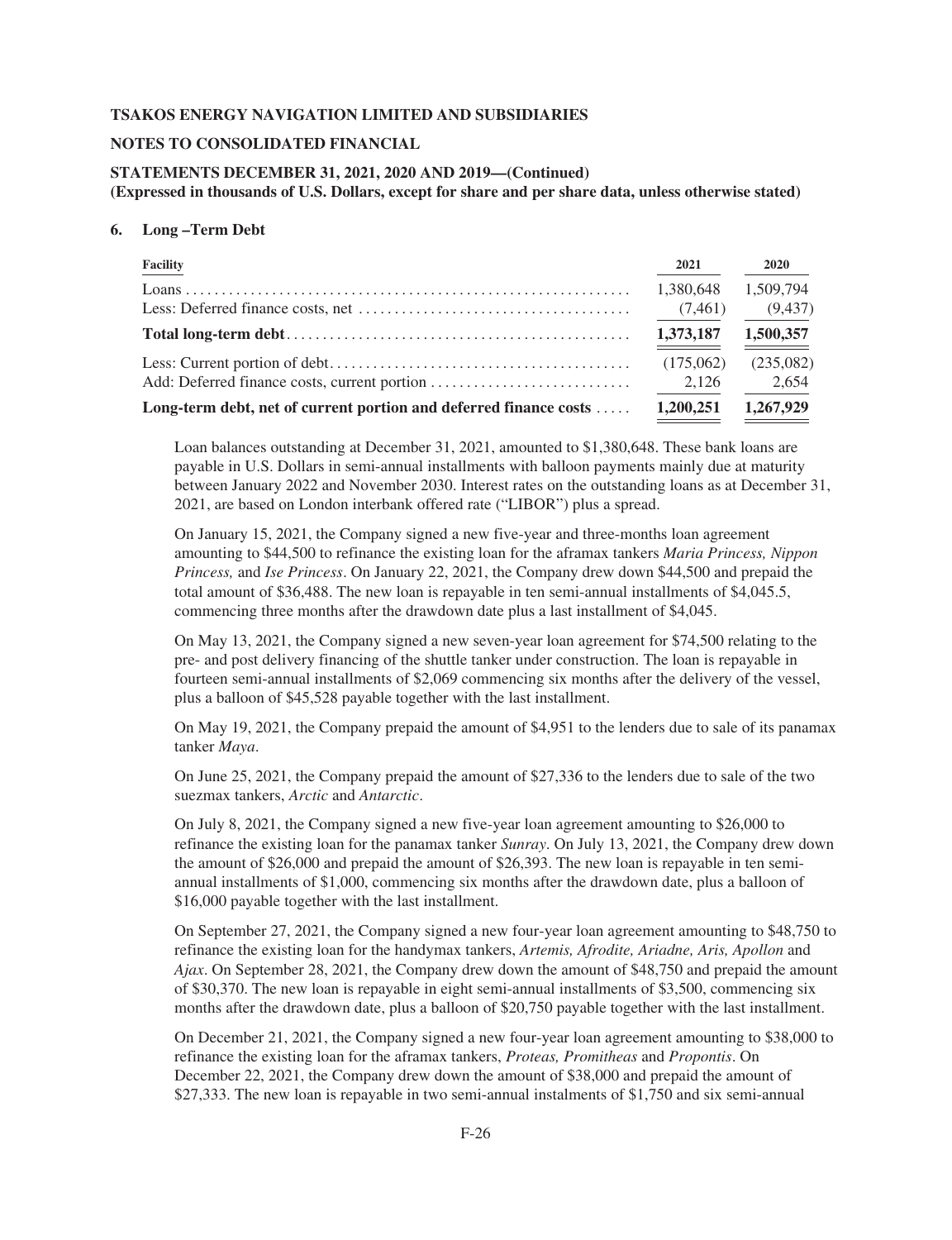# TSAKOS ENERGY NAVIGATION LIMITED AND SUBSIDIARIES

## NOTES TO CONSOLIDATED FINANCIAL

## STATEMENTS DECEMBER 31, 2021, 2020 AND 2019—(Continued)

**(Expressed in thousands of U.S. Dollars, except for share and per share data, unless otherwise stated)**

### 6. Long –Term Debt

| Facility | 2021 | 2020 |
|---|---|---|
| Loans | 1,380,648 | 1,509,794 |
| Less: Deferred finance costs, net | (7,461) | (9,437) |
| **Total long-term debt** | **1,373,187** | **1,500,357** |
| Less: Current portion of debt | (175,062) | (235,082) |
| Add: Deferred finance costs, current portion | 2,126 | 2,654 |
| **Long-term debt, net of current portion and deferred finance costs** | **1,200,251** | **1,267,929** |

Loan balances outstanding at December 31, 2021, amounted to $1,380,648. These bank loans are payable in U.S. Dollars in semi-annual installments with balloon payments mainly due at maturity between January 2022 and November 2030. Interest rates on the outstanding loans as at December 31, 2021, are based on London interbank offered rate ("LIBOR") plus a spread.

On January 15, 2021, the Company signed a new five-year and three-months loan agreement amounting to $44,500 to refinance the existing loan for the aframax tankers *Maria Princess, Nippon Princess,* and *Ise Princess*. On January 22, 2021, the Company drew down $44,500 and prepaid the total amount of $36,488. The new loan is repayable in ten semi-annual installments of $4,045.5, commencing three months after the drawdown date plus a last installment of $4,045.

On May 13, 2021, the Company signed a new seven-year loan agreement for $74,500 relating to the pre- and post delivery financing of the shuttle tanker under construction. The loan is repayable in fourteen semi-annual installments of $2,069 commencing six months after the delivery of the vessel, plus a balloon of $45,528 payable together with the last installment.

On May 19, 2021, the Company prepaid the amount of $4,951 to the lenders due to sale of its panamax tanker *Maya*.

On June 25, 2021, the Company prepaid the amount of $27,336 to the lenders due to sale of the two suezmax tankers, *Arctic* and *Antarctic*.

On July 8, 2021, the Company signed a new five-year loan agreement amounting to $26,000 to refinance the existing loan for the panamax tanker *Sunray*. On July 13, 2021, the Company drew down the amount of $26,000 and prepaid the amount of $26,393. The new loan is repayable in ten semi-annual installments of $1,000, commencing six months after the drawdown date, plus a balloon of $16,000 payable together with the last installment.

On September 27, 2021, the Company signed a new four-year loan agreement amounting to $48,750 to refinance the existing loan for the handymax tankers, *Artemis, Afrodite, Ariadne, Aris, Apollon* and *Ajax*. On September 28, 2021, the Company drew down the amount of $48,750 and prepaid the amount of $30,370. The new loan is repayable in eight semi-annual installments of $3,500, commencing six months after the drawdown date, plus a balloon of $20,750 payable together with the last installment.

On December 21, 2021, the Company signed a new four-year loan agreement amounting to $38,000 to refinance the existing loan for the aframax tankers, *Proteas, Promitheas* and *Propontis*. On December 22, 2021, the Company drew down the amount of $38,000 and prepaid the amount of $27,333. The new loan is repayable in two semi-annual instalments of $1,750 and six semi-annual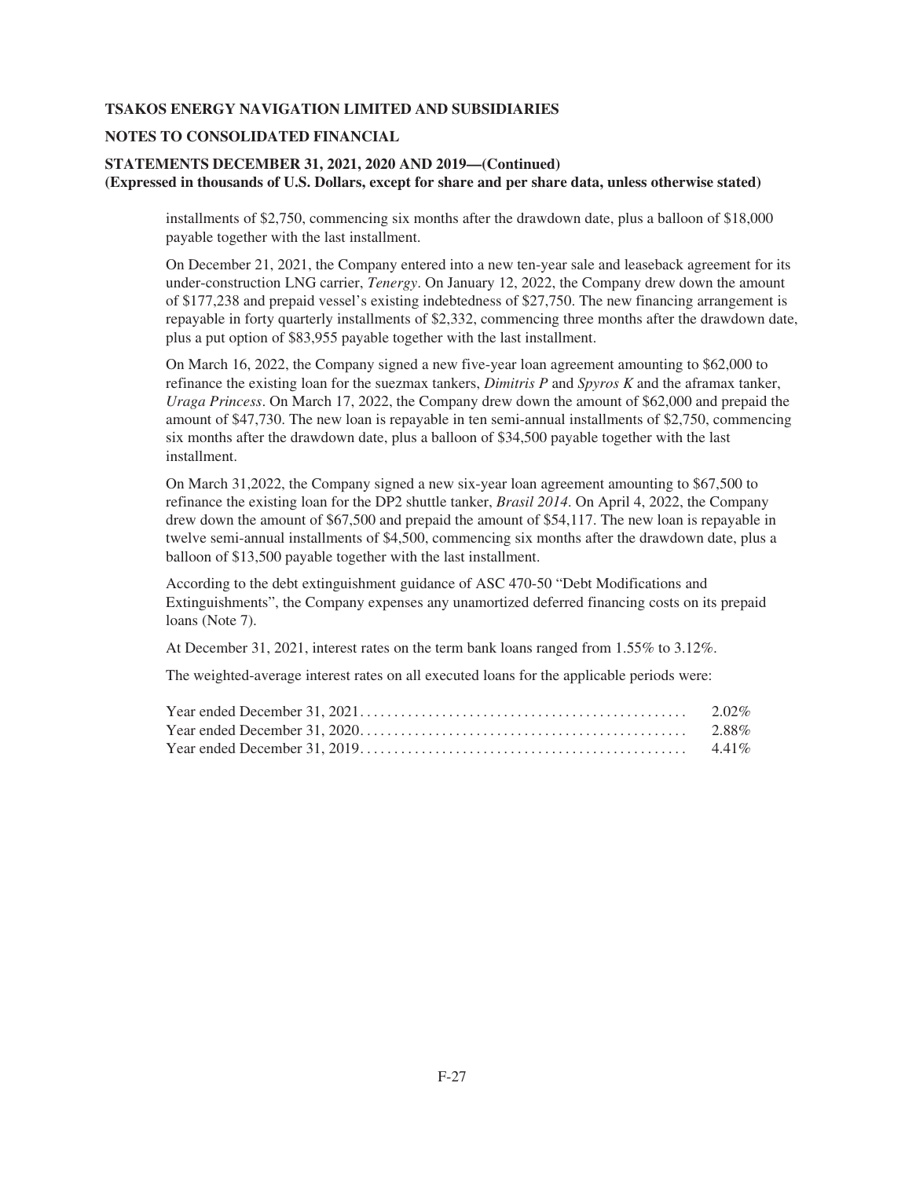installments of $2,750, commencing six months after the drawdown date, plus a balloon of $18,000 payable together with the last installment.

On December 21, 2021, the Company entered into a new ten-year sale and leaseback agreement for its under-construction LNG carrier, *Tenergy*. On January 12, 2022, the Company drew down the amount of $177,238 and prepaid vessel's existing indebtedness of $27,750. The new financing arrangement is repayable in forty quarterly installments of $2,332, commencing three months after the drawdown date, plus a put option of $83,955 payable together with the last installment.

On March 16, 2022, the Company signed a new five-year loan agreement amounting to $62,000 to refinance the existing loan for the suezmax tankers, *Dimitris P* and *Spyros K* and the aframax tanker, *Uraga Princess*. On March 17, 2022, the Company drew down the amount of $62,000 and prepaid the amount of $47,730. The new loan is repayable in ten semi-annual installments of $2,750, commencing six months after the drawdown date, plus a balloon of $34,500 payable together with the last installment.

On March 31,2022, the Company signed a new six-year loan agreement amounting to $67,500 to refinance the existing loan for the DP2 shuttle tanker, *Brasil 2014*. On April 4, 2022, the Company drew down the amount of $67,500 and prepaid the amount of $54,117. The new loan is repayable in twelve semi-annual installments of $4,500, commencing six months after the drawdown date, plus a balloon of $13,500 payable together with the last installment.

According to the debt extinguishment guidance of ASC 470-50 "Debt Modifications and Extinguishments", the Company expenses any unamortized deferred financing costs on its prepaid loans (Note 7).

At December 31, 2021, interest rates on the term bank loans ranged from 1.55% to 3.12%.

The weighted-average interest rates on all executed loans for the applicable periods were:

| | |
|---|---|
| Year ended December 31, 2021 | 2.02% |
| Year ended December 31, 2020 | 2.88% |
| Year ended December 31, 2019 | 4.41% |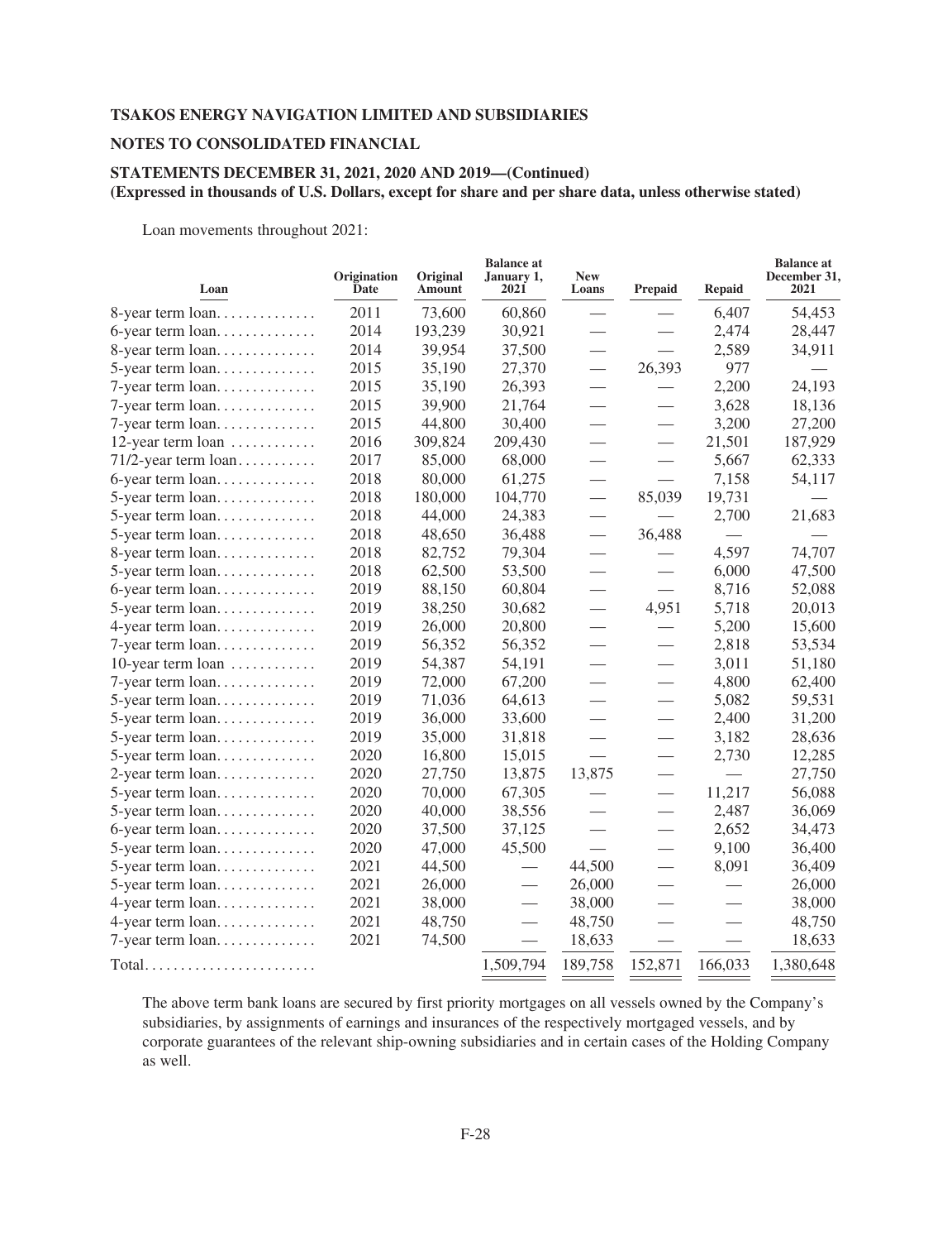**TSAKOS ENERGY NAVIGATION LIMITED AND SUBSIDIARIES**

**NOTES TO CONSOLIDATED FINANCIAL**

**STATEMENTS DECEMBER 31, 2021, 2020 AND 2019—(Continued)**
**(Expressed in thousands of U.S. Dollars, except for share and per share data, unless otherwise stated)**

Loan movements throughout 2021:

| Loan | Origination Date | Original Amount | Balance at January 1, 2021 | New Loans | Prepaid | Repaid | Balance at December 31, 2021 |
|---|---|---|---|---|---|---|---|
| 8-year term loan | 2011 | 73,600 | 60,860 | — | — | 6,407 | 54,453 |
| 6-year term loan | 2014 | 193,239 | 30,921 | — | — | 2,474 | 28,447 |
| 8-year term loan | 2014 | 39,954 | 37,500 | — | — | 2,589 | 34,911 |
| 5-year term loan | 2015 | 35,190 | 27,370 | — | 26,393 | 977 | — |
| 7-year term loan | 2015 | 35,190 | 26,393 | — | — | 2,200 | 24,193 |
| 7-year term loan | 2015 | 39,900 | 21,764 | — | — | 3,628 | 18,136 |
| 7-year term loan | 2015 | 44,800 | 30,400 | — | — | 3,200 | 27,200 |
| 12-year term loan | 2016 | 309,824 | 209,430 | — | — | 21,501 | 187,929 |
| 71/2-year term loan | 2017 | 85,000 | 68,000 | — | — | 5,667 | 62,333 |
| 6-year term loan | 2018 | 80,000 | 61,275 | — | — | 7,158 | 54,117 |
| 5-year term loan | 2018 | 180,000 | 104,770 | — | 85,039 | 19,731 | — |
| 5-year term loan | 2018 | 44,000 | 24,383 | — | — | 2,700 | 21,683 |
| 5-year term loan | 2018 | 48,650 | 36,488 | — | 36,488 | — | — |
| 8-year term loan | 2018 | 82,752 | 79,304 | — | — | 4,597 | 74,707 |
| 5-year term loan | 2018 | 62,500 | 53,500 | — | — | 6,000 | 47,500 |
| 6-year term loan | 2019 | 88,150 | 60,804 | — | — | 8,716 | 52,088 |
| 5-year term loan | 2019 | 38,250 | 30,682 | — | 4,951 | 5,718 | 20,013 |
| 4-year term loan | 2019 | 26,000 | 20,800 | — | — | 5,200 | 15,600 |
| 7-year term loan | 2019 | 56,352 | 56,352 | — | — | 2,818 | 53,534 |
| 10-year term loan | 2019 | 54,387 | 54,191 | — | — | 3,011 | 51,180 |
| 7-year term loan | 2019 | 72,000 | 67,200 | — | — | 4,800 | 62,400 |
| 5-year term loan | 2019 | 71,036 | 64,613 | — | — | 5,082 | 59,531 |
| 5-year term loan | 2019 | 36,000 | 33,600 | — | — | 2,400 | 31,200 |
| 5-year term loan | 2019 | 35,000 | 31,818 | — | — | 3,182 | 28,636 |
| 5-year term loan | 2020 | 16,800 | 15,015 | — | — | 2,730 | 12,285 |
| 2-year term loan | 2020 | 27,750 | 13,875 | 13,875 | — | — | 27,750 |
| 5-year term loan | 2020 | 70,000 | 67,305 | — | — | 11,217 | 56,088 |
| 5-year term loan | 2020 | 40,000 | 38,556 | — | — | 2,487 | 36,069 |
| 6-year term loan | 2020 | 37,500 | 37,125 | — | — | 2,652 | 34,473 |
| 5-year term loan | 2020 | 47,000 | 45,500 | — | — | 9,100 | 36,400 |
| 5-year term loan | 2021 | 44,500 | — | 44,500 | — | 8,091 | 36,409 |
| 5-year term loan | 2021 | 26,000 | — | 26,000 | — | — | 26,000 |
| 4-year term loan | 2021 | 38,000 | — | 38,000 | — | — | 38,000 |
| 4-year term loan | 2021 | 48,750 | — | 48,750 | — | — | 48,750 |
| 7-year term loan | 2021 | 74,500 | — | 18,633 | — | — | 18,633 |
| Total | | | 1,509,794 | 189,758 | 152,871 | 166,033 | 1,380,648 |

The above term bank loans are secured by first priority mortgages on all vessels owned by the Company's subsidiaries, by assignments of earnings and insurances of the respectively mortgaged vessels, and by corporate guarantees of the relevant ship-owning subsidiaries and in certain cases of the Holding Company as well.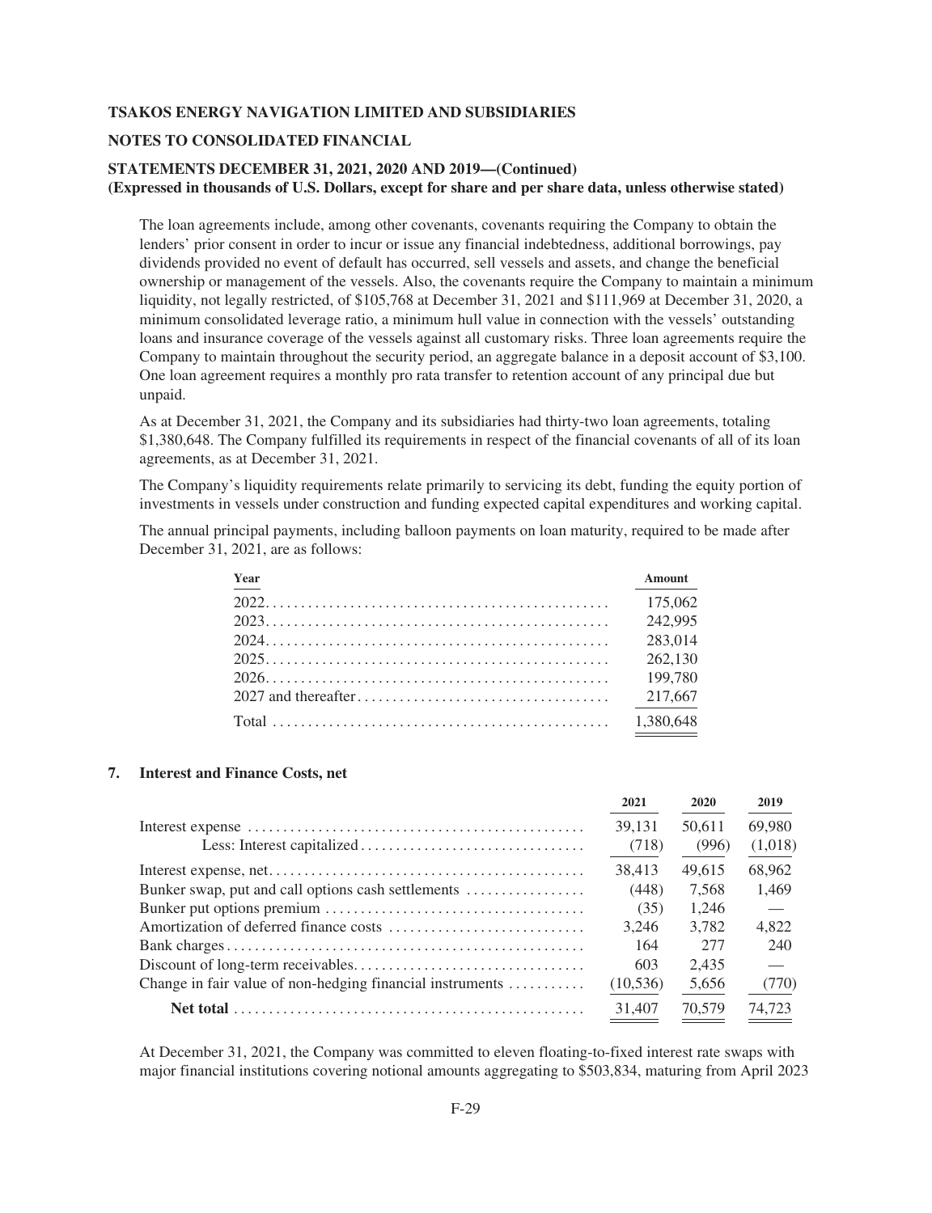The loan agreements include, among other covenants, covenants requiring the Company to obtain the lenders' prior consent in order to incur or issue any financial indebtedness, additional borrowings, pay dividends provided no event of default has occurred, sell vessels and assets, and change the beneficial ownership or management of the vessels. Also, the covenants require the Company to maintain a minimum liquidity, not legally restricted, of $105,768 at December 31, 2021 and $111,969 at December 31, 2020, a minimum consolidated leverage ratio, a minimum hull value in connection with the vessels' outstanding loans and insurance coverage of the vessels against all customary risks. Three loan agreements require the Company to maintain throughout the security period, an aggregate balance in a deposit account of $3,100. One loan agreement requires a monthly pro rata transfer to retention account of any principal due but unpaid.

As at December 31, 2021, the Company and its subsidiaries had thirty-two loan agreements, totaling $1,380,648. The Company fulfilled its requirements in respect of the financial covenants of all of its loan agreements, as at December 31, 2021.

The Company's liquidity requirements relate primarily to servicing its debt, funding the equity portion of investments in vessels under construction and funding expected capital expenditures and working capital.

The annual principal payments, including balloon payments on loan maturity, required to be made after December 31, 2021, are as follows:

| Year | Amount |
|---|---|
| 2022 | 175,062 |
| 2023 | 242,995 |
| 2024 | 283,014 |
| 2025 | 262,130 |
| 2026 | 199,780 |
| 2027 and thereafter | 217,667 |
| Total | 1,380,648 |

## 7. Interest and Finance Costs, net

| | 2021 | 2020 | 2019 |
|---|---|---|---|
| Interest expense | 39,131 | 50,611 | 69,980 |
| Less: Interest capitalized | (718) | (996) | (1,018) |
| Interest expense, net | 38,413 | 49,615 | 68,962 |
| Bunker swap, put and call options cash settlements | (448) | 7,568 | 1,469 |
| Bunker put options premium | (35) | 1,246 | — |
| Amortization of deferred finance costs | 3,246 | 3,782 | 4,822 |
| Bank charges | 164 | 277 | 240 |
| Discount of long-term receivables | 603 | 2,435 | — |
| Change in fair value of non-hedging financial instruments | (10,536) | 5,656 | (770) |
| **Net total** | 31,407 | 70,579 | 74,723 |

At December 31, 2021, the Company was committed to eleven floating-to-fixed interest rate swaps with major financial institutions covering notional amounts aggregating to $503,834, maturing from April 2023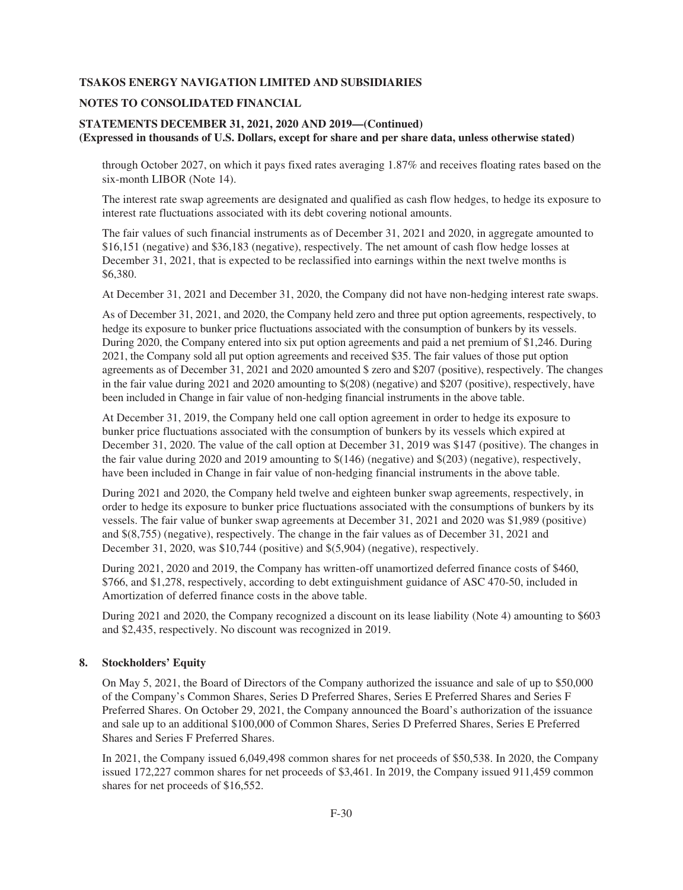through October 2027, on which it pays fixed rates averaging 1.87% and receives floating rates based on the six-month LIBOR (Note 14).

The interest rate swap agreements are designated and qualified as cash flow hedges, to hedge its exposure to interest rate fluctuations associated with its debt covering notional amounts.

The fair values of such financial instruments as of December 31, 2021 and 2020, in aggregate amounted to $16,151 (negative) and $36,183 (negative), respectively. The net amount of cash flow hedge losses at December 31, 2021, that is expected to be reclassified into earnings within the next twelve months is $6,380.

At December 31, 2021 and December 31, 2020, the Company did not have non-hedging interest rate swaps.

As of December 31, 2021, and 2020, the Company held zero and three put option agreements, respectively, to hedge its exposure to bunker price fluctuations associated with the consumption of bunkers by its vessels. During 2020, the Company entered into six put option agreements and paid a net premium of $1,246. During 2021, the Company sold all put option agreements and received $35. The fair values of those put option agreements as of December 31, 2021 and 2020 amounted $ zero and $207 (positive), respectively. The changes in the fair value during 2021 and 2020 amounting to $(208) (negative) and $207 (positive), respectively, have been included in Change in fair value of non-hedging financial instruments in the above table.

At December 31, 2019, the Company held one call option agreement in order to hedge its exposure to bunker price fluctuations associated with the consumption of bunkers by its vessels which expired at December 31, 2020. The value of the call option at December 31, 2019 was $147 (positive). The changes in the fair value during 2020 and 2019 amounting to $(146) (negative) and $(203) (negative), respectively, have been included in Change in fair value of non-hedging financial instruments in the above table.

During 2021 and 2020, the Company held twelve and eighteen bunker swap agreements, respectively, in order to hedge its exposure to bunker price fluctuations associated with the consumptions of bunkers by its vessels. The fair value of bunker swap agreements at December 31, 2021 and 2020 was $1,989 (positive) and $(8,755) (negative), respectively. The change in the fair values as of December 31, 2021 and December 31, 2020, was $10,744 (positive) and $(5,904) (negative), respectively.

During 2021, 2020 and 2019, the Company has written-off unamortized deferred finance costs of $460, $766, and $1,278, respectively, according to debt extinguishment guidance of ASC 470-50, included in Amortization of deferred finance costs in the above table.

During 2021 and 2020, the Company recognized a discount on its lease liability (Note 4) amounting to $603 and $2,435, respectively. No discount was recognized in 2019.

## 8. Stockholders' Equity

On May 5, 2021, the Board of Directors of the Company authorized the issuance and sale of up to $50,000 of the Company's Common Shares, Series D Preferred Shares, Series E Preferred Shares and Series F Preferred Shares. On October 29, 2021, the Company announced the Board's authorization of the issuance and sale up to an additional $100,000 of Common Shares, Series D Preferred Shares, Series E Preferred Shares and Series F Preferred Shares.

In 2021, the Company issued 6,049,498 common shares for net proceeds of $50,538. In 2020, the Company issued 172,227 common shares for net proceeds of $3,461. In 2019, the Company issued 911,459 common shares for net proceeds of $16,552.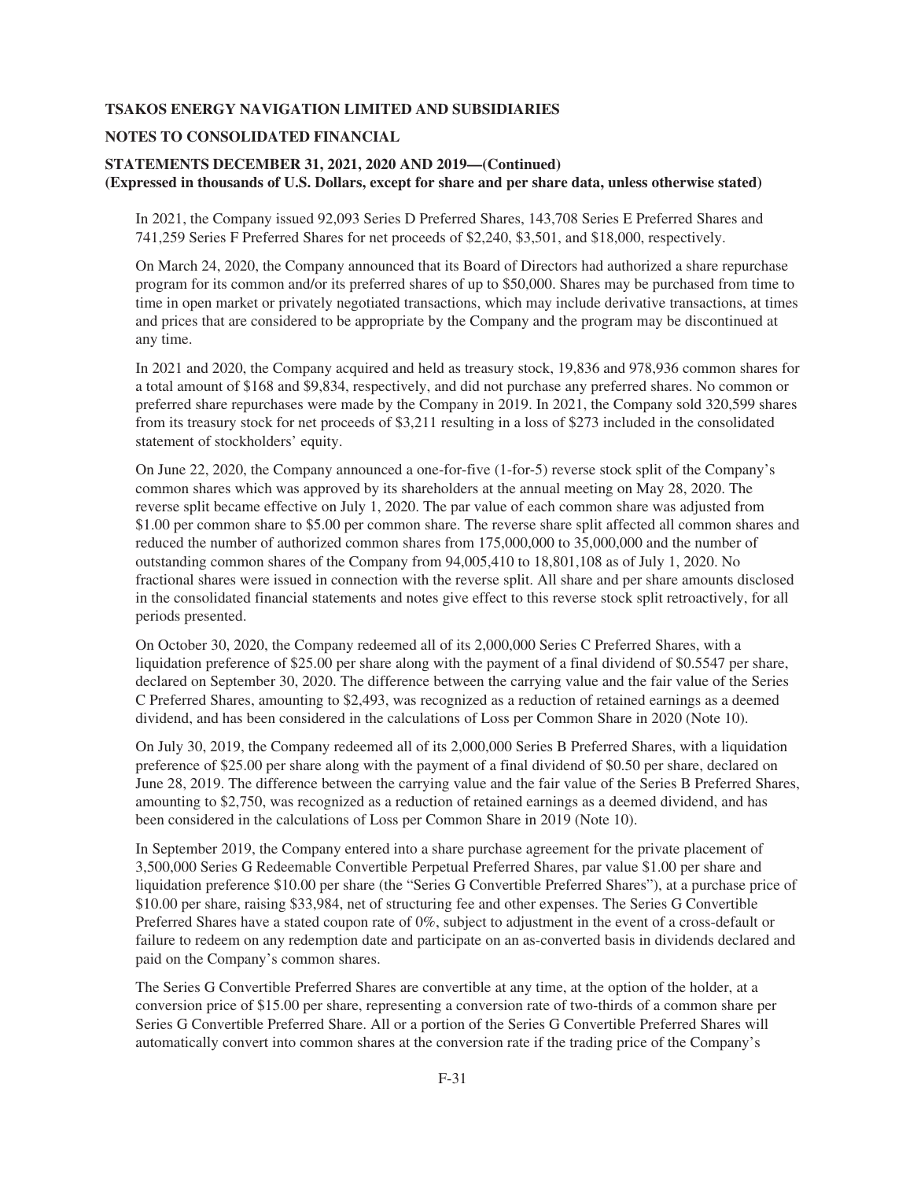In 2021, the Company issued 92,093 Series D Preferred Shares, 143,708 Series E Preferred Shares and 741,259 Series F Preferred Shares for net proceeds of $2,240, $3,501, and $18,000, respectively.

On March 24, 2020, the Company announced that its Board of Directors had authorized a share repurchase program for its common and/or its preferred shares of up to $50,000. Shares may be purchased from time to time in open market or privately negotiated transactions, which may include derivative transactions, at times and prices that are considered to be appropriate by the Company and the program may be discontinued at any time.

In 2021 and 2020, the Company acquired and held as treasury stock, 19,836 and 978,936 common shares for a total amount of $168 and $9,834, respectively, and did not purchase any preferred shares. No common or preferred share repurchases were made by the Company in 2019. In 2021, the Company sold 320,599 shares from its treasury stock for net proceeds of $3,211 resulting in a loss of $273 included in the consolidated statement of stockholders' equity.

On June 22, 2020, the Company announced a one-for-five (1-for-5) reverse stock split of the Company's common shares which was approved by its shareholders at the annual meeting on May 28, 2020. The reverse split became effective on July 1, 2020. The par value of each common share was adjusted from $1.00 per common share to $5.00 per common share. The reverse share split affected all common shares and reduced the number of authorized common shares from 175,000,000 to 35,000,000 and the number of outstanding common shares of the Company from 94,005,410 to 18,801,108 as of July 1, 2020. No fractional shares were issued in connection with the reverse split. All share and per share amounts disclosed in the consolidated financial statements and notes give effect to this reverse stock split retroactively, for all periods presented.

On October 30, 2020, the Company redeemed all of its 2,000,000 Series C Preferred Shares, with a liquidation preference of $25.00 per share along with the payment of a final dividend of $0.5547 per share, declared on September 30, 2020. The difference between the carrying value and the fair value of the Series C Preferred Shares, amounting to $2,493, was recognized as a reduction of retained earnings as a deemed dividend, and has been considered in the calculations of Loss per Common Share in 2020 (Note 10).

On July 30, 2019, the Company redeemed all of its 2,000,000 Series B Preferred Shares, with a liquidation preference of $25.00 per share along with the payment of a final dividend of $0.50 per share, declared on June 28, 2019. The difference between the carrying value and the fair value of the Series B Preferred Shares, amounting to $2,750, was recognized as a reduction of retained earnings as a deemed dividend, and has been considered in the calculations of Loss per Common Share in 2019 (Note 10).

In September 2019, the Company entered into a share purchase agreement for the private placement of 3,500,000 Series G Redeemable Convertible Perpetual Preferred Shares, par value $1.00 per share and liquidation preference $10.00 per share (the "Series G Convertible Preferred Shares"), at a purchase price of $10.00 per share, raising $33,984, net of structuring fee and other expenses. The Series G Convertible Preferred Shares have a stated coupon rate of 0%, subject to adjustment in the event of a cross-default or failure to redeem on any redemption date and participate on an as-converted basis in dividends declared and paid on the Company's common shares.

The Series G Convertible Preferred Shares are convertible at any time, at the option of the holder, at a conversion price of $15.00 per share, representing a conversion rate of two-thirds of a common share per Series G Convertible Preferred Share. All or a portion of the Series G Convertible Preferred Shares will automatically convert into common shares at the conversion rate if the trading price of the Company's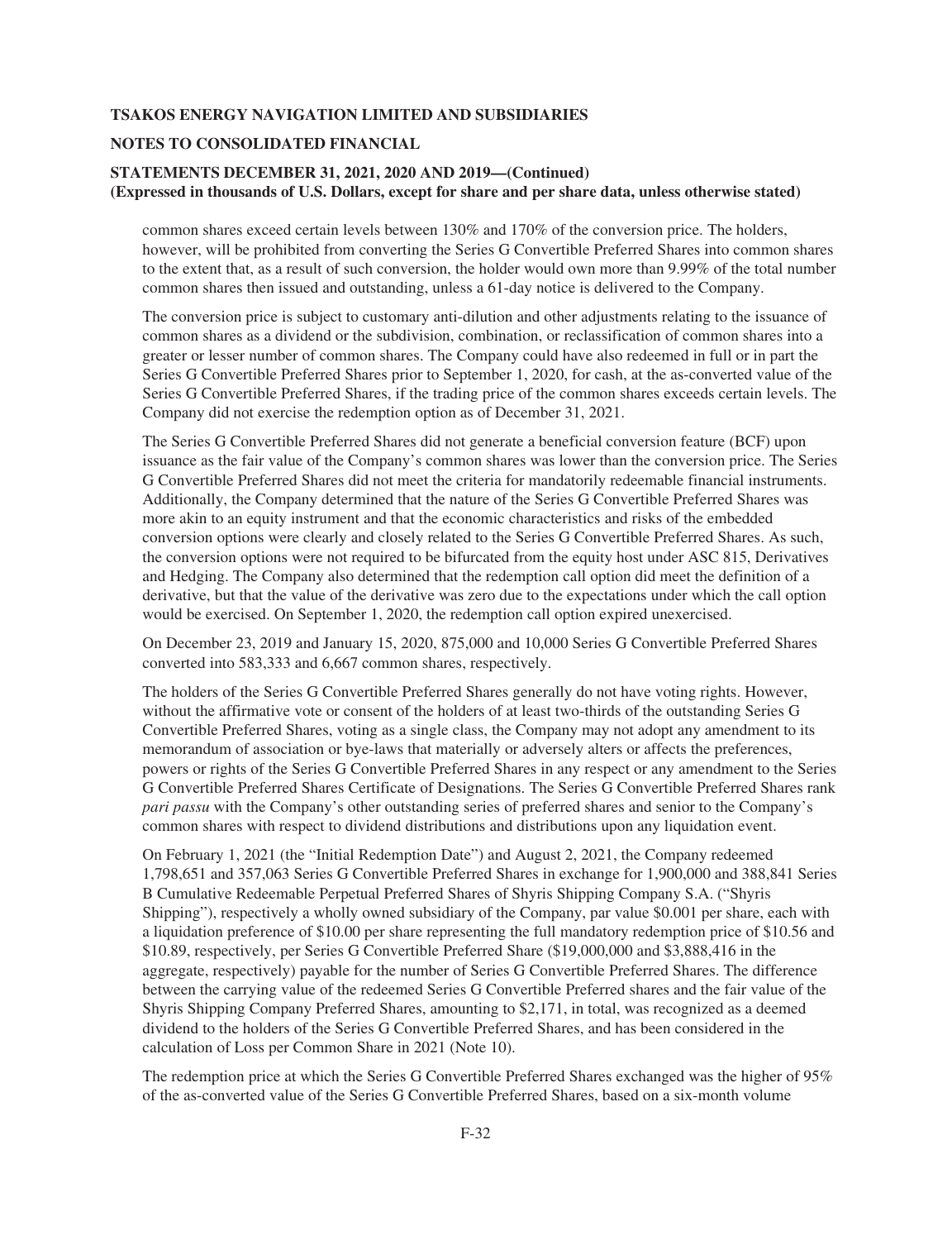common shares exceed certain levels between 130% and 170% of the conversion price. The holders, however, will be prohibited from converting the Series G Convertible Preferred Shares into common shares to the extent that, as a result of such conversion, the holder would own more than 9.99% of the total number common shares then issued and outstanding, unless a 61-day notice is delivered to the Company.

The conversion price is subject to customary anti-dilution and other adjustments relating to the issuance of common shares as a dividend or the subdivision, combination, or reclassification of common shares into a greater or lesser number of common shares. The Company could have also redeemed in full or in part the Series G Convertible Preferred Shares prior to September 1, 2020, for cash, at the as-converted value of the Series G Convertible Preferred Shares, if the trading price of the common shares exceeds certain levels. The Company did not exercise the redemption option as of December 31, 2021.

The Series G Convertible Preferred Shares did not generate a beneficial conversion feature (BCF) upon issuance as the fair value of the Company's common shares was lower than the conversion price. The Series G Convertible Preferred Shares did not meet the criteria for mandatorily redeemable financial instruments. Additionally, the Company determined that the nature of the Series G Convertible Preferred Shares was more akin to an equity instrument and that the economic characteristics and risks of the embedded conversion options were clearly and closely related to the Series G Convertible Preferred Shares. As such, the conversion options were not required to be bifurcated from the equity host under ASC 815, Derivatives and Hedging. The Company also determined that the redemption call option did meet the definition of a derivative, but that the value of the derivative was zero due to the expectations under which the call option would be exercised. On September 1, 2020, the redemption call option expired unexercised.

On December 23, 2019 and January 15, 2020, 875,000 and 10,000 Series G Convertible Preferred Shares converted into 583,333 and 6,667 common shares, respectively.

The holders of the Series G Convertible Preferred Shares generally do not have voting rights. However, without the affirmative vote or consent of the holders of at least two-thirds of the outstanding Series G Convertible Preferred Shares, voting as a single class, the Company may not adopt any amendment to its memorandum of association or bye-laws that materially or adversely alters or affects the preferences, powers or rights of the Series G Convertible Preferred Shares in any respect or any amendment to the Series G Convertible Preferred Shares Certificate of Designations. The Series G Convertible Preferred Shares rank *pari passu* with the Company's other outstanding series of preferred shares and senior to the Company's common shares with respect to dividend distributions and distributions upon any liquidation event.

On February 1, 2021 (the "Initial Redemption Date") and August 2, 2021, the Company redeemed 1,798,651 and 357,063 Series G Convertible Preferred Shares in exchange for 1,900,000 and 388,841 Series B Cumulative Redeemable Perpetual Preferred Shares of Shyris Shipping Company S.A. ("Shyris Shipping"), respectively a wholly owned subsidiary of the Company, par value $0.001 per share, each with a liquidation preference of $10.00 per share representing the full mandatory redemption price of $10.56 and $10.89, respectively, per Series G Convertible Preferred Share ($19,000,000 and $3,888,416 in the aggregate, respectively) payable for the number of Series G Convertible Preferred Shares. The difference between the carrying value of the redeemed Series G Convertible Preferred shares and the fair value of the Shyris Shipping Company Preferred Shares, amounting to $2,171, in total, was recognized as a deemed dividend to the holders of the Series G Convertible Preferred Shares, and has been considered in the calculation of Loss per Common Share in 2021 (Note 10).

The redemption price at which the Series G Convertible Preferred Shares exchanged was the higher of 95% of the as-converted value of the Series G Convertible Preferred Shares, based on a six-month volume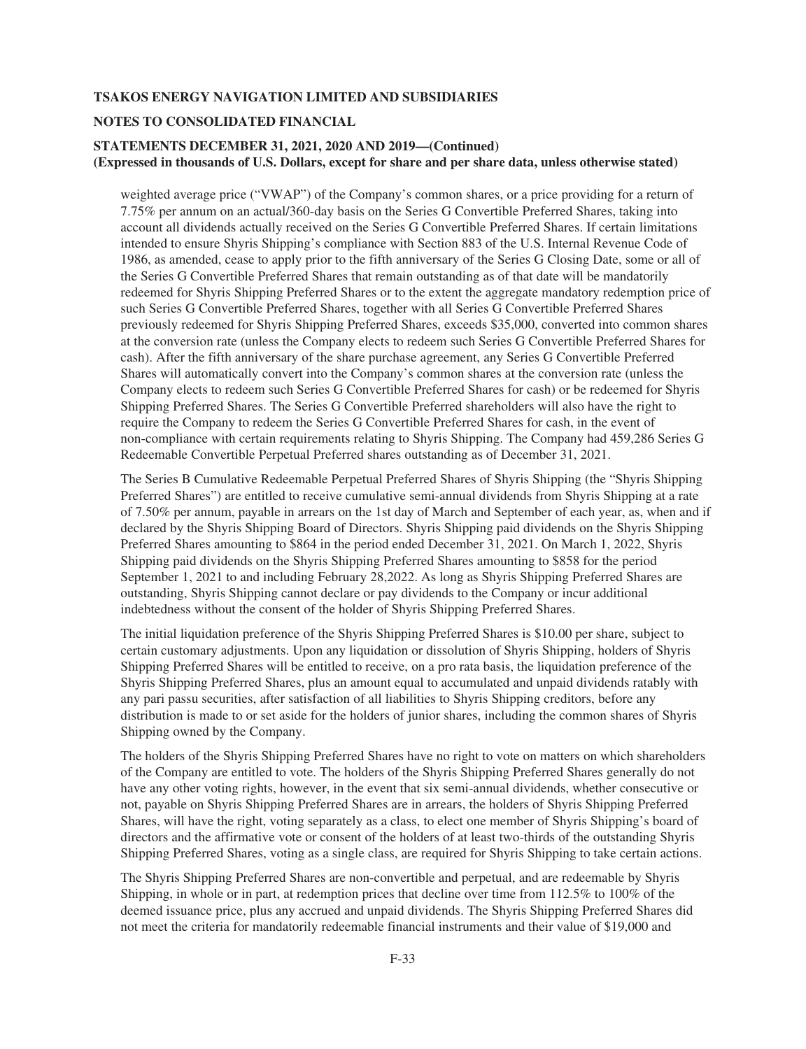weighted average price ("VWAP") of the Company's common shares, or a price providing for a return of 7.75% per annum on an actual/360-day basis on the Series G Convertible Preferred Shares, taking into account all dividends actually received on the Series G Convertible Preferred Shares. If certain limitations intended to ensure Shyris Shipping's compliance with Section 883 of the U.S. Internal Revenue Code of 1986, as amended, cease to apply prior to the fifth anniversary of the Series G Closing Date, some or all of the Series G Convertible Preferred Shares that remain outstanding as of that date will be mandatorily redeemed for Shyris Shipping Preferred Shares or to the extent the aggregate mandatory redemption price of such Series G Convertible Preferred Shares, together with all Series G Convertible Preferred Shares previously redeemed for Shyris Shipping Preferred Shares, exceeds $35,000, converted into common shares at the conversion rate (unless the Company elects to redeem such Series G Convertible Preferred Shares for cash). After the fifth anniversary of the share purchase agreement, any Series G Convertible Preferred Shares will automatically convert into the Company's common shares at the conversion rate (unless the Company elects to redeem such Series G Convertible Preferred Shares for cash) or be redeemed for Shyris Shipping Preferred Shares. The Series G Convertible Preferred shareholders will also have the right to require the Company to redeem the Series G Convertible Preferred Shares for cash, in the event of non-compliance with certain requirements relating to Shyris Shipping. The Company had 459,286 Series G Redeemable Convertible Perpetual Preferred shares outstanding as of December 31, 2021.

The Series B Cumulative Redeemable Perpetual Preferred Shares of Shyris Shipping (the "Shyris Shipping Preferred Shares") are entitled to receive cumulative semi-annual dividends from Shyris Shipping at a rate of 7.50% per annum, payable in arrears on the 1st day of March and September of each year, as, when and if declared by the Shyris Shipping Board of Directors. Shyris Shipping paid dividends on the Shyris Shipping Preferred Shares amounting to $864 in the period ended December 31, 2021. On March 1, 2022, Shyris Shipping paid dividends on the Shyris Shipping Preferred Shares amounting to $858 for the period September 1, 2021 to and including February 28,2022. As long as Shyris Shipping Preferred Shares are outstanding, Shyris Shipping cannot declare or pay dividends to the Company or incur additional indebtedness without the consent of the holder of Shyris Shipping Preferred Shares.

The initial liquidation preference of the Shyris Shipping Preferred Shares is $10.00 per share, subject to certain customary adjustments. Upon any liquidation or dissolution of Shyris Shipping, holders of Shyris Shipping Preferred Shares will be entitled to receive, on a pro rata basis, the liquidation preference of the Shyris Shipping Preferred Shares, plus an amount equal to accumulated and unpaid dividends ratably with any pari passu securities, after satisfaction of all liabilities to Shyris Shipping creditors, before any distribution is made to or set aside for the holders of junior shares, including the common shares of Shyris Shipping owned by the Company.

The holders of the Shyris Shipping Preferred Shares have no right to vote on matters on which shareholders of the Company are entitled to vote. The holders of the Shyris Shipping Preferred Shares generally do not have any other voting rights, however, in the event that six semi-annual dividends, whether consecutive or not, payable on Shyris Shipping Preferred Shares are in arrears, the holders of Shyris Shipping Preferred Shares, will have the right, voting separately as a class, to elect one member of Shyris Shipping's board of directors and the affirmative vote or consent of the holders of at least two-thirds of the outstanding Shyris Shipping Preferred Shares, voting as a single class, are required for Shyris Shipping to take certain actions.

The Shyris Shipping Preferred Shares are non-convertible and perpetual, and are redeemable by Shyris Shipping, in whole or in part, at redemption prices that decline over time from 112.5% to 100% of the deemed issuance price, plus any accrued and unpaid dividends. The Shyris Shipping Preferred Shares did not meet the criteria for mandatorily redeemable financial instruments and their value of $19,000 and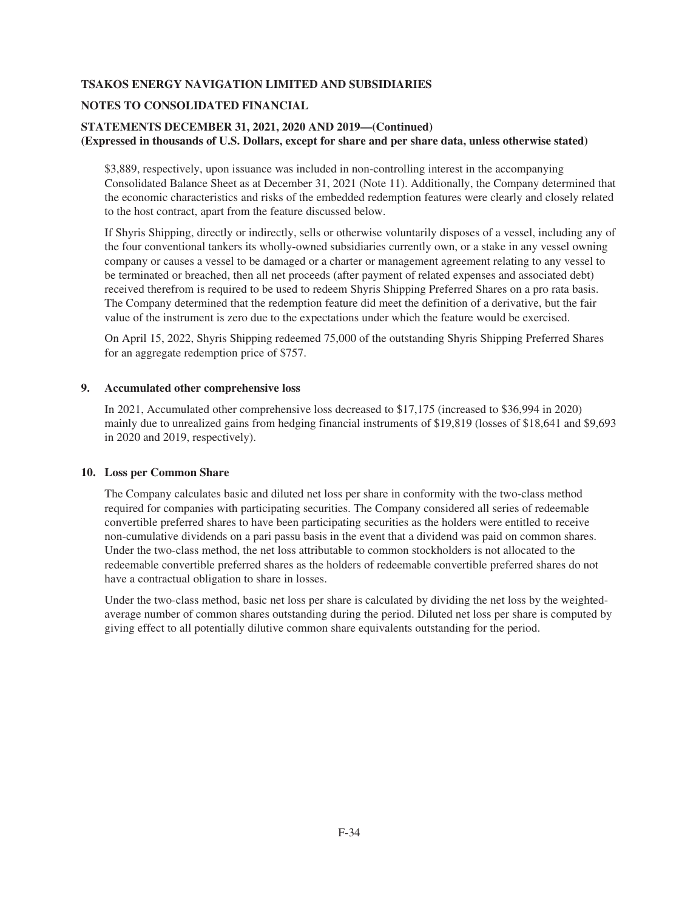$3,889, respectively, upon issuance was included in non-controlling interest in the accompanying Consolidated Balance Sheet as at December 31, 2021 (Note 11). Additionally, the Company determined that the economic characteristics and risks of the embedded redemption features were clearly and closely related to the host contract, apart from the feature discussed below.

If Shyris Shipping, directly or indirectly, sells or otherwise voluntarily disposes of a vessel, including any of the four conventional tankers its wholly-owned subsidiaries currently own, or a stake in any vessel owning company or causes a vessel to be damaged or a charter or management agreement relating to any vessel to be terminated or breached, then all net proceeds (after payment of related expenses and associated debt) received therefrom is required to be used to redeem Shyris Shipping Preferred Shares on a pro rata basis. The Company determined that the redemption feature did meet the definition of a derivative, but the fair value of the instrument is zero due to the expectations under which the feature would be exercised.

On April 15, 2022, Shyris Shipping redeemed 75,000 of the outstanding Shyris Shipping Preferred Shares for an aggregate redemption price of $757.

## 9. Accumulated other comprehensive loss

In 2021, Accumulated other comprehensive loss decreased to $17,175 (increased to $36,994 in 2020) mainly due to unrealized gains from hedging financial instruments of $19,819 (losses of $18,641 and $9,693 in 2020 and 2019, respectively).

## 10. Loss per Common Share

The Company calculates basic and diluted net loss per share in conformity with the two-class method required for companies with participating securities. The Company considered all series of redeemable convertible preferred shares to have been participating securities as the holders were entitled to receive non-cumulative dividends on a pari passu basis in the event that a dividend was paid on common shares. Under the two-class method, the net loss attributable to common stockholders is not allocated to the redeemable convertible preferred shares as the holders of redeemable convertible preferred shares do not have a contractual obligation to share in losses.

Under the two-class method, basic net loss per share is calculated by dividing the net loss by the weighted-average number of common shares outstanding during the period. Diluted net loss per share is computed by giving effect to all potentially dilutive common share equivalents outstanding for the period.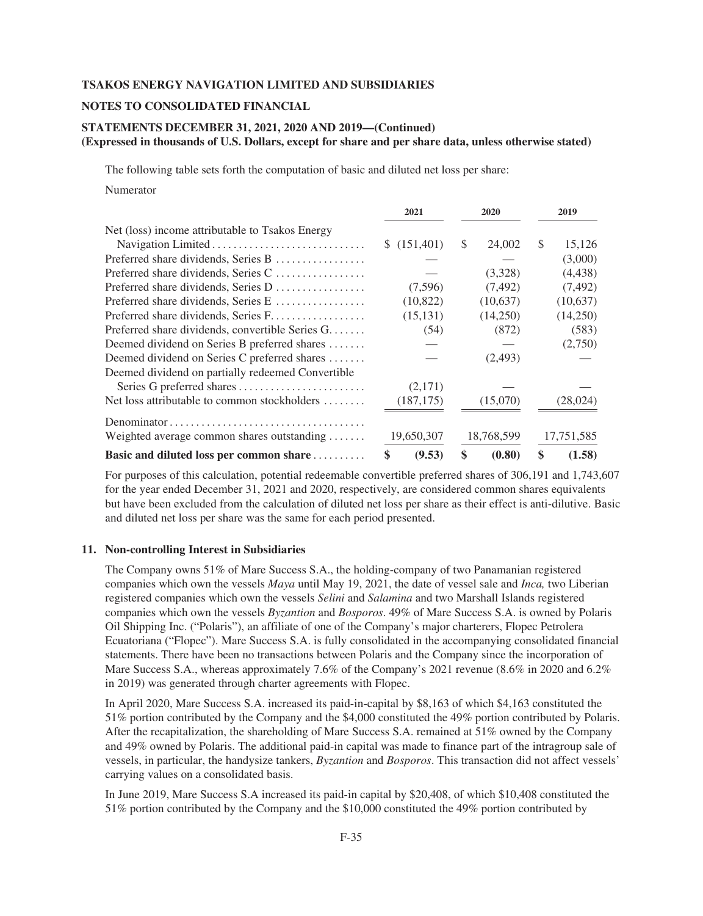The following table sets forth the computation of basic and diluted net loss per share:

Numerator

| | 2021 | 2020 | 2019 |
|---|---|---|---|
| Net (loss) income attributable to Tsakos Energy Navigation Limited | $ (151,401) | $ 24,002 | $ 15,126 |
| Preferred share dividends, Series B | — | — | (3,000) |
| Preferred share dividends, Series C | — | (3,328) | (4,438) |
| Preferred share dividends, Series D | (7,596) | (7,492) | (7,492) |
| Preferred share dividends, Series E | (10,822) | (10,637) | (10,637) |
| Preferred share dividends, Series F | (15,131) | (14,250) | (14,250) |
| Preferred share dividends, convertible Series G | (54) | (872) | (583) |
| Deemed dividend on Series B preferred shares | — | — | (2,750) |
| Deemed dividend on Series C preferred shares | — | (2,493) | — |
| Deemed dividend on partially redeemed Convertible Series G preferred shares | (2,171) | — | — |
| Net loss attributable to common stockholders | (187,175) | (15,070) | (28,024) |
| Denominator | | | |
| Weighted average common shares outstanding | 19,650,307 | 18,768,599 | 17,751,585 |
| **Basic and diluted loss per common share** | **$ (9.53)** | **$ (0.80)** | **$ (1.58)** |

For purposes of this calculation, potential redeemable convertible preferred shares of 306,191 and 1,743,607 for the year ended December 31, 2021 and 2020, respectively, are considered common shares equivalents but have been excluded from the calculation of diluted net loss per share as their effect is anti-dilutive. Basic and diluted net loss per share was the same for each period presented.

## 11. Non-controlling Interest in Subsidiaries

The Company owns 51% of Mare Success S.A., the holding-company of two Panamanian registered companies which own the vessels *Maya* until May 19, 2021, the date of vessel sale and *Inca,* two Liberian registered companies which own the vessels *Selini* and *Salamina* and two Marshall Islands registered companies which own the vessels *Byzantion* and *Bosporos*. 49% of Mare Success S.A. is owned by Polaris Oil Shipping Inc. ("Polaris"), an affiliate of one of the Company's major charterers, Flopec Petrolera Ecuatoriana ("Flopec"). Mare Success S.A. is fully consolidated in the accompanying consolidated financial statements. There have been no transactions between Polaris and the Company since the incorporation of Mare Success S.A., whereas approximately 7.6% of the Company's 2021 revenue (8.6% in 2020 and 6.2% in 2019) was generated through charter agreements with Flopec.

In April 2020, Mare Success S.A. increased its paid-in-capital by $8,163 of which $4,163 constituted the 51% portion contributed by the Company and the $4,000 constituted the 49% portion contributed by Polaris. After the recapitalization, the shareholding of Mare Success S.A. remained at 51% owned by the Company and 49% owned by Polaris. The additional paid-in capital was made to finance part of the intragroup sale of vessels, in particular, the handysize tankers, *Byzantion* and *Bosporos*. This transaction did not affect vessels' carrying values on a consolidated basis.

In June 2019, Mare Success S.A increased its paid-in capital by $20,408, of which $10,408 constituted the 51% portion contributed by the Company and the $10,000 constituted the 49% portion contributed by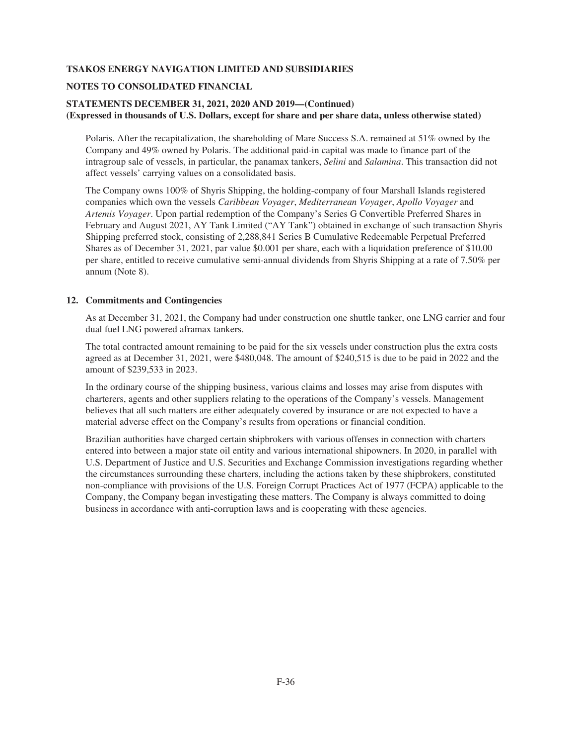Polaris. After the recapitalization, the shareholding of Mare Success S.A. remained at 51% owned by the Company and 49% owned by Polaris. The additional paid-in capital was made to finance part of the intragroup sale of vessels, in particular, the panamax tankers, *Selini* and *Salamina*. This transaction did not affect vessels' carrying values on a consolidated basis.

The Company owns 100% of Shyris Shipping, the holding-company of four Marshall Islands registered companies which own the vessels *Caribbean Voyager*, *Mediterranean Voyager*, *Apollo Voyager* and *Artemis Voyager*. Upon partial redemption of the Company's Series G Convertible Preferred Shares in February and August 2021, AY Tank Limited ("AY Tank") obtained in exchange of such transaction Shyris Shipping preferred stock, consisting of 2,288,841 Series B Cumulative Redeemable Perpetual Preferred Shares as of December 31, 2021, par value $0.001 per share, each with a liquidation preference of $10.00 per share, entitled to receive cumulative semi-annual dividends from Shyris Shipping at a rate of 7.50% per annum (Note 8).

## 12. Commitments and Contingencies

As at December 31, 2021, the Company had under construction one shuttle tanker, one LNG carrier and four dual fuel LNG powered aframax tankers.

The total contracted amount remaining to be paid for the six vessels under construction plus the extra costs agreed as at December 31, 2021, were $480,048. The amount of $240,515 is due to be paid in 2022 and the amount of $239,533 in 2023.

In the ordinary course of the shipping business, various claims and losses may arise from disputes with charterers, agents and other suppliers relating to the operations of the Company's vessels. Management believes that all such matters are either adequately covered by insurance or are not expected to have a material adverse effect on the Company's results from operations or financial condition.

Brazilian authorities have charged certain shipbrokers with various offenses in connection with charters entered into between a major state oil entity and various international shipowners. In 2020, in parallel with U.S. Department of Justice and U.S. Securities and Exchange Commission investigations regarding whether the circumstances surrounding these charters, including the actions taken by these shipbrokers, constituted non-compliance with provisions of the U.S. Foreign Corrupt Practices Act of 1977 (FCPA) applicable to the Company, the Company began investigating these matters. The Company is always committed to doing business in accordance with anti-corruption laws and is cooperating with these agencies.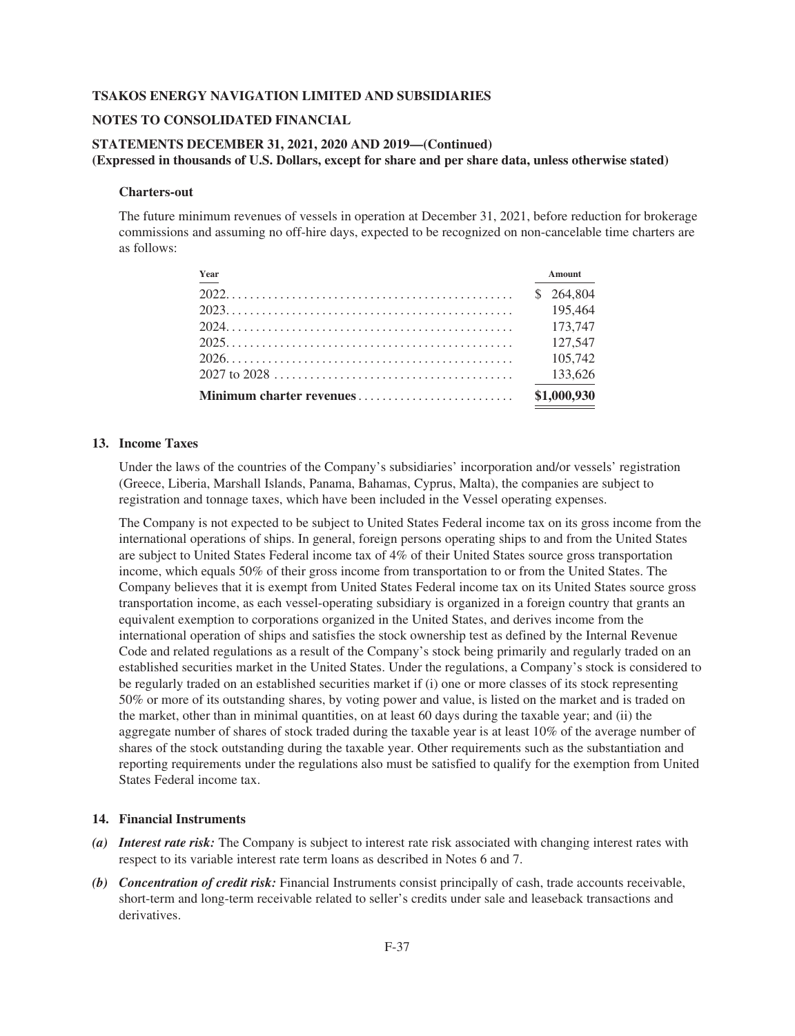#### Charters-out

The future minimum revenues of vessels in operation at December 31, 2021, before reduction for brokerage commissions and assuming no off-hire days, expected to be recognized on non-cancelable time charters are as follows:

| Year | Amount |
|---|---|
| 2022 | $ 264,804 |
| 2023 | 195,464 |
| 2024 | 173,747 |
| 2025 | 127,547 |
| 2026 | 105,742 |
| 2027 to 2028 | 133,626 |
| **Minimum charter revenues** | **$1,000,930** |

### 13. Income Taxes

Under the laws of the countries of the Company's subsidiaries' incorporation and/or vessels' registration (Greece, Liberia, Marshall Islands, Panama, Bahamas, Cyprus, Malta), the companies are subject to registration and tonnage taxes, which have been included in the Vessel operating expenses.

The Company is not expected to be subject to United States Federal income tax on its gross income from the international operations of ships. In general, foreign persons operating ships to and from the United States are subject to United States Federal income tax of 4% of their United States source gross transportation income, which equals 50% of their gross income from transportation to or from the United States. The Company believes that it is exempt from United States Federal income tax on its United States source gross transportation income, as each vessel-operating subsidiary is organized in a foreign country that grants an equivalent exemption to corporations organized in the United States, and derives income from the international operation of ships and satisfies the stock ownership test as defined by the Internal Revenue Code and related regulations as a result of the Company's stock being primarily and regularly traded on an established securities market in the United States. Under the regulations, a Company's stock is considered to be regularly traded on an established securities market if (i) one or more classes of its stock representing 50% or more of its outstanding shares, by voting power and value, is listed on the market and is traded on the market, other than in minimal quantities, on at least 60 days during the taxable year; and (ii) the aggregate number of shares of stock traded during the taxable year is at least 10% of the average number of shares of the stock outstanding during the taxable year. Other requirements such as the substantiation and reporting requirements under the regulations also must be satisfied to qualify for the exemption from United States Federal income tax.

### 14. Financial Instruments

*(a)* ***Interest rate risk:*** The Company is subject to interest rate risk associated with changing interest rates with respect to its variable interest rate term loans as described in Notes 6 and 7.

*(b)* ***Concentration of credit risk:*** Financial Instruments consist principally of cash, trade accounts receivable, short-term and long-term receivable related to seller's credits under sale and leaseback transactions and derivatives.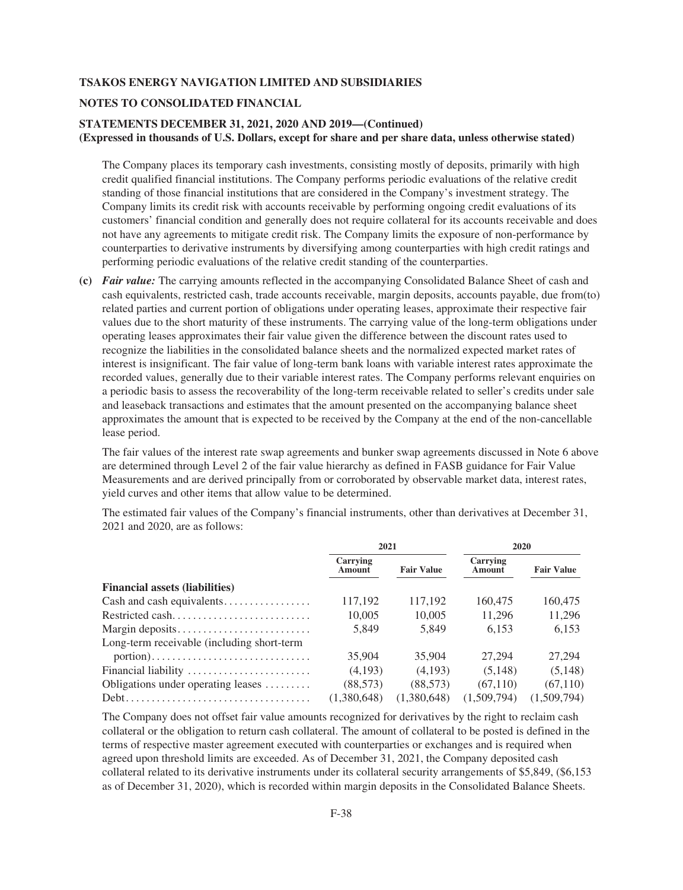The Company places its temporary cash investments, consisting mostly of deposits, primarily with high credit qualified financial institutions. The Company performs periodic evaluations of the relative credit standing of those financial institutions that are considered in the Company's investment strategy. The Company limits its credit risk with accounts receivable by performing ongoing credit evaluations of its customers' financial condition and generally does not require collateral for its accounts receivable and does not have any agreements to mitigate credit risk. The Company limits the exposure of non-performance by counterparties to derivative instruments by diversifying among counterparties with high credit ratings and performing periodic evaluations of the relative credit standing of the counterparties.

**(c)** ***Fair value:*** The carrying amounts reflected in the accompanying Consolidated Balance Sheet of cash and cash equivalents, restricted cash, trade accounts receivable, margin deposits, accounts payable, due from(to) related parties and current portion of obligations under operating leases, approximate their respective fair values due to the short maturity of these instruments. The carrying value of the long-term obligations under operating leases approximates their fair value given the difference between the discount rates used to recognize the liabilities in the consolidated balance sheets and the normalized expected market rates of interest is insignificant. The fair value of long-term bank loans with variable interest rates approximate the recorded values, generally due to their variable interest rates. The Company performs relevant enquiries on a periodic basis to assess the recoverability of the long-term receivable related to seller's credits under sale and leaseback transactions and estimates that the amount presented on the accompanying balance sheet approximates the amount that is expected to be received by the Company at the end of the non-cancellable lease period.

The fair values of the interest rate swap agreements and bunker swap agreements discussed in Note 6 above are determined through Level 2 of the fair value hierarchy as defined in FASB guidance for Fair Value Measurements and are derived principally from or corroborated by observable market data, interest rates, yield curves and other items that allow value to be determined.

The estimated fair values of the Company's financial instruments, other than derivatives at December 31, 2021 and 2020, are as follows:

| | 2021 | | 2020 | |
|---|---|---|---|---|
| | Carrying Amount | Fair Value | Carrying Amount | Fair Value |
| **Financial assets (liabilities)** | | | | |
| Cash and cash equivalents | 117,192 | 117,192 | 160,475 | 160,475 |
| Restricted cash | 10,005 | 10,005 | 11,296 | 11,296 |
| Margin deposits | 5,849 | 5,849 | 6,153 | 6,153 |
| Long-term receivable (including short-term portion) | 35,904 | 35,904 | 27,294 | 27,294 |
| Financial liability | (4,193) | (4,193) | (5,148) | (5,148) |
| Obligations under operating leases | (88,573) | (88,573) | (67,110) | (67,110) |
| Debt | (1,380,648) | (1,380,648) | (1,509,794) | (1,509,794) |

The Company does not offset fair value amounts recognized for derivatives by the right to reclaim cash collateral or the obligation to return cash collateral. The amount of collateral to be posted is defined in the terms of respective master agreement executed with counterparties or exchanges and is required when agreed upon threshold limits are exceeded. As of December 31, 2021, the Company deposited cash collateral related to its derivative instruments under its collateral security arrangements of $5,849, ($6,153 as of December 31, 2020), which is recorded within margin deposits in the Consolidated Balance Sheets.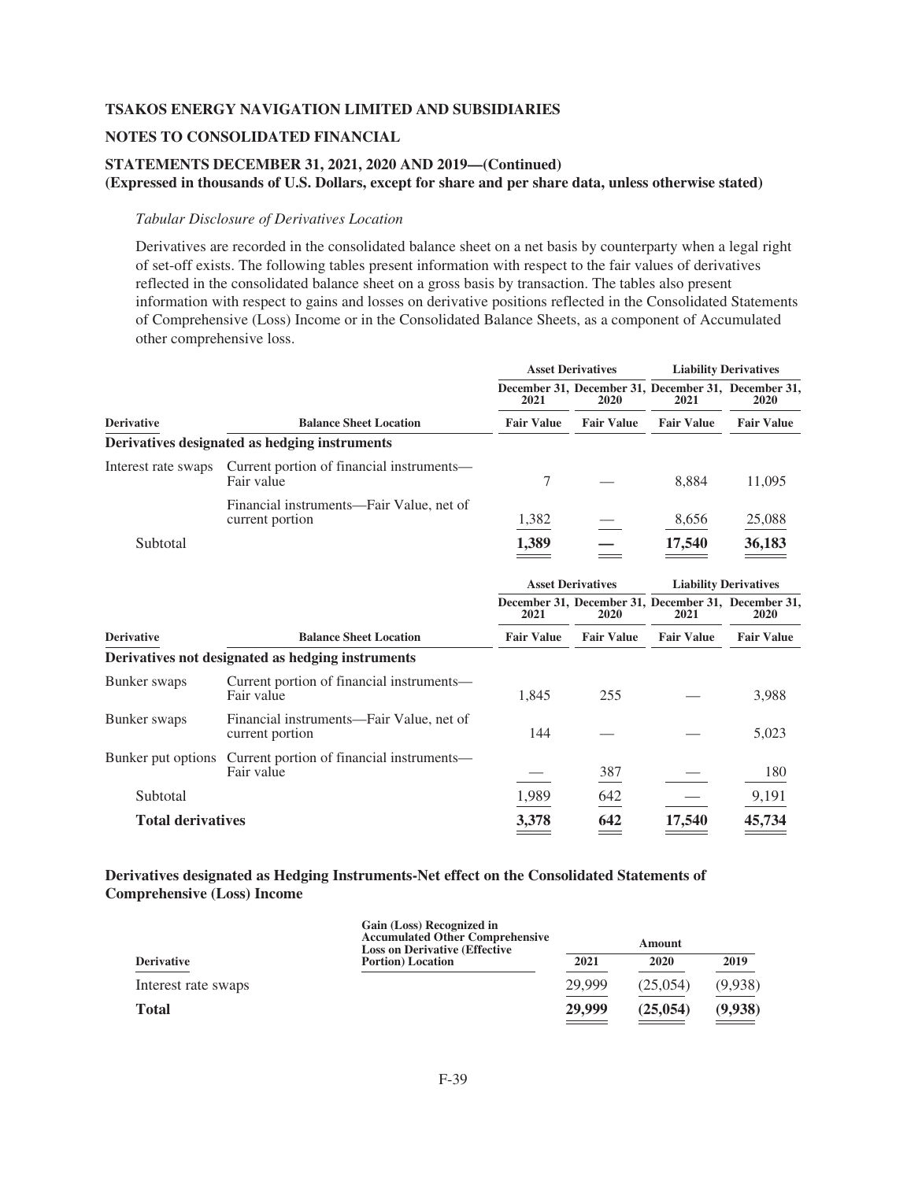**TSAKOS ENERGY NAVIGATION LIMITED AND SUBSIDIARIES**

**NOTES TO CONSOLIDATED FINANCIAL**

**STATEMENTS DECEMBER 31, 2021, 2020 AND 2019—(Continued)**
**(Expressed in thousands of U.S. Dollars, except for share and per share data, unless otherwise stated)**

*Tabular Disclosure of Derivatives Location*

Derivatives are recorded in the consolidated balance sheet on a net basis by counterparty when a legal right of set-off exists. The following tables present information with respect to the fair values of derivatives reflected in the consolidated balance sheet on a gross basis by transaction. The tables also present information with respect to gains and losses on derivative positions reflected in the Consolidated Statements of Comprehensive (Loss) Income or in the Consolidated Balance Sheets, as a component of Accumulated other comprehensive loss.

| | | Asset Derivatives | | Liability Derivatives | |
|---|---|---|---|---|---|
| | | December 31, 2021 | December 31, 2020 | December 31, 2021 | December 31, 2020 |
| **Derivative** | **Balance Sheet Location** | **Fair Value** | **Fair Value** | **Fair Value** | **Fair Value** |
| **Derivatives designated as hedging instruments** | | | | | |
| Interest rate swaps | Current portion of financial instruments—Fair value | 7 | — | 8,884 | 11,095 |
| | Financial instruments—Fair Value, net of current portion | 1,382 | — | 8,656 | 25,088 |
| Subtotal | | **1,389** | **—** | **17,540** | **36,183** |

| | | Asset Derivatives | | Liability Derivatives | |
|---|---|---|---|---|---|
| | | December 31, 2021 | December 31, 2020 | December 31, 2021 | December 31, 2020 |
| **Derivative** | **Balance Sheet Location** | **Fair Value** | **Fair Value** | **Fair Value** | **Fair Value** |
| **Derivatives not designated as hedging instruments** | | | | | |
| Bunker swaps | Current portion of financial instruments—Fair value | 1,845 | 255 | — | 3,988 |
| Bunker swaps | Financial instruments—Fair Value, net of current portion | 144 | — | — | 5,023 |
| Bunker put options | Current portion of financial instruments—Fair value | — | 387 | — | 180 |
| Subtotal | | 1,989 | 642 | — | 9,191 |
| **Total derivatives** | | **3,378** | **642** | **17,540** | **45,734** |

**Derivatives designated as Hedging Instruments-Net effect on the Consolidated Statements of Comprehensive (Loss) Income**

| Derivative | Gain (Loss) Recognized in Accumulated Other Comprehensive Loss on Derivative (Effective Portion) Location | Amount 2021 | Amount 2020 | Amount 2019 |
|---|---|---|---|---|
| Interest rate swaps | | 29,999 | (25,054) | (9,938) |
| **Total** | | **29,999** | **(25,054)** | **(9,938)** |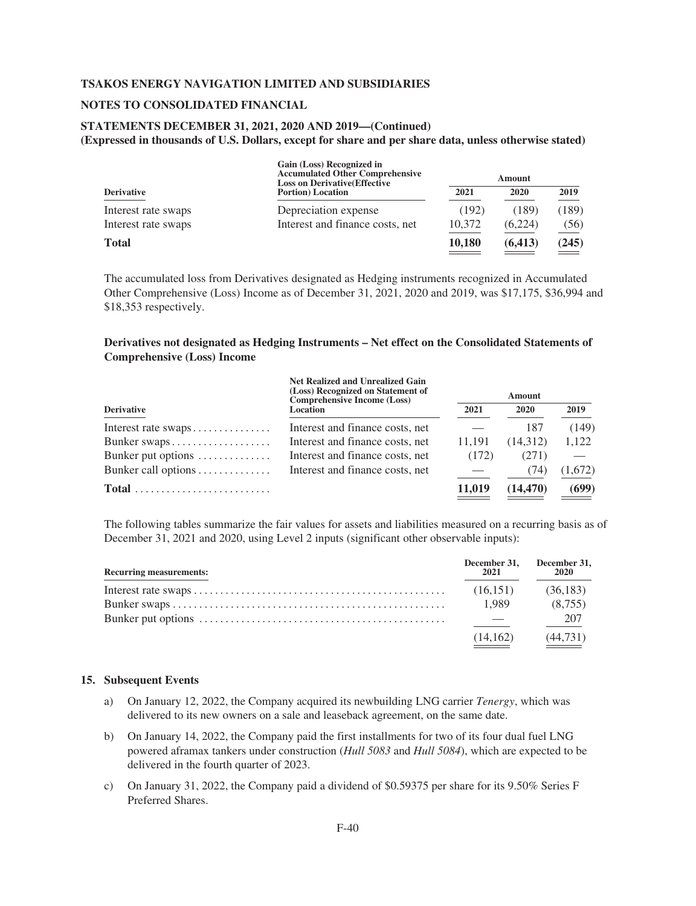| Derivative | Gain (Loss) Recognized in Accumulated Other Comprehensive Loss on Derivative(Effective Portion) Location | Amount | | |
|---|---|---|---|---|
| | | 2021 | 2020 | 2019 |
| Interest rate swaps | Depreciation expense | (192) | (189) | (189) |
| Interest rate swaps | Interest and finance costs, net | 10,372 | (6,224) | (56) |
| **Total** | | **10,180** | **(6,413)** | **(245)** |

The accumulated loss from Derivatives designated as Hedging instruments recognized in Accumulated Other Comprehensive (Loss) Income as of December 31, 2021, 2020 and 2019, was $17,175, $36,994 and $18,353 respectively.

**Derivatives not designated as Hedging Instruments – Net effect on the Consolidated Statements of Comprehensive (Loss) Income**

| Derivative | Net Realized and Unrealized Gain (Loss) Recognized on Statement of Comprehensive Income (Loss) Location | Amount | | |
|---|---|---|---|---|
| | | 2021 | 2020 | 2019 |
| Interest rate swaps | Interest and finance costs, net | — | 187 | (149) |
| Bunker swaps | Interest and finance costs, net | 11,191 | (14,312) | 1,122 |
| Bunker put options | Interest and finance costs, net | (172) | (271) | — |
| Bunker call options | Interest and finance costs, net | — | (74) | (1,672) |
| **Total** | | **11,019** | **(14,470)** | **(699)** |

The following tables summarize the fair values for assets and liabilities measured on a recurring basis as of December 31, 2021 and 2020, using Level 2 inputs (significant other observable inputs):

| Recurring measurements: | December 31, 2021 | December 31, 2020 |
|---|---|---|
| Interest rate swaps | (16,151) | (36,183) |
| Bunker swaps | 1,989 | (8,755) |
| Bunker put options | — | 207 |
| | (14,162) | (44,731) |

**15. Subsequent Events**

a) On January 12, 2022, the Company acquired its newbuilding LNG carrier *Tenergy*, which was delivered to its new owners on a sale and leaseback agreement, on the same date.

b) On January 14, 2022, the Company paid the first installments for two of its four dual fuel LNG powered aframax tankers under construction (*Hull 5083* and *Hull 5084*), which are expected to be delivered in the fourth quarter of 2023.

c) On January 31, 2022, the Company paid a dividend of $0.59375 per share for its 9.50% Series F Preferred Shares.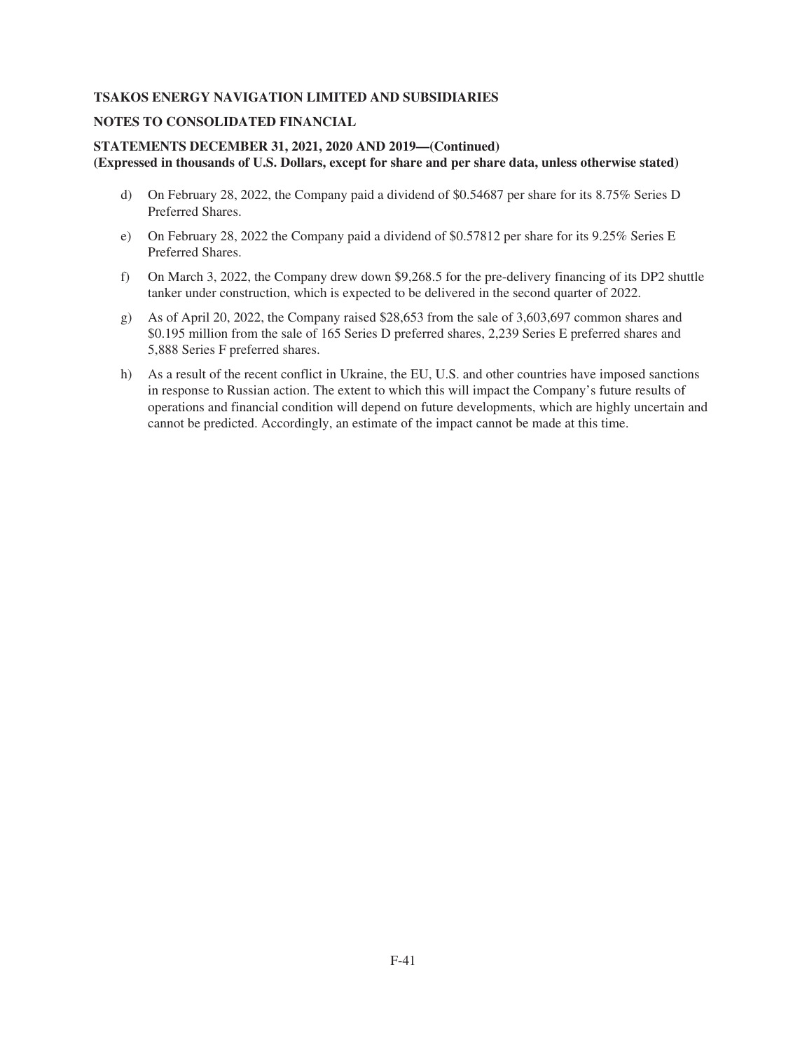d) On February 28, 2022, the Company paid a dividend of $0.54687 per share for its 8.75% Series D Preferred Shares.

e) On February 28, 2022 the Company paid a dividend of $0.57812 per share for its 9.25% Series E Preferred Shares.

f) On March 3, 2022, the Company drew down $9,268.5 for the pre-delivery financing of its DP2 shuttle tanker under construction, which is expected to be delivered in the second quarter of 2022.

g) As of April 20, 2022, the Company raised $28,653 from the sale of 3,603,697 common shares and $0.195 million from the sale of 165 Series D preferred shares, 2,239 Series E preferred shares and 5,888 Series F preferred shares.

h) As a result of the recent conflict in Ukraine, the EU, U.S. and other countries have imposed sanctions in response to Russian action. The extent to which this will impact the Company's future results of operations and financial condition will depend on future developments, which are highly uncertain and cannot be predicted. Accordingly, an estimate of the impact cannot be made at this time.